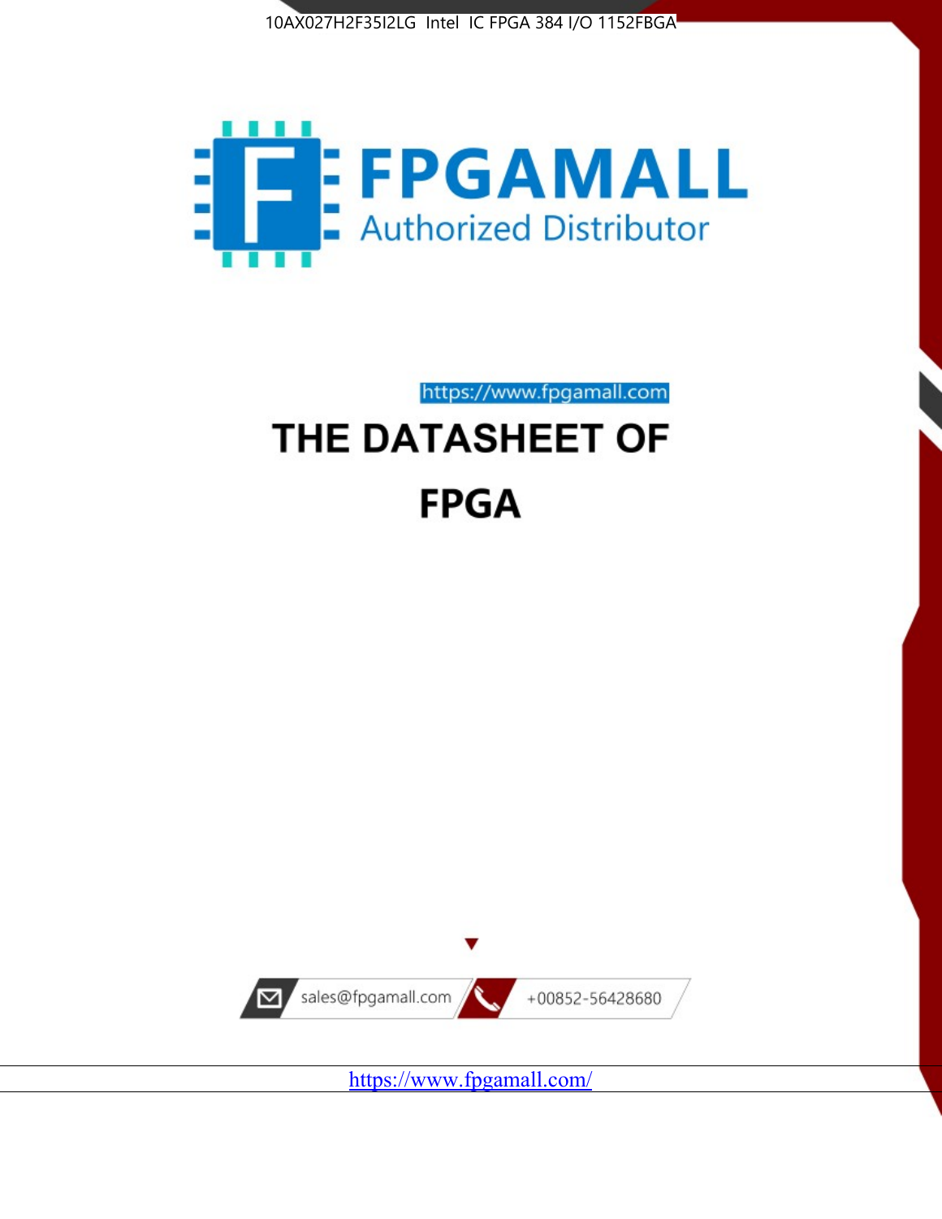10AX027H2F35I2LG Intel IC FPGA 384 I/O 1152FBGA

FPGAMALL

Authorized Distributor

https://www.fpgamall.com

# THE DATASHEET OF

# FPGA

sales@fpgamall.com

+00852-56428680

https://www.fpgamall.com/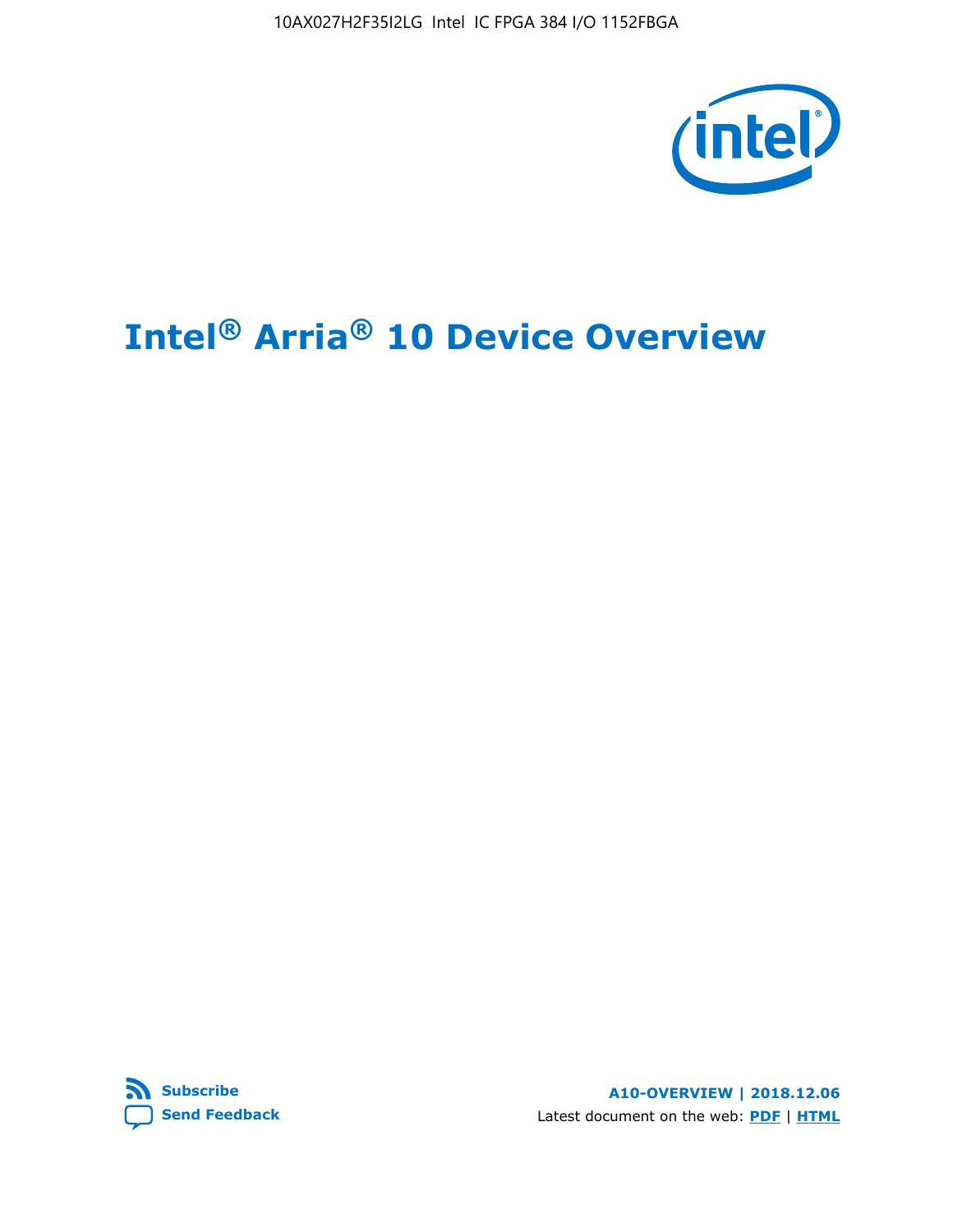# Intel® Arria® 10 Device Overview

**Subscribe**

**Send Feedback**

**A10-OVERVIEW | 2018.12.06**

Latest document on the web: **PDF** | **HTML**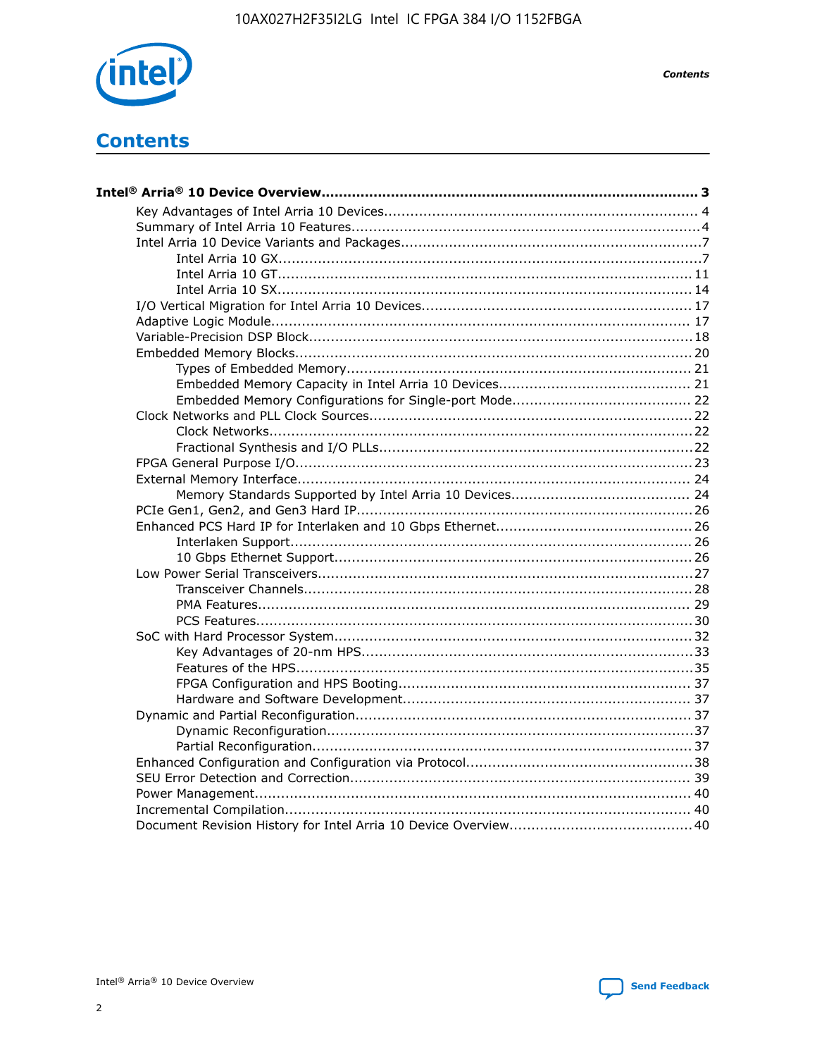# Contents

**Intel® Arria® 10 Device Overview....................................................................................... 3**

- Key Advantages of Intel Arria 10 Devices........................................................................ 4
- Summary of Intel Arria 10 Features................................................................................4
- Intel Arria 10 Device Variants and Packages.....................................................................7
    - Intel Arria 10 GX................................................................................................7
    - Intel Arria 10 GT.............................................................................................. 11
    - Intel Arria 10 SX.............................................................................................. 14
- I/O Vertical Migration for Intel Arria 10 Devices.............................................................. 17
- Adaptive Logic Module................................................................................................ 17
- Variable-Precision DSP Block........................................................................................18
- Embedded Memory Blocks........................................................................................... 20
    - Types of Embedded Memory.............................................................................. 21
    - Embedded Memory Capacity in Intel Arria 10 Devices............................................ 21
    - Embedded Memory Configurations for Single-port Mode......................................... 22
- Clock Networks and PLL Clock Sources.......................................................................... 22
    - Clock Networks.................................................................................................22
    - Fractional Synthesis and I/O PLLs........................................................................22
- FPGA General Purpose I/O.......................................................................................... 23
- External Memory Interface.......................................................................................... 24
    - Memory Standards Supported by Intel Arria 10 Devices......................................... 24
- PCIe Gen1, Gen2, and Gen3 Hard IP............................................................................. 26
- Enhanced PCS Hard IP for Interlaken and 10 Gbps Ethernet............................................. 26
    - Interlaken Support............................................................................................ 26
    - 10 Gbps Ethernet Support.................................................................................. 26
- Low Power Serial Transceivers......................................................................................27
    - Transceiver Channels.........................................................................................28
    - PMA Features................................................................................................... 29
    - PCS Features....................................................................................................30
- SoC with Hard Processor System.................................................................................. 32
    - Key Advantages of 20-nm HPS............................................................................33
    - Features of the HPS...........................................................................................35
    - FPGA Configuration and HPS Booting................................................................... 37
    - Hardware and Software Development.................................................................. 37
- Dynamic and Partial Reconfiguration............................................................................. 37
    - Dynamic Reconfiguration....................................................................................37
    - Partial Reconfiguration.......................................................................................37
- Enhanced Configuration and Configuration via Protocol....................................................38
- SEU Error Detection and Correction.............................................................................. 39
- Power Management.................................................................................................... 40
- Incremental Compilation............................................................................................. 40
- Document Revision History for Intel Arria 10 Device Overview.......................................... 40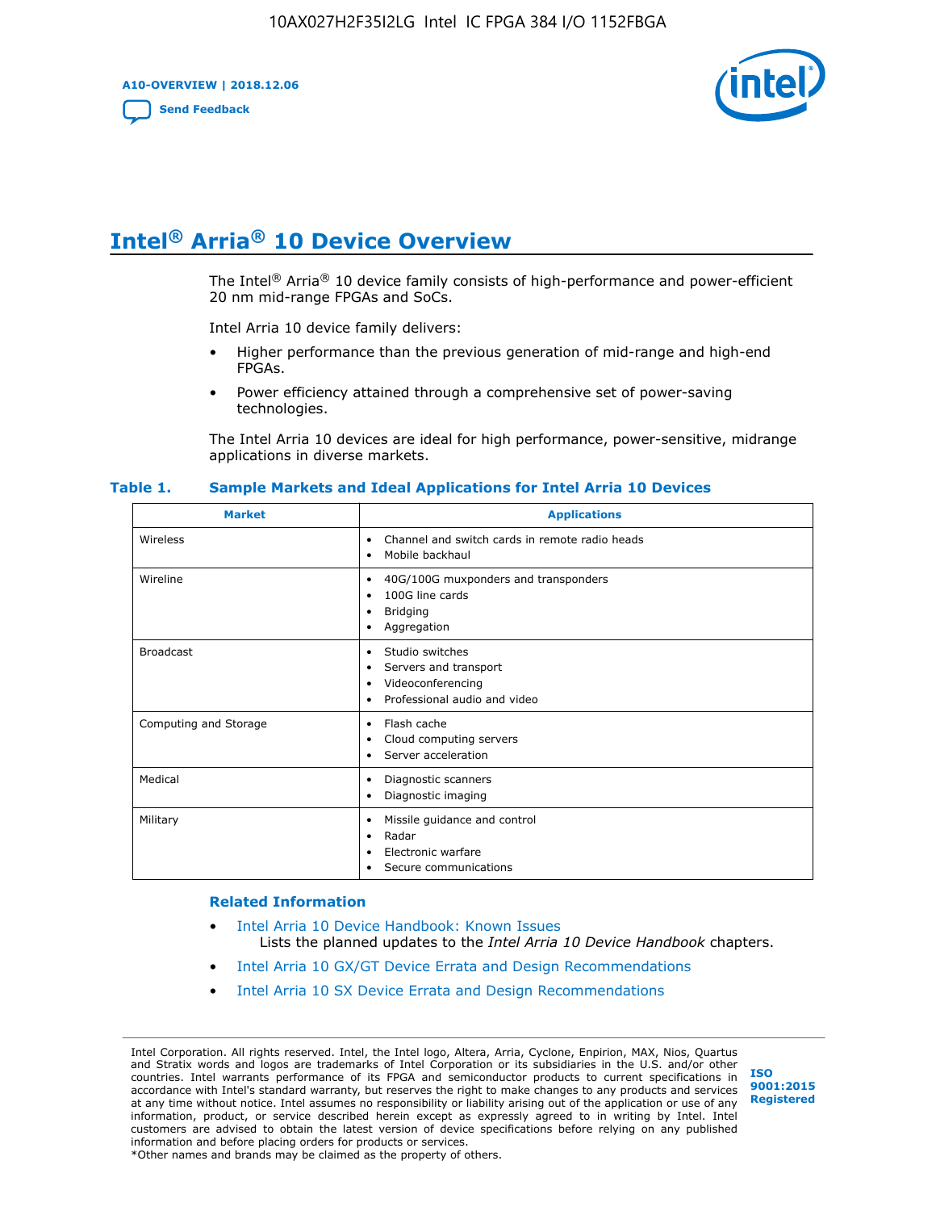# Intel® Arria® 10 Device Overview

The Intel® Arria® 10 device family consists of high-performance and power-efficient 20 nm mid-range FPGAs and SoCs.

Intel Arria 10 device family delivers:

- Higher performance than the previous generation of mid-range and high-end FPGAs.
- Power efficiency attained through a comprehensive set of power-saving technologies.

The Intel Arria 10 devices are ideal for high performance, power-sensitive, midrange applications in diverse markets.

**Table 1. Sample Markets and Ideal Applications for Intel Arria 10 Devices**

| Market | Applications |
|---|---|
| Wireless | • Channel and switch cards in remote radio heads<br>• Mobile backhaul |
| Wireline | • 40G/100G muxponders and transponders<br>• 100G line cards<br>• Bridging<br>• Aggregation |
| Broadcast | • Studio switches<br>• Servers and transport<br>• Videoconferencing<br>• Professional audio and video |
| Computing and Storage | • Flash cache<br>• Cloud computing servers<br>• Server acceleration |
| Medical | • Diagnostic scanners<br>• Diagnostic imaging |
| Military | • Missile guidance and control<br>• Radar<br>• Electronic warfare<br>• Secure communications |

**Related Information**

- Intel Arria 10 Device Handbook: Known Issues
  Lists the planned updates to the *Intel Arria 10 Device Handbook* chapters.
- Intel Arria 10 GX/GT Device Errata and Design Recommendations
- Intel Arria 10 SX Device Errata and Design Recommendations

Intel Corporation. All rights reserved. Intel, the Intel logo, Altera, Arria, Cyclone, Enpirion, MAX, Nios, Quartus and Stratix words and logos are trademarks of Intel Corporation or its subsidiaries in the U.S. and/or other countries. Intel warrants performance of its FPGA and semiconductor products to current specifications in accordance with Intel's standard warranty, but reserves the right to make changes to any products and services at any time without notice. Intel assumes no responsibility or liability arising out of the application or use of any information, product, or service described herein except as expressly agreed to in writing by Intel. Intel customers are advised to obtain the latest version of device specifications before relying on any published information and before placing orders for products or services.
*Other names and brands may be claimed as the property of others.

ISO 9001:2015 Registered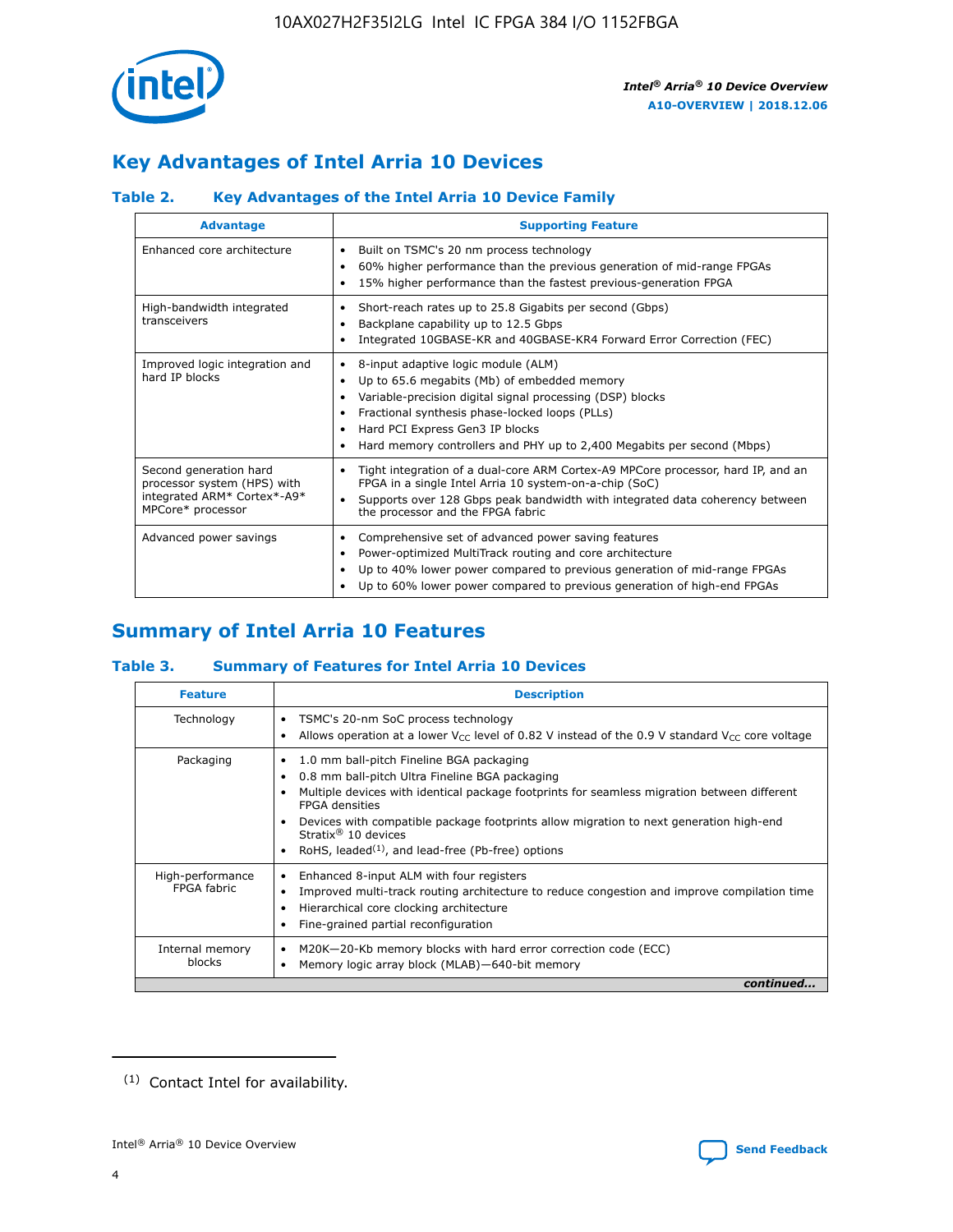## Key Advantages of Intel Arria 10 Devices

### Table 2. Key Advantages of the Intel Arria 10 Device Family

| Advantage | Supporting Feature |
|---|---|
| Enhanced core architecture | • Built on TSMC's 20 nm process technology<br>• 60% higher performance than the previous generation of mid-range FPGAs<br>• 15% higher performance than the fastest previous-generation FPGA |
| High-bandwidth integrated transceivers | • Short-reach rates up to 25.8 Gigabits per second (Gbps)<br>• Backplane capability up to 12.5 Gbps<br>• Integrated 10GBASE-KR and 40GBASE-KR4 Forward Error Correction (FEC) |
| Improved logic integration and hard IP blocks | • 8-input adaptive logic module (ALM)<br>• Up to 65.6 megabits (Mb) of embedded memory<br>• Variable-precision digital signal processing (DSP) blocks<br>• Fractional synthesis phase-locked loops (PLLs)<br>• Hard PCI Express Gen3 IP blocks<br>• Hard memory controllers and PHY up to 2,400 Megabits per second (Mbps) |
| Second generation hard processor system (HPS) with integrated ARM* Cortex*-A9* MPCore* processor | • Tight integration of a dual-core ARM Cortex-A9 MPCore processor, hard IP, and an FPGA in a single Intel Arria 10 system-on-a-chip (SoC)<br>• Supports over 128 Gbps peak bandwidth with integrated data coherency between the processor and the FPGA fabric |
| Advanced power savings | • Comprehensive set of advanced power saving features<br>• Power-optimized MultiTrack routing and core architecture<br>• Up to 40% lower power compared to previous generation of mid-range FPGAs<br>• Up to 60% lower power compared to previous generation of high-end FPGAs |

## Summary of Intel Arria 10 Features

### Table 3. Summary of Features for Intel Arria 10 Devices

| Feature | Description |
|---|---|
| Technology | • TSMC's 20-nm SoC process technology<br>• Allows operation at a lower $V_{CC}$ level of 0.82 V instead of the 0.9 V standard $V_{CC}$ core voltage |
| Packaging | • 1.0 mm ball-pitch Fineline BGA packaging<br>• 0.8 mm ball-pitch Ultra Fineline BGA packaging<br>• Multiple devices with identical package footprints for seamless migration between different FPGA densities<br>• Devices with compatible package footprints allow migration to next generation high-end Stratix® 10 devices<br>• RoHS, leaded[(1)], and lead-free (Pb-free) options |
| High-performance FPGA fabric | • Enhanced 8-input ALM with four registers<br>• Improved multi-track routing architecture to reduce congestion and improve compilation time<br>• Hierarchical core clocking architecture<br>• Fine-grained partial reconfiguration |
| Internal memory blocks | • M20K—20-Kb memory blocks with hard error correction code (ECC)<br>• Memory logic array block (MLAB)—640-bit memory |

*continued...*

(1) Contact Intel for availability.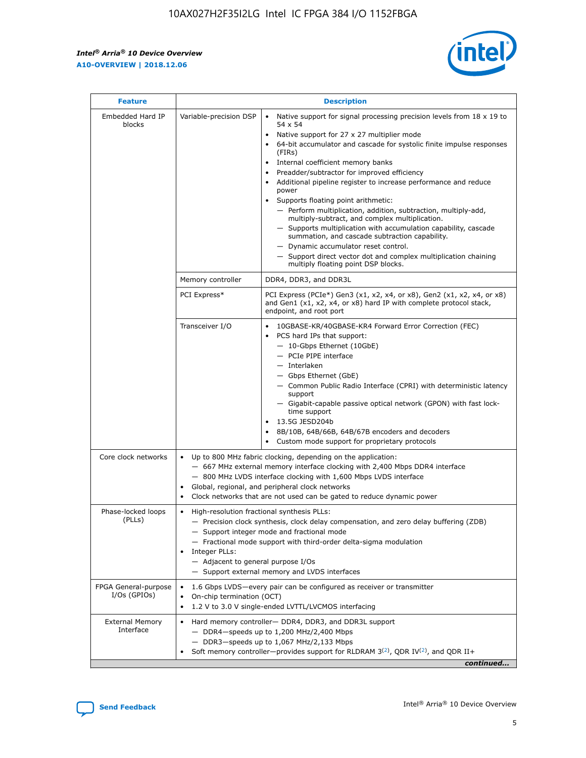| Feature | Description | |
|---|---|---|
| Embedded Hard IP blocks | Variable-precision DSP | • Native support for signal processing precision levels from 18 x 19 to 54 x 54<br>• Native support for 27 x 27 multiplier mode<br>• 64-bit accumulator and cascade for systolic finite impulse responses (FIRs)<br>• Internal coefficient memory banks<br>• Preadder/subtractor for improved efficiency<br>• Additional pipeline register to increase performance and reduce power<br>• Supports floating point arithmetic:<br>— Perform multiplication, addition, subtraction, multiply-add, multiply-subtract, and complex multiplication.<br>— Supports multiplication with accumulation capability, cascade summation, and cascade subtraction capability.<br>— Dynamic accumulator reset control.<br>— Support direct vector dot and complex multiplication chaining multiply floating point DSP blocks. |
| | Memory controller | DDR4, DDR3, and DDR3L |
| | PCI Express* | PCI Express (PCIe*) Gen3 (x1, x2, x4, or x8), Gen2 (x1, x2, x4, or x8) and Gen1 (x1, x2, x4, or x8) hard IP with complete protocol stack, endpoint, and root port |
| | Transceiver I/O | • 10GBASE-KR/40GBASE-KR4 Forward Error Correction (FEC)<br>• PCS hard IPs that support:<br>— 10-Gbps Ethernet (10GbE)<br>— PCIe PIPE interface<br>— Interlaken<br>— Gbps Ethernet (GbE)<br>— Common Public Radio Interface (CPRI) with deterministic latency support<br>— Gigabit-capable passive optical network (GPON) with fast lock-time support<br>• 13.5G JESD204b<br>• 8B/10B, 64B/66B, 64B/67B encoders and decoders<br>• Custom mode support for proprietary protocols |
| Core clock networks | • Up to 800 MHz fabric clocking, depending on the application:<br>— 667 MHz external memory interface clocking with 2,400 Mbps DDR4 interface<br>— 800 MHz LVDS interface clocking with 1,600 Mbps LVDS interface<br>• Global, regional, and peripheral clock networks<br>• Clock networks that are not used can be gated to reduce dynamic power | |
| Phase-locked loops (PLLs) | • High-resolution fractional synthesis PLLs:<br>— Precision clock synthesis, clock delay compensation, and zero delay buffering (ZDB)<br>— Support integer mode and fractional mode<br>— Fractional mode support with third-order delta-sigma modulation<br>• Integer PLLs:<br>— Adjacent to general purpose I/Os<br>— Support external memory and LVDS interfaces | |
| FPGA General-purpose I/Os (GPIOs) | • 1.6 Gbps LVDS—every pair can be configured as receiver or transmitter<br>• On-chip termination (OCT)<br>• 1.2 V to 3.0 V single-ended LVTTL/LVCMOS interfacing | |
| External Memory Interface | • Hard memory controller— DDR4, DDR3, and DDR3L support<br>— DDR4—speeds up to 1,200 MHz/2,400 Mbps<br>— DDR3—speeds up to 1,067 MHz/2,133 Mbps<br>• Soft memory controller—provides support for RLDRAM 3[(2)], QDR IV[(2)], and QDR II+ | |

*continued...*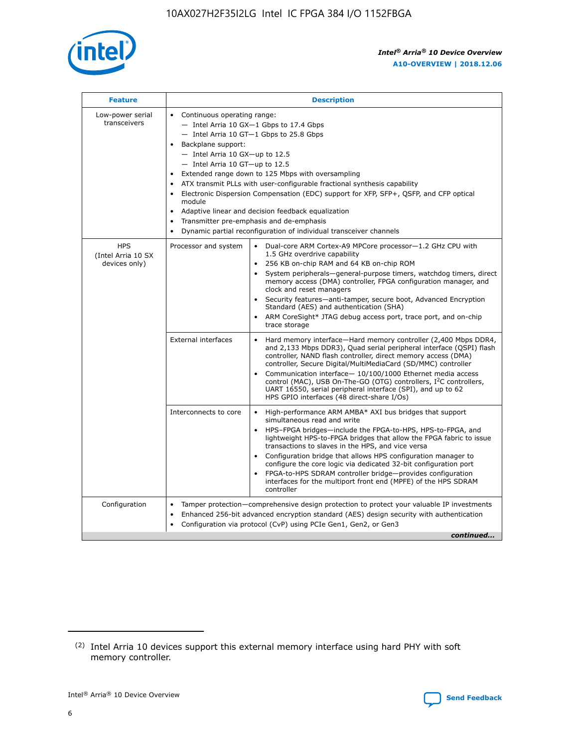| Feature | Description | |
|---|---|---|
| Low-power serial transceivers | • Continuous operating range:<br>— Intel Arria 10 GX—1 Gbps to 17.4 Gbps<br>— Intel Arria 10 GT—1 Gbps to 25.8 Gbps<br>• Backplane support:<br>— Intel Arria 10 GX—up to 12.5<br>— Intel Arria 10 GT—up to 12.5<br>• Extended range down to 125 Mbps with oversampling<br>• ATX transmit PLLs with user-configurable fractional synthesis capability<br>• Electronic Dispersion Compensation (EDC) support for XFP, SFP+, QSFP, and CFP optical module<br>• Adaptive linear and decision feedback equalization<br>• Transmitter pre-emphasis and de-emphasis<br>• Dynamic partial reconfiguration of individual transceiver channels | |
| HPS (Intel Arria 10 SX devices only) | Processor and system | • Dual-core ARM Cortex-A9 MPCore processor—1.2 GHz CPU with 1.5 GHz overdrive capability<br>• 256 KB on-chip RAM and 64 KB on-chip ROM<br>• System peripherals—general-purpose timers, watchdog timers, direct memory access (DMA) controller, FPGA configuration manager, and clock and reset managers<br>• Security features—anti-tamper, secure boot, Advanced Encryption Standard (AES) and authentication (SHA)<br>• ARM CoreSight* JTAG debug access port, trace port, and on-chip trace storage |
| | External interfaces | • Hard memory interface—Hard memory controller (2,400 Mbps DDR4, and 2,133 Mbps DDR3), Quad serial peripheral interface (QSPI) flash controller, NAND flash controller, direct memory access (DMA) controller, Secure Digital/MultiMediaCard (SD/MMC) controller<br>• Communication interface— 10/100/1000 Ethernet media access control (MAC), USB On-The-GO (OTG) controllers, I²C controllers, UART 16550, serial peripheral interface (SPI), and up to 62 HPS GPIO interfaces (48 direct-share I/Os) |
| | Interconnects to core | • High-performance ARM AMBA* AXI bus bridges that support simultaneous read and write<br>• HPS–FPGA bridges—include the FPGA-to-HPS, HPS-to-FPGA, and lightweight HPS-to-FPGA bridges that allow the FPGA fabric to issue transactions to slaves in the HPS, and vice versa<br>• Configuration bridge that allows HPS configuration manager to configure the core logic via dedicated 32-bit configuration port<br>• FPGA-to-HPS SDRAM controller bridge—provides configuration interfaces for the multiport front end (MPFE) of the HPS SDRAM controller |
| Configuration | • Tamper protection—comprehensive design protection to protect your valuable IP investments<br>• Enhanced 256-bit advanced encryption standard (AES) design security with authentication<br>• Configuration via protocol (CvP) using PCIe Gen1, Gen2, or Gen3 | |

*continued...*

(2) Intel Arria 10 devices support this external memory interface using hard PHY with soft memory controller.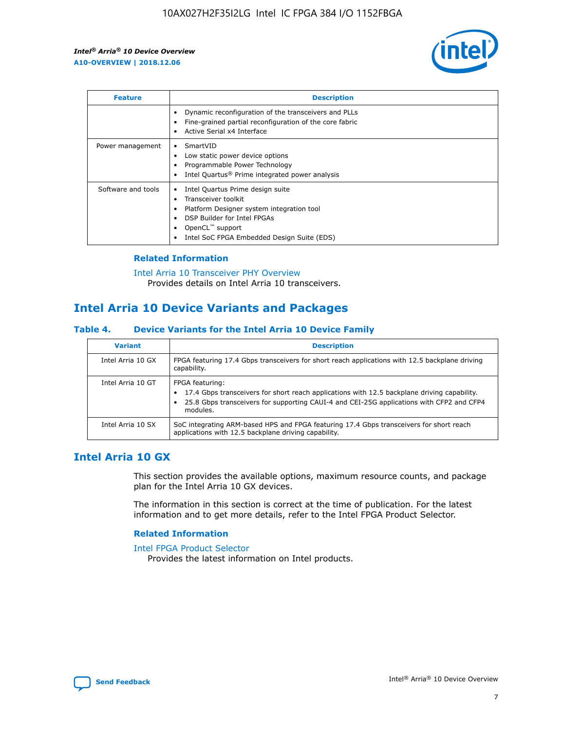| Feature | Description |
| --- | --- |
| | • Dynamic reconfiguration of the transceivers and PLLs<br>• Fine-grained partial reconfiguration of the core fabric<br>• Active Serial x4 Interface |
| Power management | • SmartVID<br>• Low static power device options<br>• Programmable Power Technology<br>• Intel Quartus® Prime integrated power analysis |
| Software and tools | • Intel Quartus Prime design suite<br>• Transceiver toolkit<br>• Platform Designer system integration tool<br>• DSP Builder for Intel FPGAs<br>• OpenCL™ support<br>• Intel SoC FPGA Embedded Design Suite (EDS) |

### Related Information

Intel Arria 10 Transceiver PHY Overview
Provides details on Intel Arria 10 transceivers.

## Intel Arria 10 Device Variants and Packages

### Table 4. Device Variants for the Intel Arria 10 Device Family

| Variant | Description |
| --- | --- |
| Intel Arria 10 GX | FPGA featuring 17.4 Gbps transceivers for short reach applications with 12.5 backplane driving capability. |
| Intel Arria 10 GT | FPGA featuring:<br>• 17.4 Gbps transceivers for short reach applications with 12.5 backplane driving capability.<br>• 25.8 Gbps transceivers for supporting CAUI-4 and CEI-25G applications with CFP2 and CFP4 modules. |
| Intel Arria 10 SX | SoC integrating ARM-based HPS and FPGA featuring 17.4 Gbps transceivers for short reach applications with 12.5 backplane driving capability. |

## Intel Arria 10 GX

This section provides the available options, maximum resource counts, and package plan for the Intel Arria 10 GX devices.

The information in this section is correct at the time of publication. For the latest information and to get more details, refer to the Intel FPGA Product Selector.

### Related Information

Intel FPGA Product Selector
Provides the latest information on Intel products.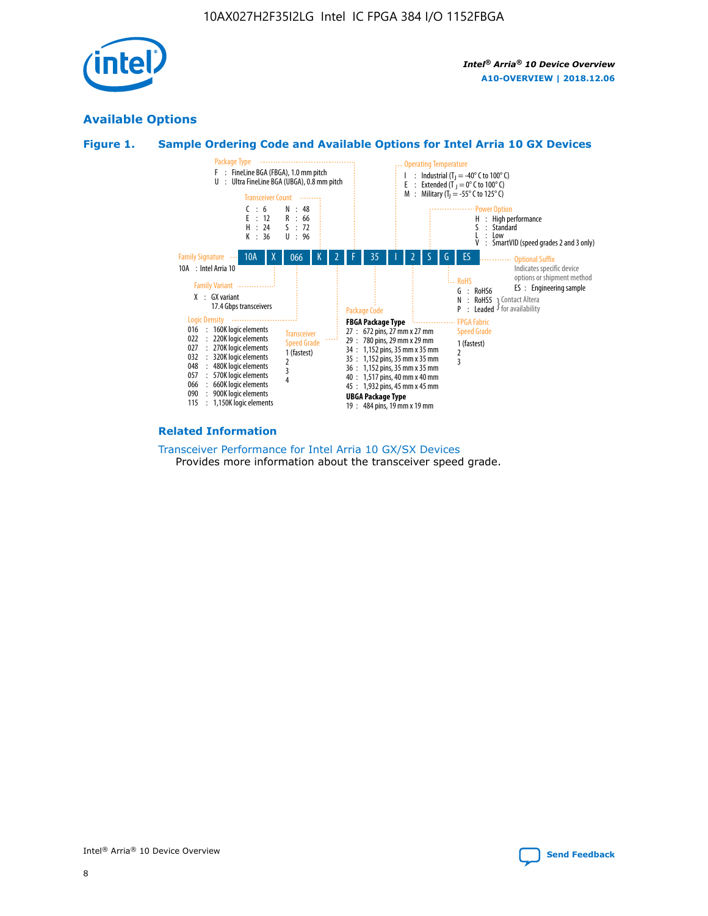## Available Options

### Figure 1. Sample Ordering Code and Available Options for Intel Arria 10 GX Devices

**Sample ordering code:** 10A X 066 K 2 F 35 I 2 S G ES

**Family Signature**
- 10A : Intel Arria 10

**Family Variant**
- X : GX variant, 17.4 Gbps transceivers

**Logic Density**
- 016 : 160K logic elements
- 022 : 220K logic elements
- 027 : 270K logic elements
- 032 : 320K logic elements
- 048 : 480K logic elements
- 057 : 570K logic elements
- 066 : 660K logic elements
- 090 : 900K logic elements
- 115 : 1,150K logic elements

**Transceiver Count**
- C : 6
- E : 12
- H : 24
- K : 36
- N : 48
- R : 66
- S : 72
- U : 96

**Transceiver Speed Grade**
- 1 (fastest)
- 2
- 3
- 4

**Package Type**
- F : FineLine BGA (FBGA), 1.0 mm pitch
- U : Ultra FineLine BGA (UBGA), 0.8 mm pitch

**Package Code**

FBGA Package Type
- 27 : 672 pins, 27 mm x 27 mm
- 29 : 780 pins, 29 mm x 29 mm
- 34 : 1,152 pins, 35 mm x 35 mm
- 35 : 1,152 pins, 35 mm x 35 mm
- 36 : 1,152 pins, 35 mm x 35 mm
- 40 : 1,517 pins, 40 mm x 40 mm
- 45 : 1,932 pins, 45 mm x 45 mm

UBGA Package Type
- 19 : 484 pins, 19 mm x 19 mm

**Operating Temperature**
- I : Industrial ($T_J$ = -40° C to 100° C)
- E : Extended ($T_J$ = 0° C to 100° C)
- M : Military ($T_J$ = -55° C to 125° C)

**FPGA Fabric Speed Grade**
- 1 (fastest)
- 2
- 3

**Power Option**
- H : High performance
- S : Standard
- L : Low
- V : SmartVID (speed grades 2 and 3 only)

**RoHS**
- G : RoHS6
- N : RoHS5 (Contact Altera for availability)
- P : Leaded (Contact Altera for availability)

**Optional Suffix**

Indicates specific device options or shipment method
- ES : Engineering sample

### Related Information

Transceiver Performance for Intel Arria 10 GX/SX Devices
Provides more information about the transceiver speed grade.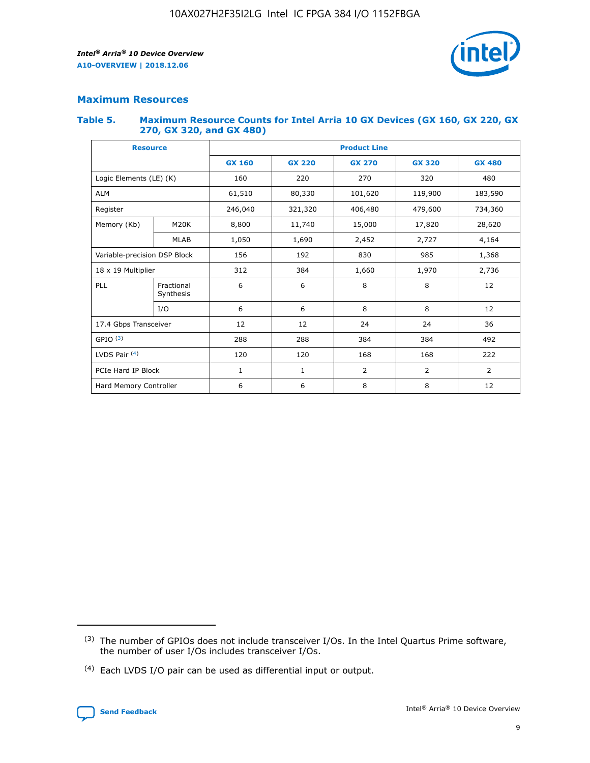## Maximum Resources

### Table 5. Maximum Resource Counts for Intel Arria 10 GX Devices (GX 160, GX 220, GX 270, GX 320, and GX 480)

| Resource | | Product Line | | | | |
|---|---|---|---|---|---|---|
| | | GX 160 | GX 220 | GX 270 | GX 320 | GX 480 |
| Logic Elements (LE) (K) | | 160 | 220 | 270 | 320 | 480 |
| ALM | | 61,510 | 80,330 | 101,620 | 119,900 | 183,590 |
| Register | | 246,040 | 321,320 | 406,480 | 479,600 | 734,360 |
| Memory (Kb) | M20K | 8,800 | 11,740 | 15,000 | 17,820 | 28,620 |
| | MLAB | 1,050 | 1,690 | 2,452 | 2,727 | 4,164 |
| Variable-precision DSP Block | | 156 | 192 | 830 | 985 | 1,368 |
| 18 x 19 Multiplier | | 312 | 384 | 1,660 | 1,970 | 2,736 |
| PLL | Fractional Synthesis | 6 | 6 | 8 | 8 | 12 |
| | I/O | 6 | 6 | 8 | 8 | 12 |
| 17.4 Gbps Transceiver | | 12 | 12 | 24 | 24 | 36 |
| GPIO [3] | | 288 | 288 | 384 | 384 | 492 |
| LVDS Pair [4] | | 120 | 120 | 168 | 168 | 222 |
| PCIe Hard IP Block | | 1 | 1 | 2 | 2 | 2 |
| Hard Memory Controller | | 6 | 6 | 8 | 8 | 12 |

[3] The number of GPIOs does not include transceiver I/Os. In the Intel Quartus Prime software, the number of user I/Os includes transceiver I/Os.

[4] Each LVDS I/O pair can be used as differential input or output.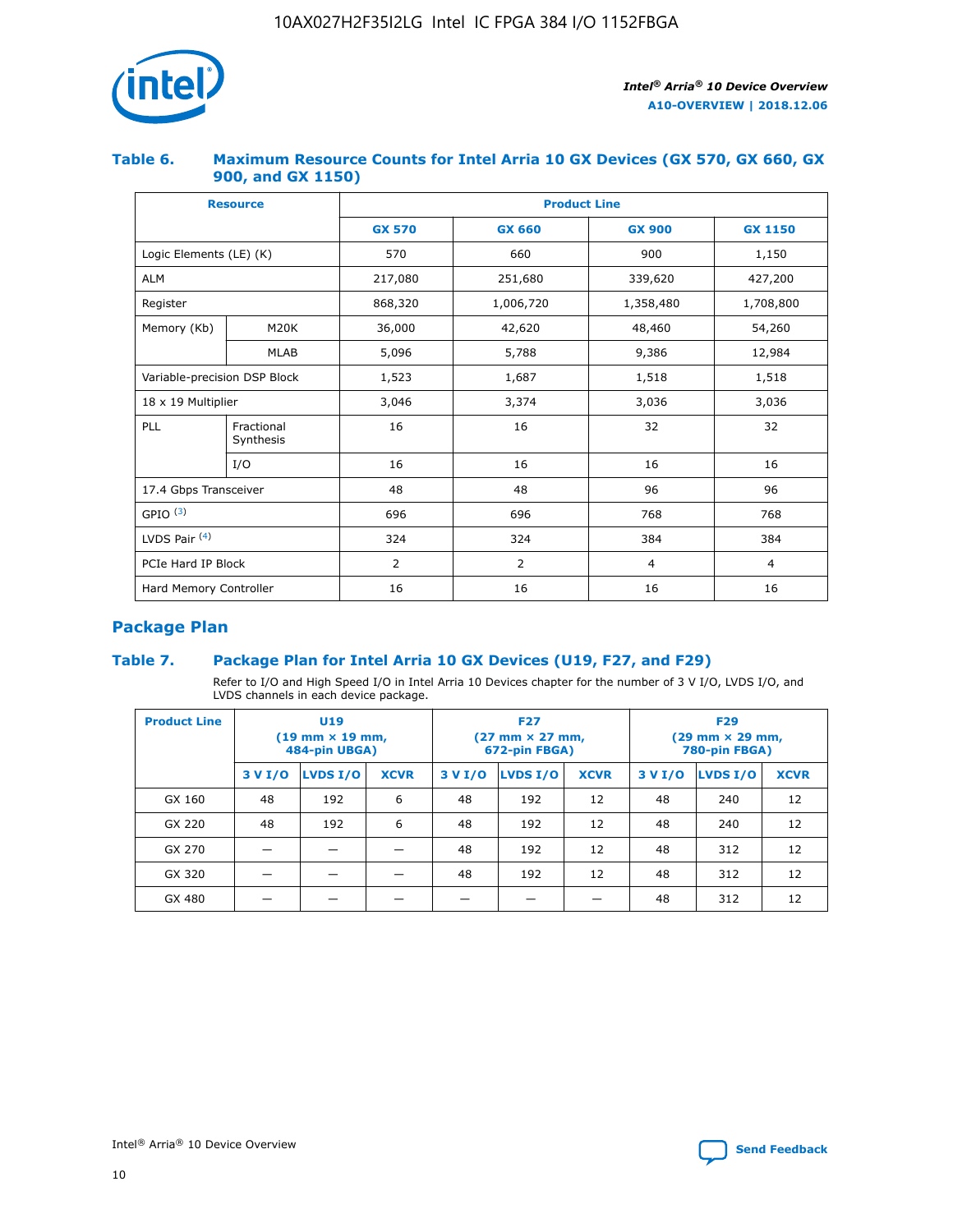### Table 6. Maximum Resource Counts for Intel Arria 10 GX Devices (GX 570, GX 660, GX 900, and GX 1150)

| Resource | | Product Line | | | |
|---|---|---|---|---|---|
| | | GX 570 | GX 660 | GX 900 | GX 1150 |
| Logic Elements (LE) (K) | | 570 | 660 | 900 | 1,150 |
| ALM | | 217,080 | 251,680 | 339,620 | 427,200 |
| Register | | 868,320 | 1,006,720 | 1,358,480 | 1,708,800 |
| Memory (Kb) | M20K | 36,000 | 42,620 | 48,460 | 54,260 |
| | MLAB | 5,096 | 5,788 | 9,386 | 12,984 |
| Variable-precision DSP Block | | 1,523 | 1,687 | 1,518 | 1,518 |
| 18 x 19 Multiplier | | 3,046 | 3,374 | 3,036 | 3,036 |
| PLL | Fractional Synthesis | 16 | 16 | 32 | 32 |
| | I/O | 16 | 16 | 16 | 16 |
| 17.4 Gbps Transceiver | | 48 | 48 | 96 | 96 |
| GPIO [3] | | 696 | 696 | 768 | 768 |
| LVDS Pair [4] | | 324 | 324 | 384 | 384 |
| PCIe Hard IP Block | | 2 | 2 | 4 | 4 |
| Hard Memory Controller | | 16 | 16 | 16 | 16 |

## Package Plan

### Table 7. Package Plan for Intel Arria 10 GX Devices (U19, F27, and F29)

Refer to I/O and High Speed I/O in Intel Arria 10 Devices chapter for the number of 3 V I/O, LVDS I/O, and LVDS channels in each device package.

| Product Line | U19 (19 mm × 19 mm, 484-pin UBGA) | | | F27 (27 mm × 27 mm, 672-pin FBGA) | | | F29 (29 mm × 29 mm, 780-pin FBGA) | | |
|---|---|---|---|---|---|---|---|---|---|
| | 3 V I/O | LVDS I/O | XCVR | 3 V I/O | LVDS I/O | XCVR | 3 V I/O | LVDS I/O | XCVR |
| GX 160 | 48 | 192 | 6 | 48 | 192 | 12 | 48 | 240 | 12 |
| GX 220 | 48 | 192 | 6 | 48 | 192 | 12 | 48 | 240 | 12 |
| GX 270 | — | — | — | 48 | 192 | 12 | 48 | 312 | 12 |
| GX 320 | — | — | — | 48 | 192 | 12 | 48 | 312 | 12 |
| GX 480 | — | — | — | — | — | — | 48 | 312 | 12 |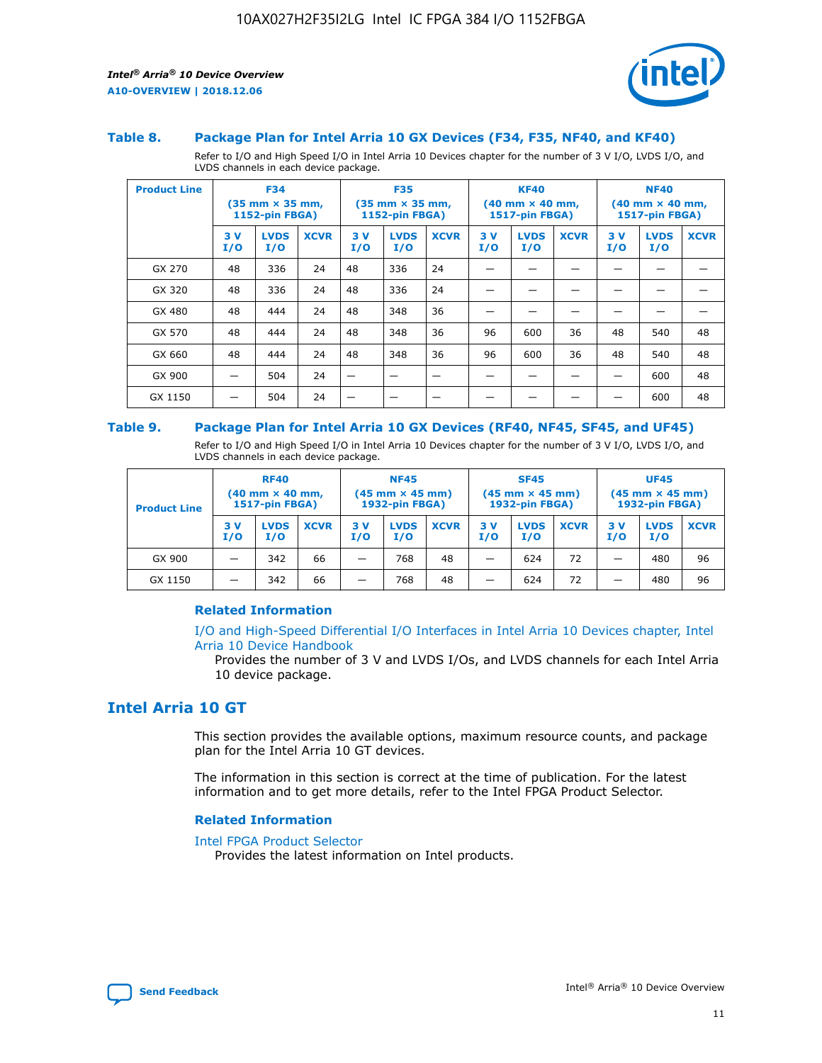### Table 8. Package Plan for Intel Arria 10 GX Devices (F34, F35, NF40, and KF40)

Refer to I/O and High Speed I/O in Intel Arria 10 Devices chapter for the number of 3 V I/O, LVDS I/O, and LVDS channels in each device package.

| Product Line | F34 (35 mm × 35 mm, 1152-pin FBGA) | | | F35 (35 mm × 35 mm, 1152-pin FBGA) | | | KF40 (40 mm × 40 mm, 1517-pin FBGA) | | | NF40 (40 mm × 40 mm, 1517-pin FBGA) | | |
|---|---|---|---|---|---|---|---|---|---|---|---|---|
| | 3 V I/O | LVDS I/O | XCVR | 3 V I/O | LVDS I/O | XCVR | 3 V I/O | LVDS I/O | XCVR | 3 V I/O | LVDS I/O | XCVR |
| GX 270 | 48 | 336 | 24 | 48 | 336 | 24 | — | — | — | — | — | — |
| GX 320 | 48 | 336 | 24 | 48 | 336 | 24 | — | — | — | — | — | — |
| GX 480 | 48 | 444 | 24 | 48 | 348 | 36 | — | — | — | — | — | — |
| GX 570 | 48 | 444 | 24 | 48 | 348 | 36 | 96 | 600 | 36 | 48 | 540 | 48 |
| GX 660 | 48 | 444 | 24 | 48 | 348 | 36 | 96 | 600 | 36 | 48 | 540 | 48 |
| GX 900 | — | 504 | 24 | — | — | — | — | — | — | — | 600 | 48 |
| GX 1150 | — | 504 | 24 | — | — | — | — | — | — | — | 600 | 48 |

### Table 9. Package Plan for Intel Arria 10 GX Devices (RF40, NF45, SF45, and UF45)

Refer to I/O and High Speed I/O in Intel Arria 10 Devices chapter for the number of 3 V I/O, LVDS I/O, and LVDS channels in each device package.

| Product Line | RF40 (40 mm × 40 mm, 1517-pin FBGA) | | | NF45 (45 mm × 45 mm) 1932-pin FBGA) | | | SF45 (45 mm × 45 mm) 1932-pin FBGA) | | | UF45 (45 mm × 45 mm) 1932-pin FBGA) | | |
|---|---|---|---|---|---|---|---|---|---|---|---|---|
| | 3 V I/O | LVDS I/O | XCVR | 3 V I/O | LVDS I/O | XCVR | 3 V I/O | LVDS I/O | XCVR | 3 V I/O | LVDS I/O | XCVR |
| GX 900 | — | 342 | 66 | — | 768 | 48 | — | 624 | 72 | — | 480 | 96 |
| GX 1150 | — | 342 | 66 | — | 768 | 48 | — | 624 | 72 | — | 480 | 96 |

#### Related Information

I/O and High-Speed Differential I/O Interfaces in Intel Arria 10 Devices chapter, Intel Arria 10 Device Handbook

Provides the number of 3 V and LVDS I/Os, and LVDS channels for each Intel Arria 10 device package.

## Intel Arria 10 GT

This section provides the available options, maximum resource counts, and package plan for the Intel Arria 10 GT devices.

The information in this section is correct at the time of publication. For the latest information and to get more details, refer to the Intel FPGA Product Selector.

#### Related Information

Intel FPGA Product Selector

Provides the latest information on Intel products.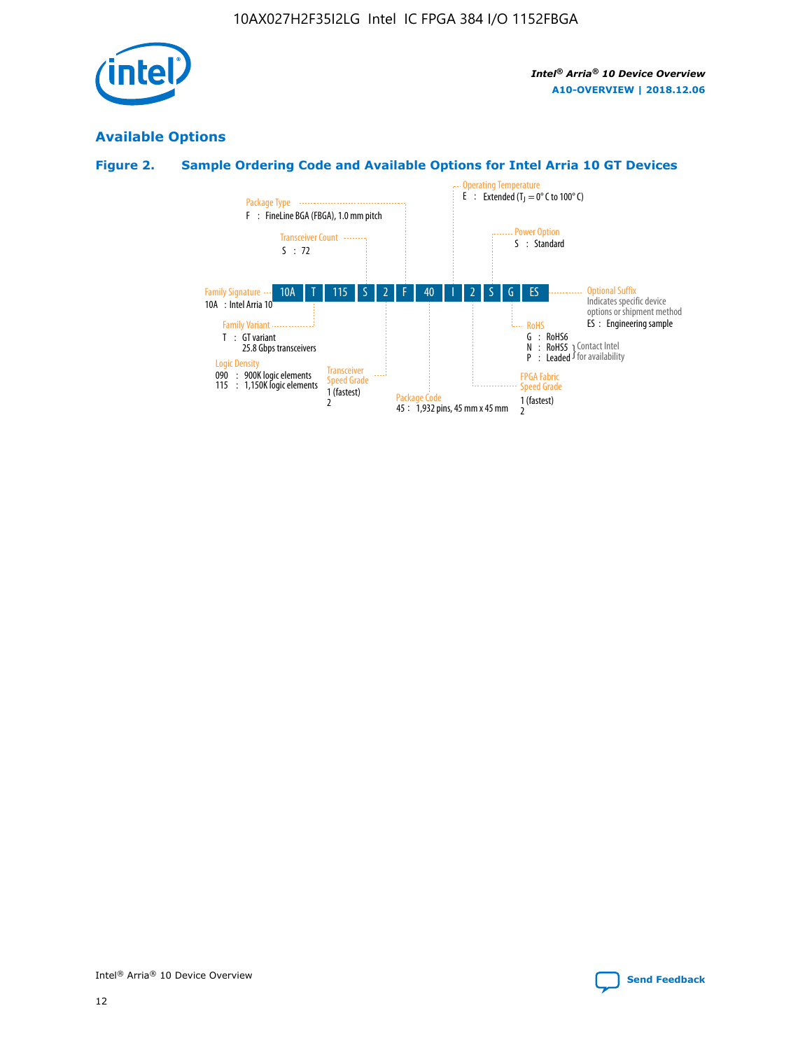## Available Options

### Figure 2. Sample Ordering Code and Available Options for Intel Arria 10 GT Devices

| 10A | T | 115 | S | 2 | F | 40 | I | 2 | S | G | ES |
|---|---|---|---|---|---|---|---|---|---|---|---|

**Family Signature**
- 10A : Intel Arria 10

**Family Variant**
- T : GT variant
  25.8 Gbps transceivers

**Logic Density**
- 090 : 900K logic elements
- 115 : 1,150K logic elements

**Transceiver Count**
- S : 72

**Transceiver Speed Grade**
- 1 (fastest)
- 2

**Package Type**
- F : FineLine BGA (FBGA), 1.0 mm pitch

**Package Code**
- 45 : 1,932 pins, 45 mm x 45 mm

**Operating Temperature**
- E : Extended ($T_J$ = 0° C to 100° C)

**FPGA Fabric Speed Grade**
- 1 (fastest)
- 2

**Power Option**
- S : Standard

**RoHS**
- G : RoHS6
- N : RoHS5 (Contact Intel for availability)
- P : Leaded (Contact Intel for availability)

**Optional Suffix**

Indicates specific device options or shipment method
- ES : Engineering sample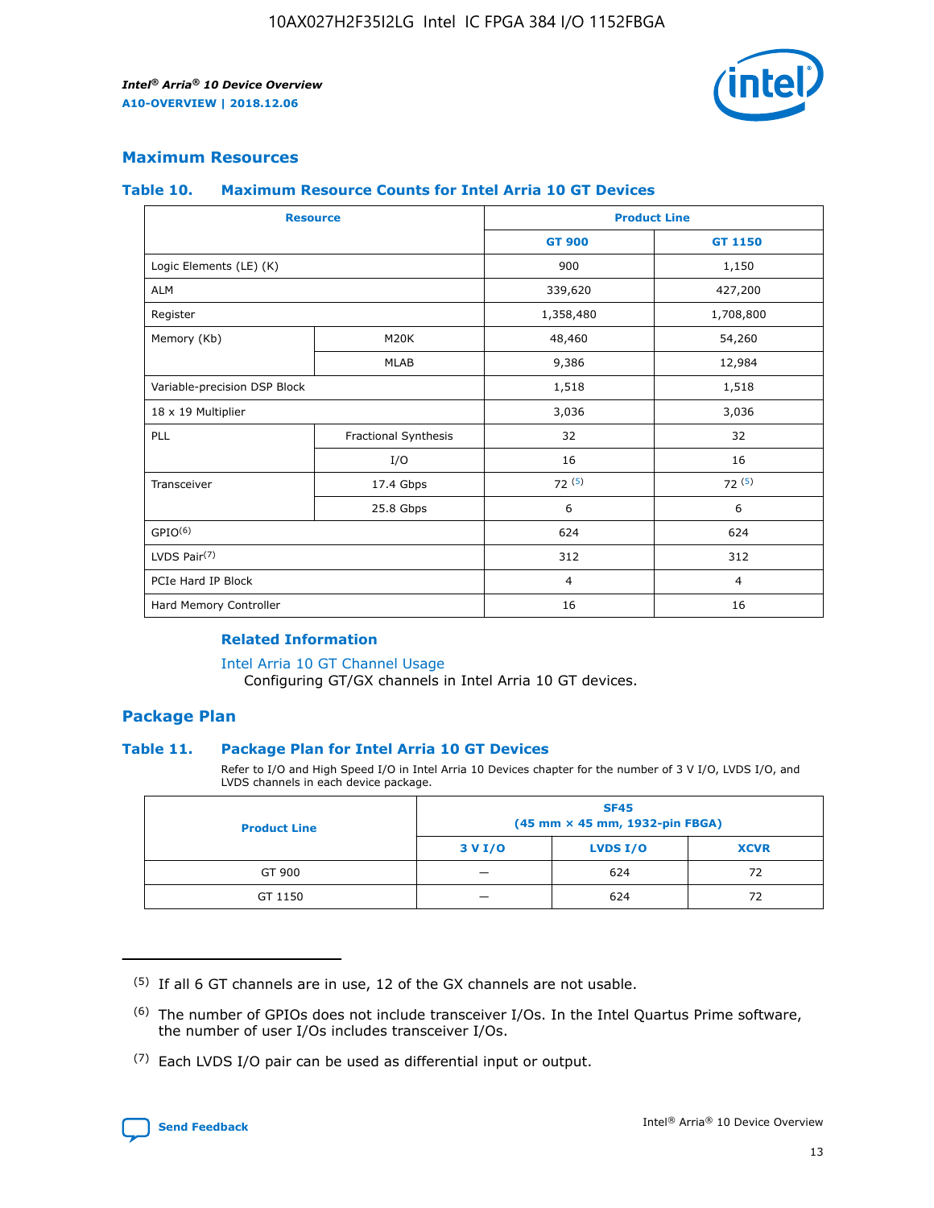## Maximum Resources

### Table 10. Maximum Resource Counts for Intel Arria 10 GT Devices

| Resource | | Product Line | |
|---|---|---|---|
| | | GT 900 | GT 1150 |
| Logic Elements (LE) (K) | | 900 | 1,150 |
| ALM | | 339,620 | 427,200 |
| Register | | 1,358,480 | 1,708,800 |
| Memory (Kb) | M20K | 48,460 | 54,260 |
| | MLAB | 9,386 | 12,984 |
| Variable-precision DSP Block | | 1,518 | 1,518 |
| 18 x 19 Multiplier | | 3,036 | 3,036 |
| PLL | Fractional Synthesis | 32 | 32 |
| | I/O | 16 | 16 |
| Transceiver | 17.4 Gbps | 72 [5] | 72 [5] |
| | 25.8 Gbps | 6 | 6 |
| GPIO[6] | | 624 | 624 |
| LVDS Pair[7] | | 312 | 312 |
| PCIe Hard IP Block | | 4 | 4 |
| Hard Memory Controller | | 16 | 16 |

#### Related Information

Intel Arria 10 GT Channel Usage
Configuring GT/GX channels in Intel Arria 10 GT devices.

## Package Plan

### Table 11. Package Plan for Intel Arria 10 GT Devices

Refer to I/O and High Speed I/O in Intel Arria 10 Devices chapter for the number of 3 V I/O, LVDS I/O, and LVDS channels in each device package.

| Product Line | SF45 (45 mm × 45 mm, 1932-pin FBGA) | | |
|---|---|---|---|
| | 3 V I/O | LVDS I/O | XCVR |
| GT 900 | — | 624 | 72 |
| GT 1150 | — | 624 | 72 |

---

(5) If all 6 GT channels are in use, 12 of the GX channels are not usable.

(6) The number of GPIOs does not include transceiver I/Os. In the Intel Quartus Prime software, the number of user I/Os includes transceiver I/Os.

(7) Each LVDS I/O pair can be used as differential input or output.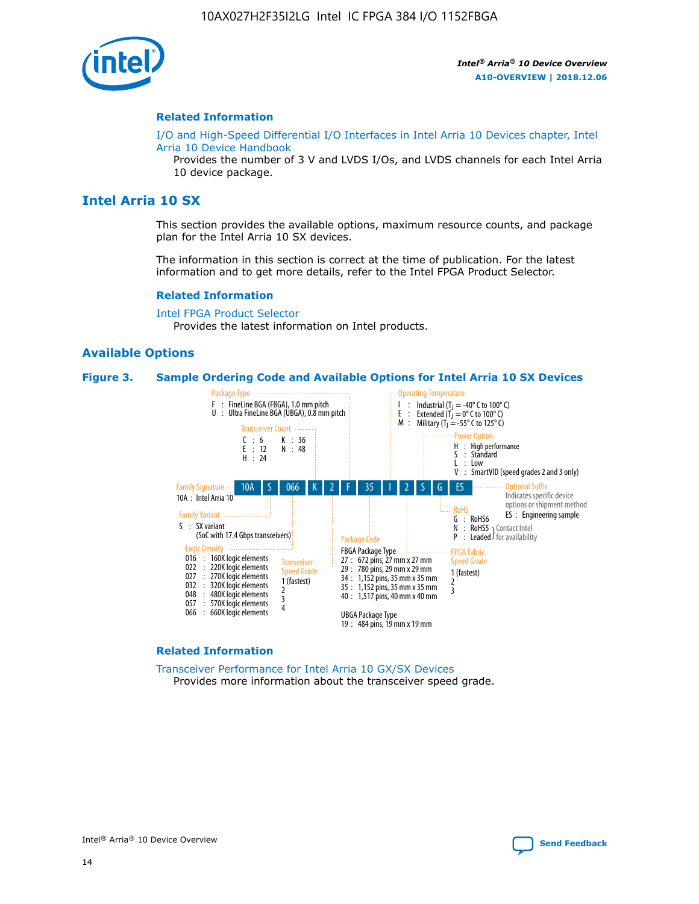## Related Information

I/O and High-Speed Differential I/O Interfaces in Intel Arria 10 Devices chapter, Intel Arria 10 Device Handbook

Provides the number of 3 V and LVDS I/Os, and LVDS channels for each Intel Arria 10 device package.

# Intel Arria 10 SX

This section provides the available options, maximum resource counts, and package plan for the Intel Arria 10 SX devices.

The information in this section is correct at the time of publication. For the latest information and to get more details, refer to the Intel FPGA Product Selector.

## Related Information

Intel FPGA Product Selector

Provides the latest information on Intel products.

## Available Options

**Figure 3. Sample Ordering Code and Available Options for Intel Arria 10 SX Devices**

Sample ordering code: 10A S 066 K 2 F 35 I 2 S G ES

- **Family Signature**
  - 10A : Intel Arria 10
- **Family Variant**
  - S : SX variant (SoC with 17.4 Gbps transceivers)
- **Logic Density**
  - 016 : 160K logic elements
  - 022 : 220K logic elements
  - 027 : 270K logic elements
  - 032 : 320K logic elements
  - 048 : 480K logic elements
  - 057 : 570K logic elements
  - 066 : 660K logic elements
- **Transceiver Count**
  - C : 6
  - E : 12
  - H : 24
  - K : 36
  - N : 48
- **Transceiver Speed Grade**
  - 1 (fastest)
  - 2
  - 3
  - 4
- **Package Type**
  - F : FineLine BGA (FBGA), 1.0 mm pitch
  - U : Ultra FineLine BGA (UBGA), 0.8 mm pitch
- **Package Code**
  - FBGA Package Type
    - 27 : 672 pins, 27 mm x 27 mm
    - 29 : 780 pins, 29 mm x 29 mm
    - 34 : 1,152 pins, 35 mm x 35 mm
    - 35 : 1,152 pins, 35 mm x 35 mm
    - 40 : 1,517 pins, 40 mm x 40 mm
  - UBGA Package Type
    - 19 : 484 pins, 19 mm x 19 mm
- **Operating Temperature**
  - I : Industrial ($T_J$ = -40° C to 100° C)
  - E : Extended ($T_J$ = 0° C to 100° C)
  - M : Military ($T_J$ = -55° C to 125° C)
- **FPGA Fabric Speed Grade**
  - 1 (fastest)
  - 2
  - 3
- **Power Option**
  - H : High performance
  - S : Standard
  - L : Low
  - V : SmartVID (speed grades 2 and 3 only)
- **RoHS**
  - G : RoHS6
  - N : RoHS5 (Contact Intel for availability)
  - P : Leaded (Contact Intel for availability)
- **Optional Suffix**
  - Indicates specific device options or shipment method
  - ES : Engineering sample

## Related Information

Transceiver Performance for Intel Arria 10 GX/SX Devices

Provides more information about the transceiver speed grade.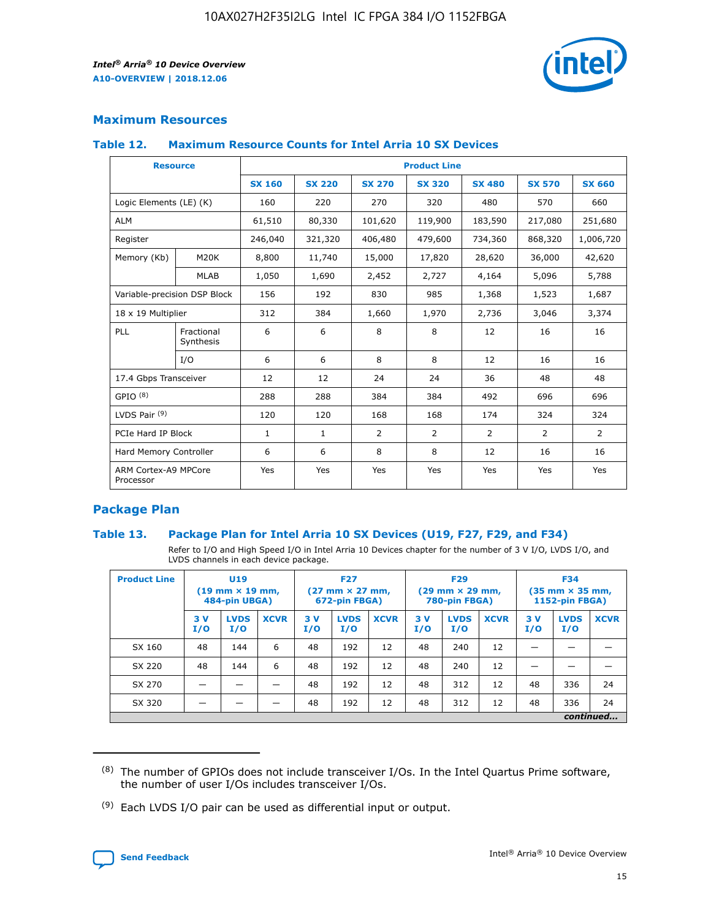## Maximum Resources

### Table 12. Maximum Resource Counts for Intel Arria 10 SX Devices

| Resource | | Product Line | | | | | | |
|---|---|---|---|---|---|---|---|---|
| | | SX 160 | SX 220 | SX 270 | SX 320 | SX 480 | SX 570 | SX 660 |
| Logic Elements (LE) (K) | | 160 | 220 | 270 | 320 | 480 | 570 | 660 |
| ALM | | 61,510 | 80,330 | 101,620 | 119,900 | 183,590 | 217,080 | 251,680 |
| Register | | 246,040 | 321,320 | 406,480 | 479,600 | 734,360 | 868,320 | 1,006,720 |
| Memory (Kb) | M20K | 8,800 | 11,740 | 15,000 | 17,820 | 28,620 | 36,000 | 42,620 |
| | MLAB | 1,050 | 1,690 | 2,452 | 2,727 | 4,164 | 5,096 | 5,788 |
| Variable-precision DSP Block | | 156 | 192 | 830 | 985 | 1,368 | 1,523 | 1,687 |
| 18 x 19 Multiplier | | 312 | 384 | 1,660 | 1,970 | 2,736 | 3,046 | 3,374 |
| PLL | Fractional Synthesis | 6 | 6 | 8 | 8 | 12 | 16 | 16 |
| | I/O | 6 | 6 | 8 | 8 | 12 | 16 | 16 |
| 17.4 Gbps Transceiver | | 12 | 12 | 24 | 24 | 36 | 48 | 48 |
| GPIO (8) | | 288 | 288 | 384 | 384 | 492 | 696 | 696 |
| LVDS Pair (9) | | 120 | 120 | 168 | 168 | 174 | 324 | 324 |
| PCIe Hard IP Block | | 1 | 1 | 2 | 2 | 2 | 2 | 2 |
| Hard Memory Controller | | 6 | 6 | 8 | 8 | 12 | 16 | 16 |
| ARM Cortex-A9 MPCore Processor | | Yes | Yes | Yes | Yes | Yes | Yes | Yes |

## Package Plan

### Table 13. Package Plan for Intel Arria 10 SX Devices (U19, F27, F29, and F34)

Refer to I/O and High Speed I/O in Intel Arria 10 Devices chapter for the number of 3 V I/O, LVDS I/O, and LVDS channels in each device package.

| Product Line | U19 (19 mm × 19 mm, 484-pin UBGA) | | | F27 (27 mm × 27 mm, 672-pin FBGA) | | | F29 (29 mm × 29 mm, 780-pin FBGA) | | | F34 (35 mm × 35 mm, 1152-pin FBGA) | | |
|---|---|---|---|---|---|---|---|---|---|---|---|---|
| | 3 V I/O | LVDS I/O | XCVR | 3 V I/O | LVDS I/O | XCVR | 3 V I/O | LVDS I/O | XCVR | 3 V I/O | LVDS I/O | XCVR |
| SX 160 | 48 | 144 | 6 | 48 | 192 | 12 | 48 | 240 | 12 | — | — | — |
| SX 220 | 48 | 144 | 6 | 48 | 192 | 12 | 48 | 240 | 12 | — | — | — |
| SX 270 | — | — | — | 48 | 192 | 12 | 48 | 312 | 12 | 48 | 336 | 24 |
| SX 320 | — | — | — | 48 | 192 | 12 | 48 | 312 | 12 | 48 | 336 | 24 |

*continued...*

(8) The number of GPIOs does not include transceiver I/Os. In the Intel Quartus Prime software, the number of user I/Os includes transceiver I/Os.

(9) Each LVDS I/O pair can be used as differential input or output.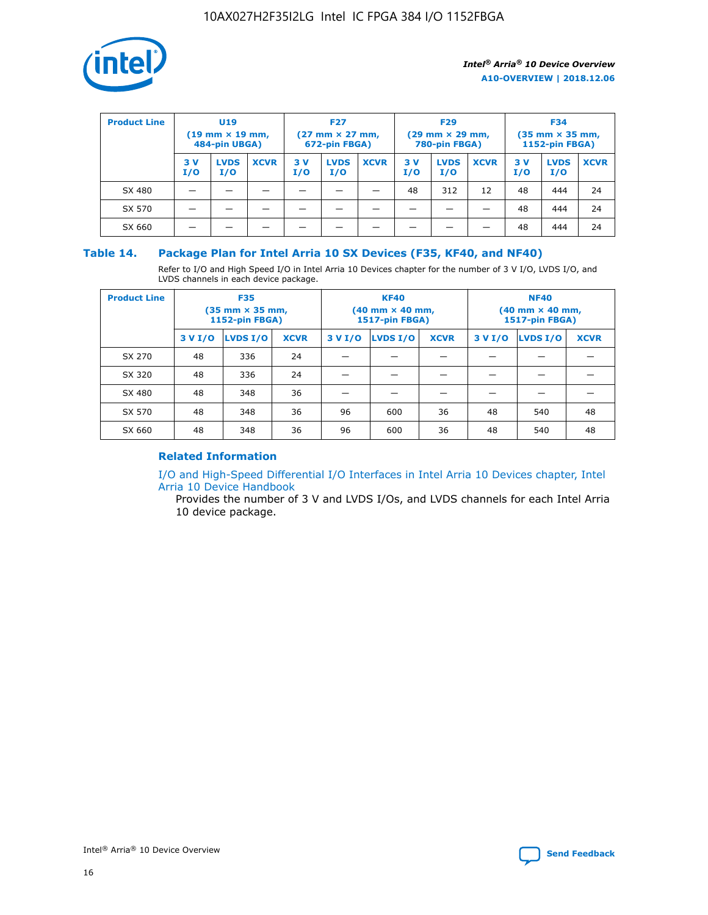| Product Line | U19 (19 mm × 19 mm, 484-pin UBGA) | | | F27 (27 mm × 27 mm, 672-pin FBGA) | | | F29 (29 mm × 29 mm, 780-pin FBGA) | | | F34 (35 mm × 35 mm, 1152-pin FBGA) | | |
|---|---|---|---|---|---|---|---|---|---|---|---|---|
| | 3 V I/O | LVDS I/O | XCVR | 3 V I/O | LVDS I/O | XCVR | 3 V I/O | LVDS I/O | XCVR | 3 V I/O | LVDS I/O | XCVR |
| SX 480 | — | — | — | — | — | — | 48 | 312 | 12 | 48 | 444 | 24 |
| SX 570 | — | — | — | — | — | — | — | — | — | 48 | 444 | 24 |
| SX 660 | — | — | — | — | — | — | — | — | — | 48 | 444 | 24 |

### Table 14. Package Plan for Intel Arria 10 SX Devices (F35, KF40, and NF40)

Refer to I/O and High Speed I/O in Intel Arria 10 Devices chapter for the number of 3 V I/O, LVDS I/O, and LVDS channels in each device package.

| Product Line | F35 (35 mm × 35 mm, 1152-pin FBGA) | | | KF40 (40 mm × 40 mm, 1517-pin FBGA) | | | NF40 (40 mm × 40 mm, 1517-pin FBGA) | | |
|---|---|---|---|---|---|---|---|---|---|
| | 3 V I/O | LVDS I/O | XCVR | 3 V I/O | LVDS I/O | XCVR | 3 V I/O | LVDS I/O | XCVR |
| SX 270 | 48 | 336 | 24 | — | — | — | — | — | — |
| SX 320 | 48 | 336 | 24 | — | — | — | — | — | — |
| SX 480 | 48 | 348 | 36 | — | — | — | — | — | — |
| SX 570 | 48 | 348 | 36 | 96 | 600 | 36 | 48 | 540 | 48 |
| SX 660 | 48 | 348 | 36 | 96 | 600 | 36 | 48 | 540 | 48 |

#### Related Information

I/O and High-Speed Differential I/O Interfaces in Intel Arria 10 Devices chapter, Intel Arria 10 Device Handbook

Provides the number of 3 V and LVDS I/Os, and LVDS channels for each Intel Arria 10 device package.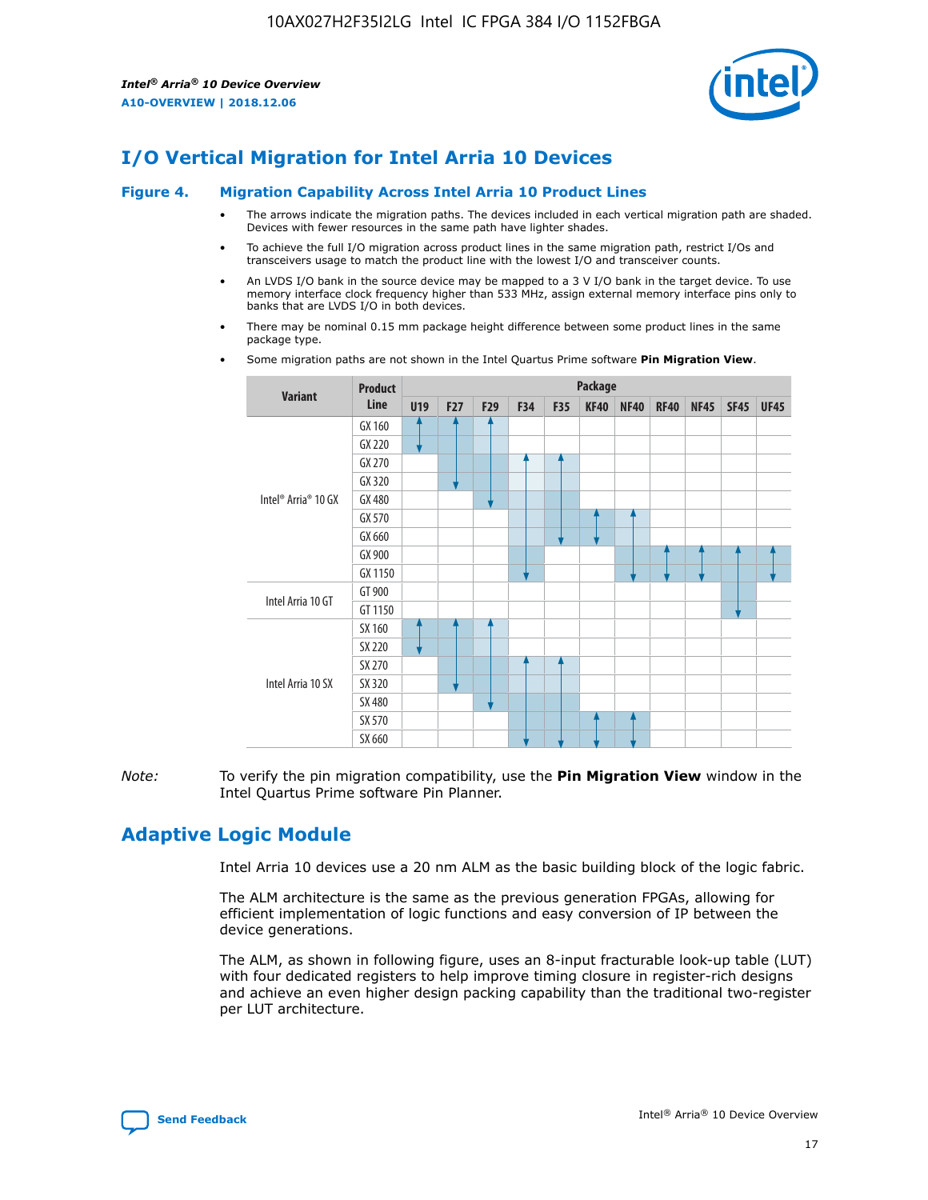# I/O Vertical Migration for Intel Arria 10 Devices

**Figure 4. Migration Capability Across Intel Arria 10 Product Lines**

- The arrows indicate the migration paths. The devices included in each vertical migration path are shaded. Devices with fewer resources in the same path have lighter shades.
- To achieve the full I/O migration across product lines in the same migration path, restrict I/Os and transceivers usage to match the product line with the lowest I/O and transceiver counts.
- An LVDS I/O bank in the source device may be mapped to a 3 V I/O bank in the target device. To use memory interface clock frequency higher than 533 MHz, assign external memory interface pins only to banks that are LVDS I/O in both devices.
- There may be nominal 0.15 mm package height difference between some product lines in the same package type.
- Some migration paths are not shown in the Intel Quartus Prime software **Pin Migration View**.

| Variant | Product Line | U19 | F27 | F29 | F34 | F35 | KF40 | NF40 | RF40 | NF45 | SF45 | UF45 |
|---|---|---|---|---|---|---|---|---|---|---|---|---|
| Intel® Arria® 10 GX | GX 160 | | | | | | | | | | | |
| | GX 220 | | | | | | | | | | | |
| | GX 270 | | | | | | | | | | | |
| | GX 320 | | | | | | | | | | | |
| | GX 480 | | | | | | | | | | | |
| | GX 570 | | | | | | | | | | | |
| | GX 660 | | | | | | | | | | | |
| | GX 900 | | | | | | | | | | | |
| | GX 1150 | | | | | | | | | | | |
| Intel Arria 10 GT | GT 900 | | | | | | | | | | | |
| | GT 1150 | | | | | | | | | | | |
| Intel Arria 10 SX | SX 160 | | | | | | | | | | | |
| | SX 220 | | | | | | | | | | | |
| | SX 270 | | | | | | | | | | | |
| | SX 320 | | | | | | | | | | | |
| | SX 480 | | | | | | | | | | | |
| | SX 570 | | | | | | | | | | | |
| | SX 660 | | | | | | | | | | | |

*Note:* To verify the pin migration compatibility, use the **Pin Migration View** window in the Intel Quartus Prime software Pin Planner.

# Adaptive Logic Module

Intel Arria 10 devices use a 20 nm ALM as the basic building block of the logic fabric.

The ALM architecture is the same as the previous generation FPGAs, allowing for efficient implementation of logic functions and easy conversion of IP between the device generations.

The ALM, as shown in following figure, uses an 8-input fracturable look-up table (LUT) with four dedicated registers to help improve timing closure in register-rich designs and achieve an even higher design packing capability than the traditional two-register per LUT architecture.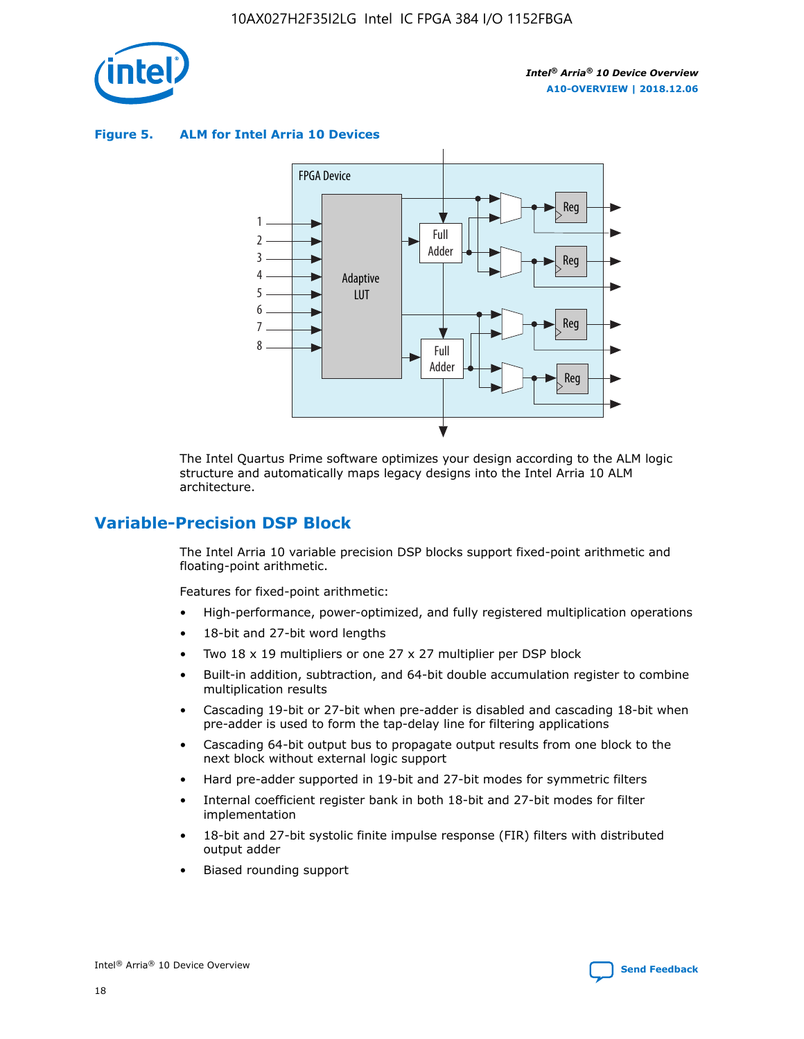**Figure 5. ALM for Intel Arria 10 Devices**

The Intel Quartus Prime software optimizes your design according to the ALM logic structure and automatically maps legacy designs into the Intel Arria 10 ALM architecture.

## Variable-Precision DSP Block

The Intel Arria 10 variable precision DSP blocks support fixed-point arithmetic and floating-point arithmetic.

Features for fixed-point arithmetic:

- High-performance, power-optimized, and fully registered multiplication operations
- 18-bit and 27-bit word lengths
- Two 18 x 19 multipliers or one 27 x 27 multiplier per DSP block
- Built-in addition, subtraction, and 64-bit double accumulation register to combine multiplication results
- Cascading 19-bit or 27-bit when pre-adder is disabled and cascading 18-bit when pre-adder is used to form the tap-delay line for filtering applications
- Cascading 64-bit output bus to propagate output results from one block to the next block without external logic support
- Hard pre-adder supported in 19-bit and 27-bit modes for symmetric filters
- Internal coefficient register bank in both 18-bit and 27-bit modes for filter implementation
- 18-bit and 27-bit systolic finite impulse response (FIR) filters with distributed output adder
- Biased rounding support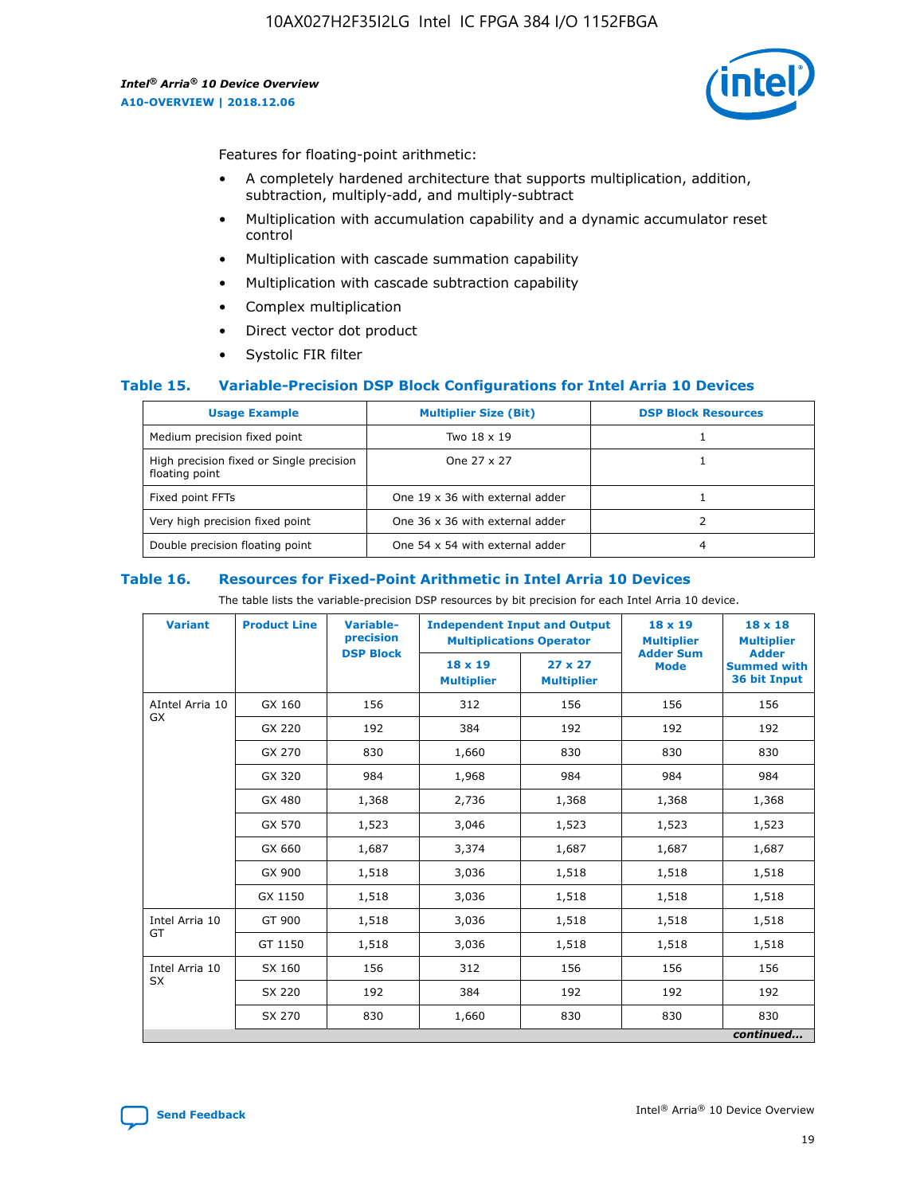Features for floating-point arithmetic:

- A completely hardened architecture that supports multiplication, addition, subtraction, multiply-add, and multiply-subtract
- Multiplication with accumulation capability and a dynamic accumulator reset control
- Multiplication with cascade summation capability
- Multiplication with cascade subtraction capability
- Complex multiplication
- Direct vector dot product
- Systolic FIR filter

### Table 15. Variable-Precision DSP Block Configurations for Intel Arria 10 Devices

| Usage Example | Multiplier Size (Bit) | DSP Block Resources |
|---|---|---|
| Medium precision fixed point | Two 18 x 19 | 1 |
| High precision fixed or Single precision floating point | One 27 x 27 | 1 |
| Fixed point FFTs | One 19 x 36 with external adder | 1 |
| Very high precision fixed point | One 36 x 36 with external adder | 2 |
| Double precision floating point | One 54 x 54 with external adder | 4 |

### Table 16. Resources for Fixed-Point Arithmetic in Intel Arria 10 Devices

The table lists the variable-precision DSP resources by bit precision for each Intel Arria 10 device.

| Variant | Product Line | Variable-precision DSP Block | Independent Input and Output Multiplications Operator | | 18 x 19 Multiplier Adder Sum Mode | 18 x 18 Multiplier Adder Summed with 36 bit Input |
|---|---|---|---|---|---|---|
| | | | 18 x 19 Multiplier | 27 x 27 Multiplier | | |
| AIntel Arria 10 GX | GX 160 | 156 | 312 | 156 | 156 | 156 |
| | GX 220 | 192 | 384 | 192 | 192 | 192 |
| | GX 270 | 830 | 1,660 | 830 | 830 | 830 |
| | GX 320 | 984 | 1,968 | 984 | 984 | 984 |
| | GX 480 | 1,368 | 2,736 | 1,368 | 1,368 | 1,368 |
| | GX 570 | 1,523 | 3,046 | 1,523 | 1,523 | 1,523 |
| | GX 660 | 1,687 | 3,374 | 1,687 | 1,687 | 1,687 |
| | GX 900 | 1,518 | 3,036 | 1,518 | 1,518 | 1,518 |
| | GX 1150 | 1,518 | 3,036 | 1,518 | 1,518 | 1,518 |
| Intel Arria 10 GT | GT 900 | 1,518 | 3,036 | 1,518 | 1,518 | 1,518 |
| | GT 1150 | 1,518 | 3,036 | 1,518 | 1,518 | 1,518 |
| Intel Arria 10 SX | SX 160 | 156 | 312 | 156 | 156 | 156 |
| | SX 220 | 192 | 384 | 192 | 192 | 192 |
| | SX 270 | 830 | 1,660 | 830 | 830 | 830 |

*continued...*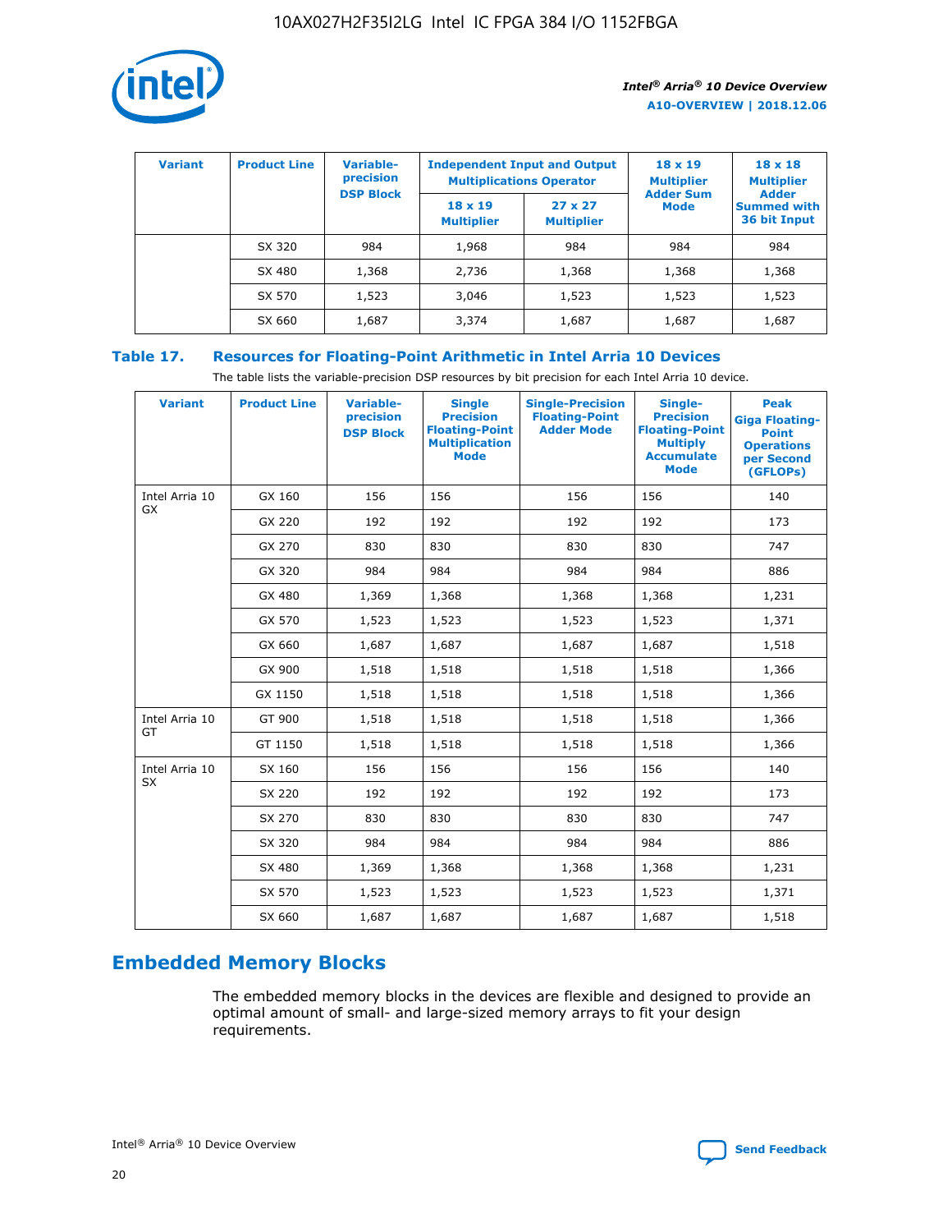| Variant | Product Line | Variable-precision DSP Block | Independent Input and Output Multiplications Operator | | 18 x 19 Multiplier Adder Sum Mode | 18 x 18 Multiplier Adder Summed with 36 bit Input |
|---|---|---|---|---|---|---|
| | | | 18 x 19 Multiplier | 27 x 27 Multiplier | | |
| | SX 320 | 984 | 1,968 | 984 | 984 | 984 |
| | SX 480 | 1,368 | 2,736 | 1,368 | 1,368 | 1,368 |
| | SX 570 | 1,523 | 3,046 | 1,523 | 1,523 | 1,523 |
| | SX 660 | 1,687 | 3,374 | 1,687 | 1,687 | 1,687 |

**Table 17. Resources for Floating-Point Arithmetic in Intel Arria 10 Devices**

The table lists the variable-precision DSP resources by bit precision for each Intel Arria 10 device.

| Variant | Product Line | Variable-precision DSP Block | Single Precision Floating-Point Multiplication Mode | Single-Precision Floating-Point Adder Mode | Single-Precision Floating-Point Multiply Accumulate Mode | Peak Giga Floating-Point Operations per Second (GFLOPs) |
|---|---|---|---|---|---|---|
| Intel Arria 10 GX | GX 160 | 156 | 156 | 156 | 156 | 140 |
| | GX 220 | 192 | 192 | 192 | 192 | 173 |
| | GX 270 | 830 | 830 | 830 | 830 | 747 |
| | GX 320 | 984 | 984 | 984 | 984 | 886 |
| | GX 480 | 1,369 | 1,368 | 1,368 | 1,368 | 1,231 |
| | GX 570 | 1,523 | 1,523 | 1,523 | 1,523 | 1,371 |
| | GX 660 | 1,687 | 1,687 | 1,687 | 1,687 | 1,518 |
| | GX 900 | 1,518 | 1,518 | 1,518 | 1,518 | 1,366 |
| | GX 1150 | 1,518 | 1,518 | 1,518 | 1,518 | 1,366 |
| Intel Arria 10 GT | GT 900 | 1,518 | 1,518 | 1,518 | 1,518 | 1,366 |
| | GT 1150 | 1,518 | 1,518 | 1,518 | 1,518 | 1,366 |
| Intel Arria 10 SX | SX 160 | 156 | 156 | 156 | 156 | 140 |
| | SX 220 | 192 | 192 | 192 | 192 | 173 |
| | SX 270 | 830 | 830 | 830 | 830 | 747 |
| | SX 320 | 984 | 984 | 984 | 984 | 886 |
| | SX 480 | 1,369 | 1,368 | 1,368 | 1,368 | 1,231 |
| | SX 570 | 1,523 | 1,523 | 1,523 | 1,523 | 1,371 |
| | SX 660 | 1,687 | 1,687 | 1,687 | 1,687 | 1,518 |

## Embedded Memory Blocks

The embedded memory blocks in the devices are flexible and designed to provide an optimal amount of small- and large-sized memory arrays to fit your design requirements.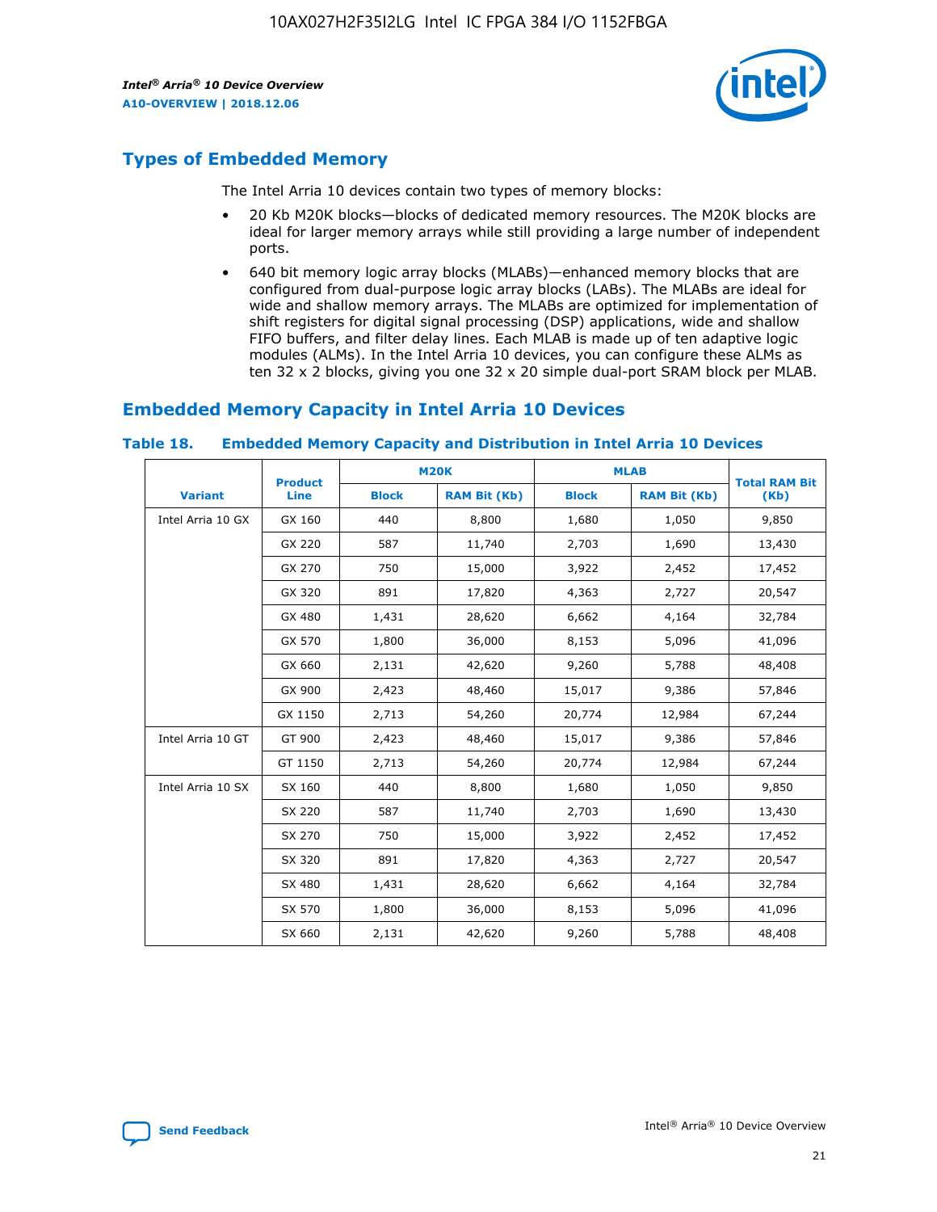## Types of Embedded Memory

The Intel Arria 10 devices contain two types of memory blocks:

- 20 Kb M20K blocks—blocks of dedicated memory resources. The M20K blocks are ideal for larger memory arrays while still providing a large number of independent ports.
- 640 bit memory logic array blocks (MLABs)—enhanced memory blocks that are configured from dual-purpose logic array blocks (LABs). The MLABs are ideal for wide and shallow memory arrays. The MLABs are optimized for implementation of shift registers for digital signal processing (DSP) applications, wide and shallow FIFO buffers, and filter delay lines. Each MLAB is made up of ten adaptive logic modules (ALMs). In the Intel Arria 10 devices, you can configure these ALMs as ten 32 x 2 blocks, giving you one 32 x 20 simple dual-port SRAM block per MLAB.

## Embedded Memory Capacity in Intel Arria 10 Devices

**Table 18. Embedded Memory Capacity and Distribution in Intel Arria 10 Devices**

| Variant | Product Line | M20K | | MLAB | | Total RAM Bit (Kb) |
|---|---|---|---|---|---|---|
| | | Block | RAM Bit (Kb) | Block | RAM Bit (Kb) | |
| Intel Arria 10 GX | GX 160 | 440 | 8,800 | 1,680 | 1,050 | 9,850 |
| | GX 220 | 587 | 11,740 | 2,703 | 1,690 | 13,430 |
| | GX 270 | 750 | 15,000 | 3,922 | 2,452 | 17,452 |
| | GX 320 | 891 | 17,820 | 4,363 | 2,727 | 20,547 |
| | GX 480 | 1,431 | 28,620 | 6,662 | 4,164 | 32,784 |
| | GX 570 | 1,800 | 36,000 | 8,153 | 5,096 | 41,096 |
| | GX 660 | 2,131 | 42,620 | 9,260 | 5,788 | 48,408 |
| | GX 900 | 2,423 | 48,460 | 15,017 | 9,386 | 57,846 |
| | GX 1150 | 2,713 | 54,260 | 20,774 | 12,984 | 67,244 |
| Intel Arria 10 GT | GT 900 | 2,423 | 48,460 | 15,017 | 9,386 | 57,846 |
| | GT 1150 | 2,713 | 54,260 | 20,774 | 12,984 | 67,244 |
| Intel Arria 10 SX | SX 160 | 440 | 8,800 | 1,680 | 1,050 | 9,850 |
| | SX 220 | 587 | 11,740 | 2,703 | 1,690 | 13,430 |
| | SX 270 | 750 | 15,000 | 3,922 | 2,452 | 17,452 |
| | SX 320 | 891 | 17,820 | 4,363 | 2,727 | 20,547 |
| | SX 480 | 1,431 | 28,620 | 6,662 | 4,164 | 32,784 |
| | SX 570 | 1,800 | 36,000 | 8,153 | 5,096 | 41,096 |
| | SX 660 | 2,131 | 42,620 | 9,260 | 5,788 | 48,408 |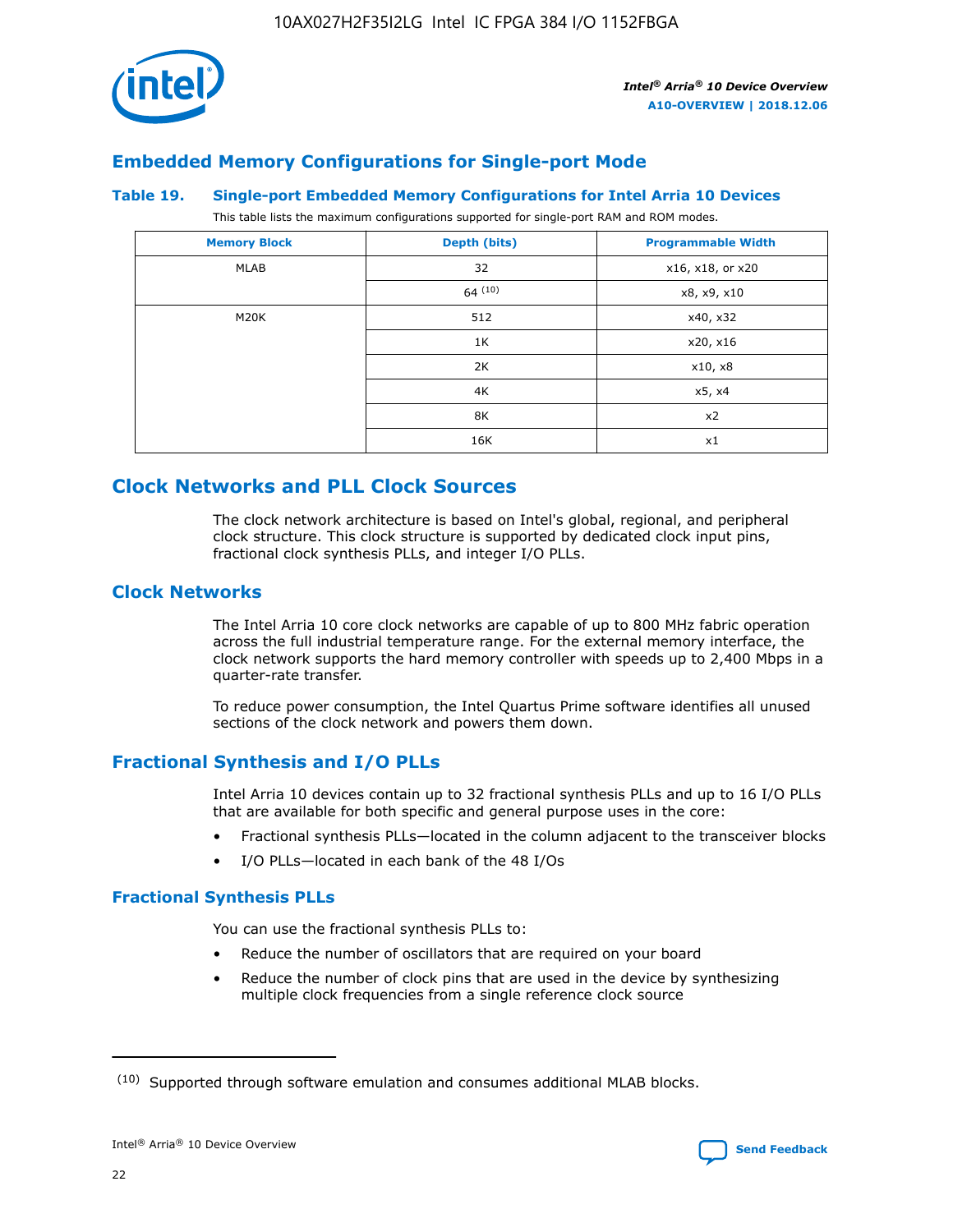## Embedded Memory Configurations for Single-port Mode

### Table 19. Single-port Embedded Memory Configurations for Intel Arria 10 Devices

This table lists the maximum configurations supported for single-port RAM and ROM modes.

| Memory Block | Depth (bits) | Programmable Width |
|---|---|---|
| MLAB | 32 | x16, x18, or x20 |
| | 64 (10) | x8, x9, x10 |
| M20K | 512 | x40, x32 |
| | 1K | x20, x16 |
| | 2K | x10, x8 |
| | 4K | x5, x4 |
| | 8K | x2 |
| | 16K | x1 |

# Clock Networks and PLL Clock Sources

The clock network architecture is based on Intel's global, regional, and peripheral clock structure. This clock structure is supported by dedicated clock input pins, fractional clock synthesis PLLs, and integer I/O PLLs.

## Clock Networks

The Intel Arria 10 core clock networks are capable of up to 800 MHz fabric operation across the full industrial temperature range. For the external memory interface, the clock network supports the hard memory controller with speeds up to 2,400 Mbps in a quarter-rate transfer.

To reduce power consumption, the Intel Quartus Prime software identifies all unused sections of the clock network and powers them down.

## Fractional Synthesis and I/O PLLs

Intel Arria 10 devices contain up to 32 fractional synthesis PLLs and up to 16 I/O PLLs that are available for both specific and general purpose uses in the core:

- Fractional synthesis PLLs—located in the column adjacent to the transceiver blocks
- I/O PLLs—located in each bank of the 48 I/Os

### Fractional Synthesis PLLs

You can use the fractional synthesis PLLs to:

- Reduce the number of oscillators that are required on your board
- Reduce the number of clock pins that are used in the device by synthesizing multiple clock frequencies from a single reference clock source

(10) Supported through software emulation and consumes additional MLAB blocks.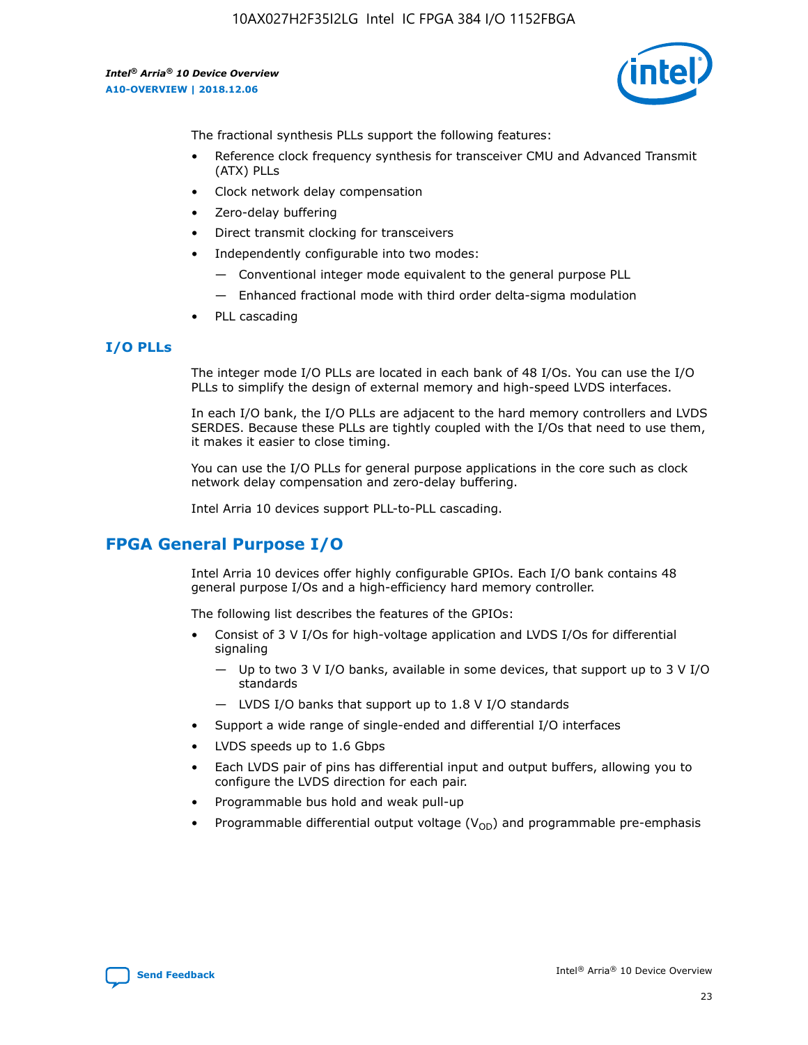The fractional synthesis PLLs support the following features:

- Reference clock frequency synthesis for transceiver CMU and Advanced Transmit (ATX) PLLs
- Clock network delay compensation
- Zero-delay buffering
- Direct transmit clocking for transceivers
- Independently configurable into two modes:
  - — Conventional integer mode equivalent to the general purpose PLL
  - — Enhanced fractional mode with third order delta-sigma modulation
- PLL cascading

### I/O PLLs

The integer mode I/O PLLs are located in each bank of 48 I/Os. You can use the I/O PLLs to simplify the design of external memory and high-speed LVDS interfaces.

In each I/O bank, the I/O PLLs are adjacent to the hard memory controllers and LVDS SERDES. Because these PLLs are tightly coupled with the I/Os that need to use them, it makes it easier to close timing.

You can use the I/O PLLs for general purpose applications in the core such as clock network delay compensation and zero-delay buffering.

Intel Arria 10 devices support PLL-to-PLL cascading.

## FPGA General Purpose I/O

Intel Arria 10 devices offer highly configurable GPIOs. Each I/O bank contains 48 general purpose I/Os and a high-efficiency hard memory controller.

The following list describes the features of the GPIOs:

- Consist of 3 V I/Os for high-voltage application and LVDS I/Os for differential signaling
  - — Up to two 3 V I/O banks, available in some devices, that support up to 3 V I/O standards
  - — LVDS I/O banks that support up to 1.8 V I/O standards
- Support a wide range of single-ended and differential I/O interfaces
- LVDS speeds up to 1.6 Gbps
- Each LVDS pair of pins has differential input and output buffers, allowing you to configure the LVDS direction for each pair.
- Programmable bus hold and weak pull-up
- Programmable differential output voltage ($V_{OD}$) and programmable pre-emphasis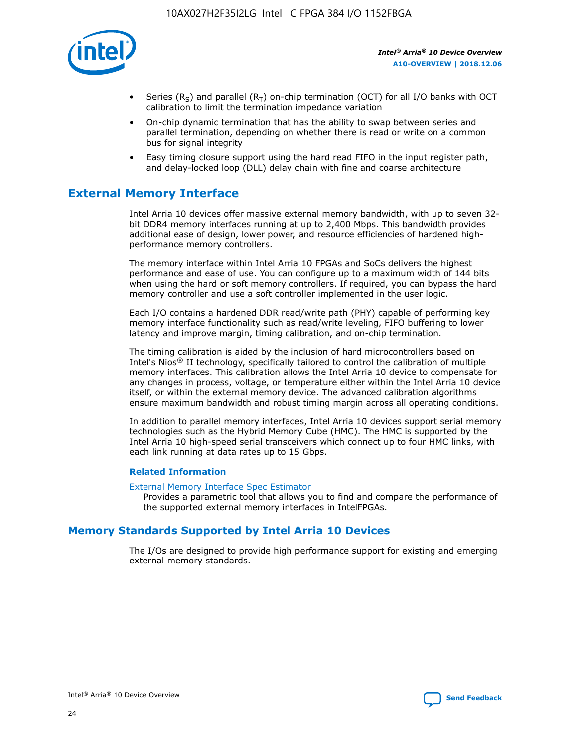- Series ($R_S$) and parallel ($R_T$) on-chip termination (OCT) for all I/O banks with OCT calibration to limit the termination impedance variation
- On-chip dynamic termination that has the ability to swap between series and parallel termination, depending on whether there is read or write on a common bus for signal integrity
- Easy timing closure support using the hard read FIFO in the input register path, and delay-locked loop (DLL) delay chain with fine and coarse architecture

## External Memory Interface

Intel Arria 10 devices offer massive external memory bandwidth, with up to seven 32-bit DDR4 memory interfaces running at up to 2,400 Mbps. This bandwidth provides additional ease of design, lower power, and resource efficiencies of hardened high-performance memory controllers.

The memory interface within Intel Arria 10 FPGAs and SoCs delivers the highest performance and ease of use. You can configure up to a maximum width of 144 bits when using the hard or soft memory controllers. If required, you can bypass the hard memory controller and use a soft controller implemented in the user logic.

Each I/O contains a hardened DDR read/write path (PHY) capable of performing key memory interface functionality such as read/write leveling, FIFO buffering to lower latency and improve margin, timing calibration, and on-chip termination.

The timing calibration is aided by the inclusion of hard microcontrollers based on Intel's Nios® II technology, specifically tailored to control the calibration of multiple memory interfaces. This calibration allows the Intel Arria 10 device to compensate for any changes in process, voltage, or temperature either within the Intel Arria 10 device itself, or within the external memory device. The advanced calibration algorithms ensure maximum bandwidth and robust timing margin across all operating conditions.

In addition to parallel memory interfaces, Intel Arria 10 devices support serial memory technologies such as the Hybrid Memory Cube (HMC). The HMC is supported by the Intel Arria 10 high-speed serial transceivers which connect up to four HMC links, with each link running at data rates up to 15 Gbps.

### Related Information

External Memory Interface Spec Estimator

Provides a parametric tool that allows you to find and compare the performance of the supported external memory interfaces in IntelFPGAs.

## Memory Standards Supported by Intel Arria 10 Devices

The I/Os are designed to provide high performance support for existing and emerging external memory standards.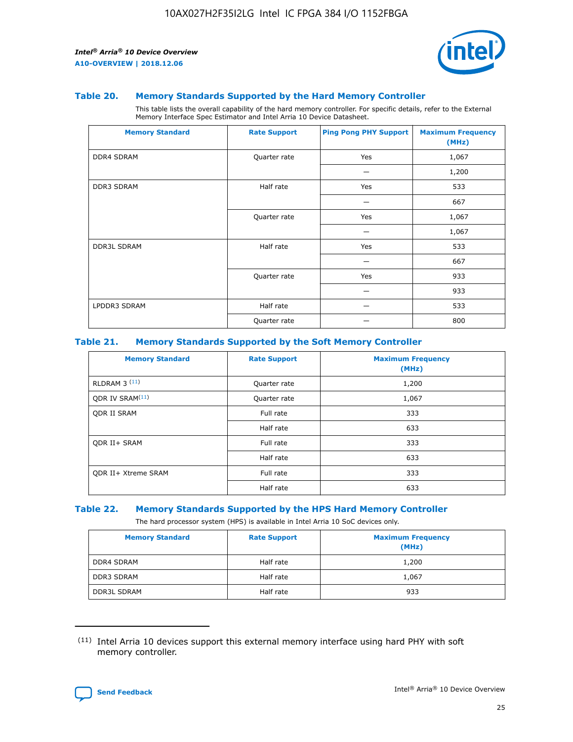### Table 20. Memory Standards Supported by the Hard Memory Controller

This table lists the overall capability of the hard memory controller. For specific details, refer to the External Memory Interface Spec Estimator and Intel Arria 10 Device Datasheet.

| Memory Standard | Rate Support | Ping Pong PHY Support | Maximum Frequency (MHz) |
|---|---|---|---|
| DDR4 SDRAM | Quarter rate | Yes | 1,067 |
| | | — | 1,200 |
| DDR3 SDRAM | Half rate | Yes | 533 |
| | | — | 667 |
| | Quarter rate | Yes | 1,067 |
| | | — | 1,067 |
| DDR3L SDRAM | Half rate | Yes | 533 |
| | | — | 667 |
| | Quarter rate | Yes | 933 |
| | | — | 933 |
| LPDDR3 SDRAM | Half rate | — | 533 |
| | Quarter rate | — | 800 |

### Table 21. Memory Standards Supported by the Soft Memory Controller

| Memory Standard | Rate Support | Maximum Frequency (MHz) |
|---|---|---|
| RLDRAM 3 [(11)] | Quarter rate | 1,200 |
| QDR IV SRAM[(11)] | Quarter rate | 1,067 |
| QDR II SRAM | Full rate | 333 |
| | Half rate | 633 |
| QDR II+ SRAM | Full rate | 333 |
| | Half rate | 633 |
| QDR II+ Xtreme SRAM | Full rate | 333 |
| | Half rate | 633 |

### Table 22. Memory Standards Supported by the HPS Hard Memory Controller

The hard processor system (HPS) is available in Intel Arria 10 SoC devices only.

| Memory Standard | Rate Support | Maximum Frequency (MHz) |
|---|---|---|
| DDR4 SDRAM | Half rate | 1,200 |
| DDR3 SDRAM | Half rate | 1,067 |
| DDR3L SDRAM | Half rate | 933 |

(11) Intel Arria 10 devices support this external memory interface using hard PHY with soft memory controller.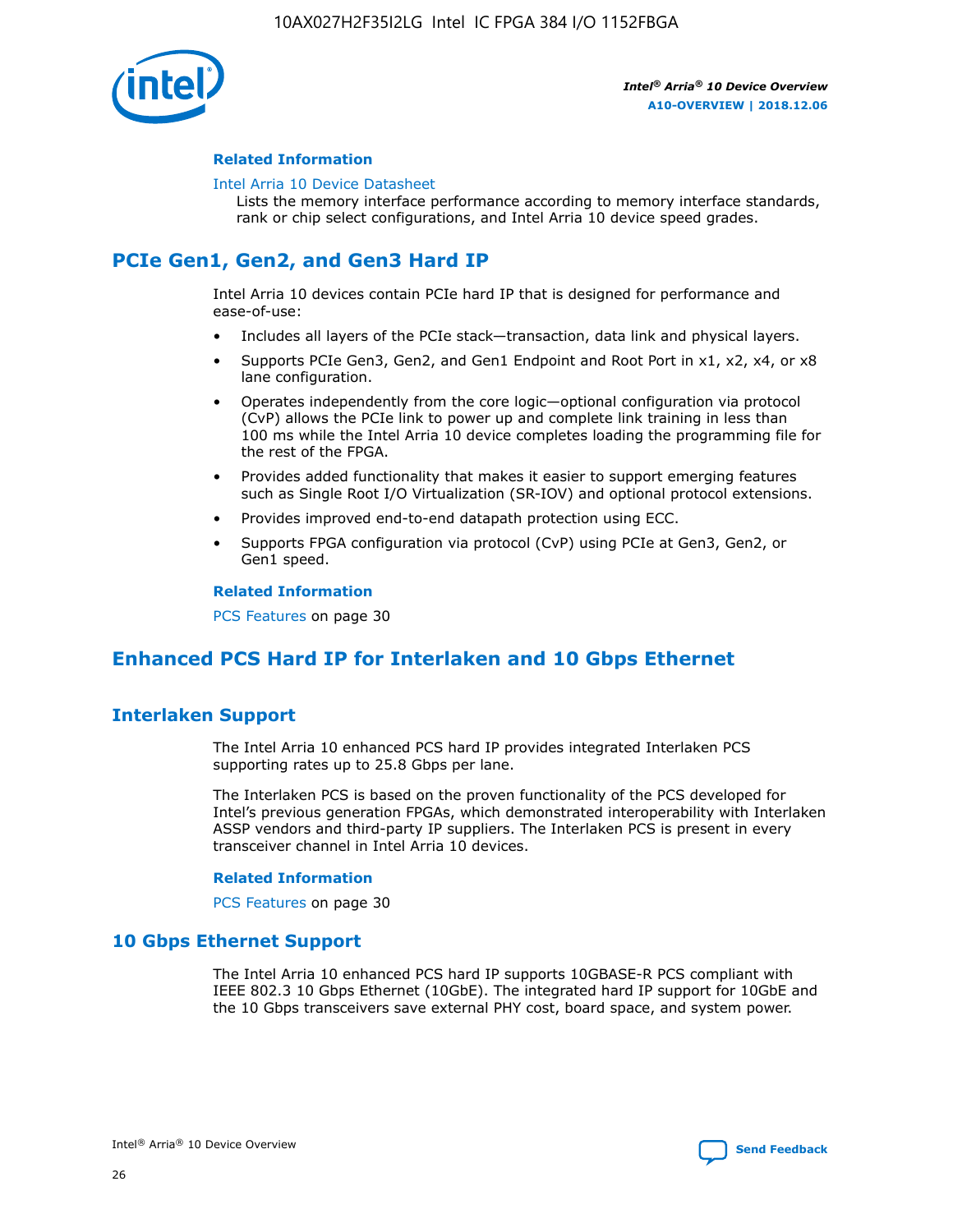#### Related Information

Intel Arria 10 Device Datasheet
Lists the memory interface performance according to memory interface standards, rank or chip select configurations, and Intel Arria 10 device speed grades.

## PCIe Gen1, Gen2, and Gen3 Hard IP

Intel Arria 10 devices contain PCIe hard IP that is designed for performance and ease-of-use:

- Includes all layers of the PCIe stack—transaction, data link and physical layers.
- Supports PCIe Gen3, Gen2, and Gen1 Endpoint and Root Port in x1, x2, x4, or x8 lane configuration.
- Operates independently from the core logic—optional configuration via protocol (CvP) allows the PCIe link to power up and complete link training in less than 100 ms while the Intel Arria 10 device completes loading the programming file for the rest of the FPGA.
- Provides added functionality that makes it easier to support emerging features such as Single Root I/O Virtualization (SR-IOV) and optional protocol extensions.
- Provides improved end-to-end datapath protection using ECC.
- Supports FPGA configuration via protocol (CvP) using PCIe at Gen3, Gen2, or Gen1 speed.

#### Related Information

PCS Features on page 30

## Enhanced PCS Hard IP for Interlaken and 10 Gbps Ethernet

### Interlaken Support

The Intel Arria 10 enhanced PCS hard IP provides integrated Interlaken PCS supporting rates up to 25.8 Gbps per lane.

The Interlaken PCS is based on the proven functionality of the PCS developed for Intel's previous generation FPGAs, which demonstrated interoperability with Interlaken ASSP vendors and third-party IP suppliers. The Interlaken PCS is present in every transceiver channel in Intel Arria 10 devices.

#### Related Information

PCS Features on page 30

### 10 Gbps Ethernet Support

The Intel Arria 10 enhanced PCS hard IP supports 10GBASE-R PCS compliant with IEEE 802.3 10 Gbps Ethernet (10GbE). The integrated hard IP support for 10GbE and the 10 Gbps transceivers save external PHY cost, board space, and system power.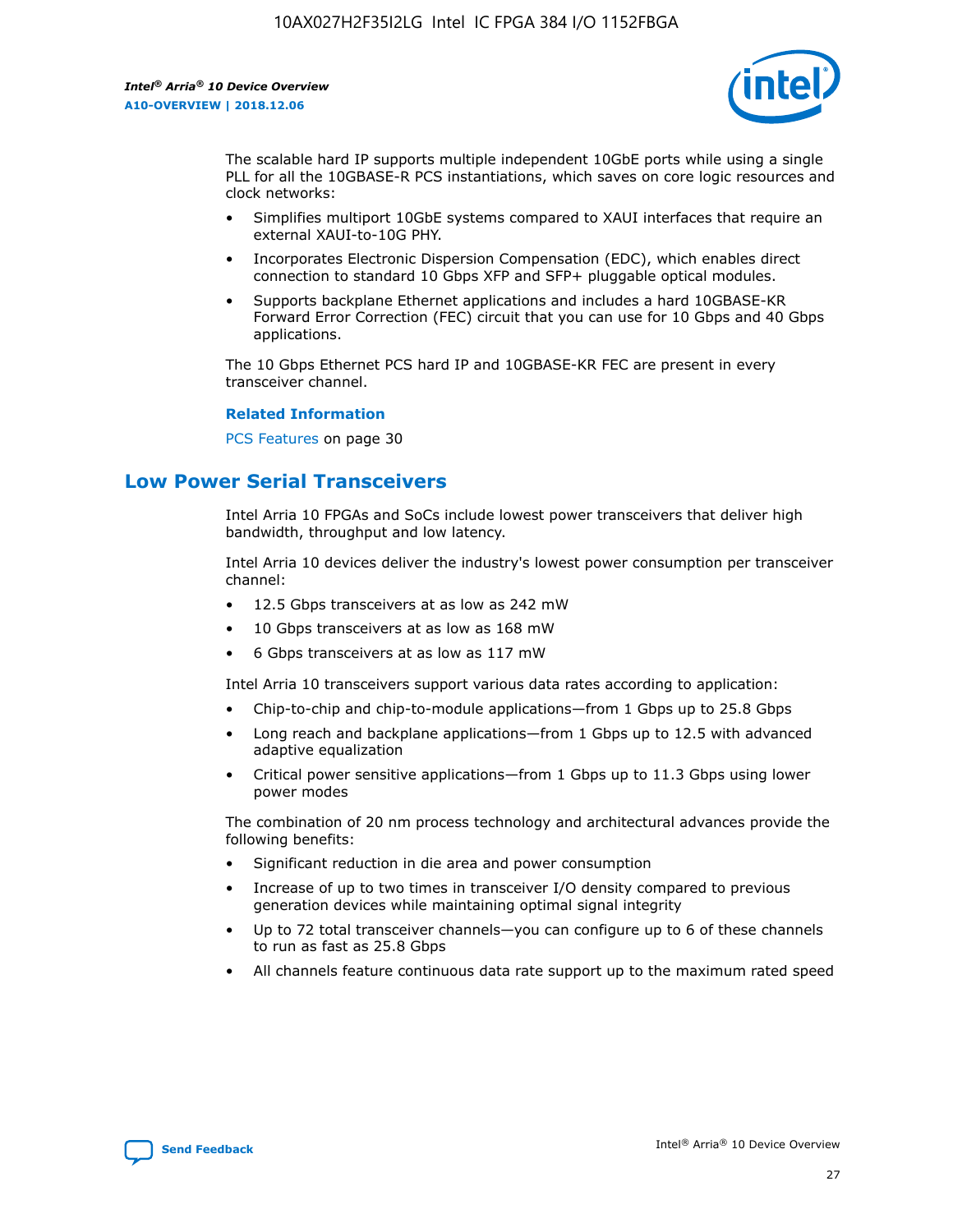The scalable hard IP supports multiple independent 10GbE ports while using a single PLL for all the 10GBASE-R PCS instantiations, which saves on core logic resources and clock networks:

- Simplifies multiport 10GbE systems compared to XAUI interfaces that require an external XAUI-to-10G PHY.
- Incorporates Electronic Dispersion Compensation (EDC), which enables direct connection to standard 10 Gbps XFP and SFP+ pluggable optical modules.
- Supports backplane Ethernet applications and includes a hard 10GBASE-KR Forward Error Correction (FEC) circuit that you can use for 10 Gbps and 40 Gbps applications.

The 10 Gbps Ethernet PCS hard IP and 10GBASE-KR FEC are present in every transceiver channel.

**Related Information**

PCS Features on page 30

## Low Power Serial Transceivers

Intel Arria 10 FPGAs and SoCs include lowest power transceivers that deliver high bandwidth, throughput and low latency.

Intel Arria 10 devices deliver the industry's lowest power consumption per transceiver channel:

- 12.5 Gbps transceivers at as low as 242 mW
- 10 Gbps transceivers at as low as 168 mW
- 6 Gbps transceivers at as low as 117 mW

Intel Arria 10 transceivers support various data rates according to application:

- Chip-to-chip and chip-to-module applications—from 1 Gbps up to 25.8 Gbps
- Long reach and backplane applications—from 1 Gbps up to 12.5 with advanced adaptive equalization
- Critical power sensitive applications—from 1 Gbps up to 11.3 Gbps using lower power modes

The combination of 20 nm process technology and architectural advances provide the following benefits:

- Significant reduction in die area and power consumption
- Increase of up to two times in transceiver I/O density compared to previous generation devices while maintaining optimal signal integrity
- Up to 72 total transceiver channels—you can configure up to 6 of these channels to run as fast as 25.8 Gbps
- All channels feature continuous data rate support up to the maximum rated speed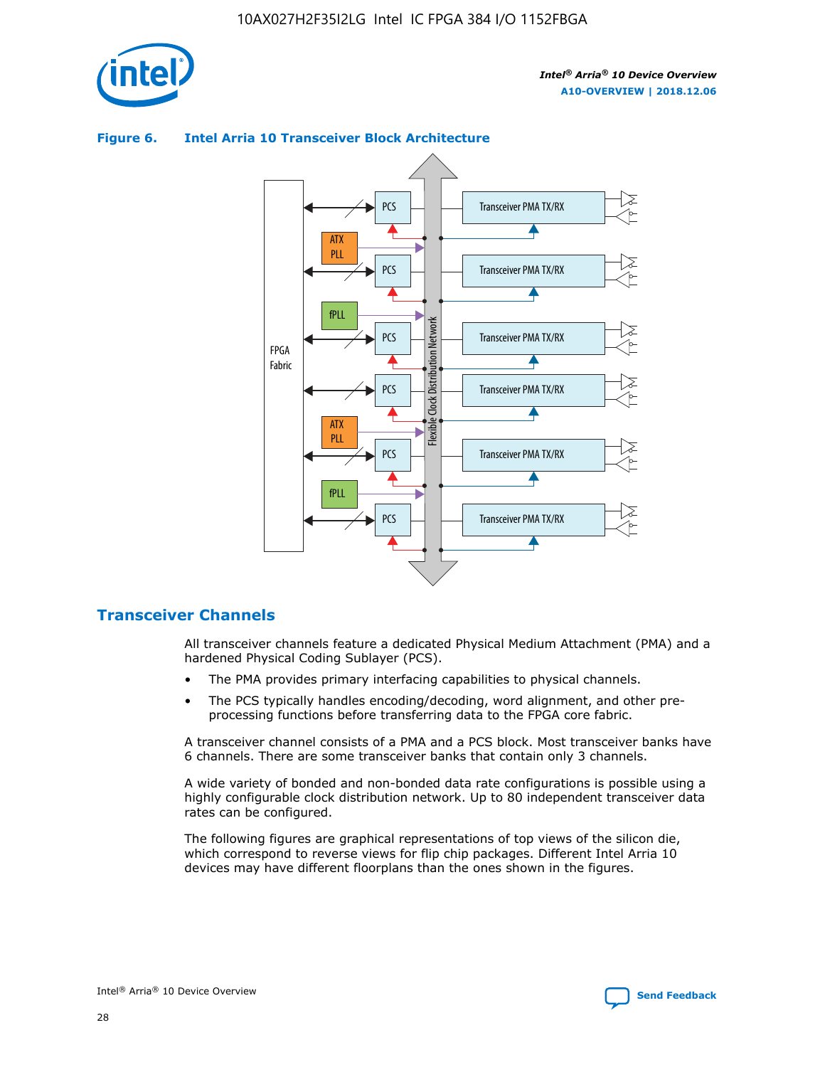**Figure 6. Intel Arria 10 Transceiver Block Architecture**

## Transceiver Channels

All transceiver channels feature a dedicated Physical Medium Attachment (PMA) and a hardened Physical Coding Sublayer (PCS).

- The PMA provides primary interfacing capabilities to physical channels.
- The PCS typically handles encoding/decoding, word alignment, and other pre-processing functions before transferring data to the FPGA core fabric.

A transceiver channel consists of a PMA and a PCS block. Most transceiver banks have 6 channels. There are some transceiver banks that contain only 3 channels.

A wide variety of bonded and non-bonded data rate configurations is possible using a highly configurable clock distribution network. Up to 80 independent transceiver data rates can be configured.

The following figures are graphical representations of top views of the silicon die, which correspond to reverse views for flip chip packages. Different Intel Arria 10 devices may have different floorplans than the ones shown in the figures.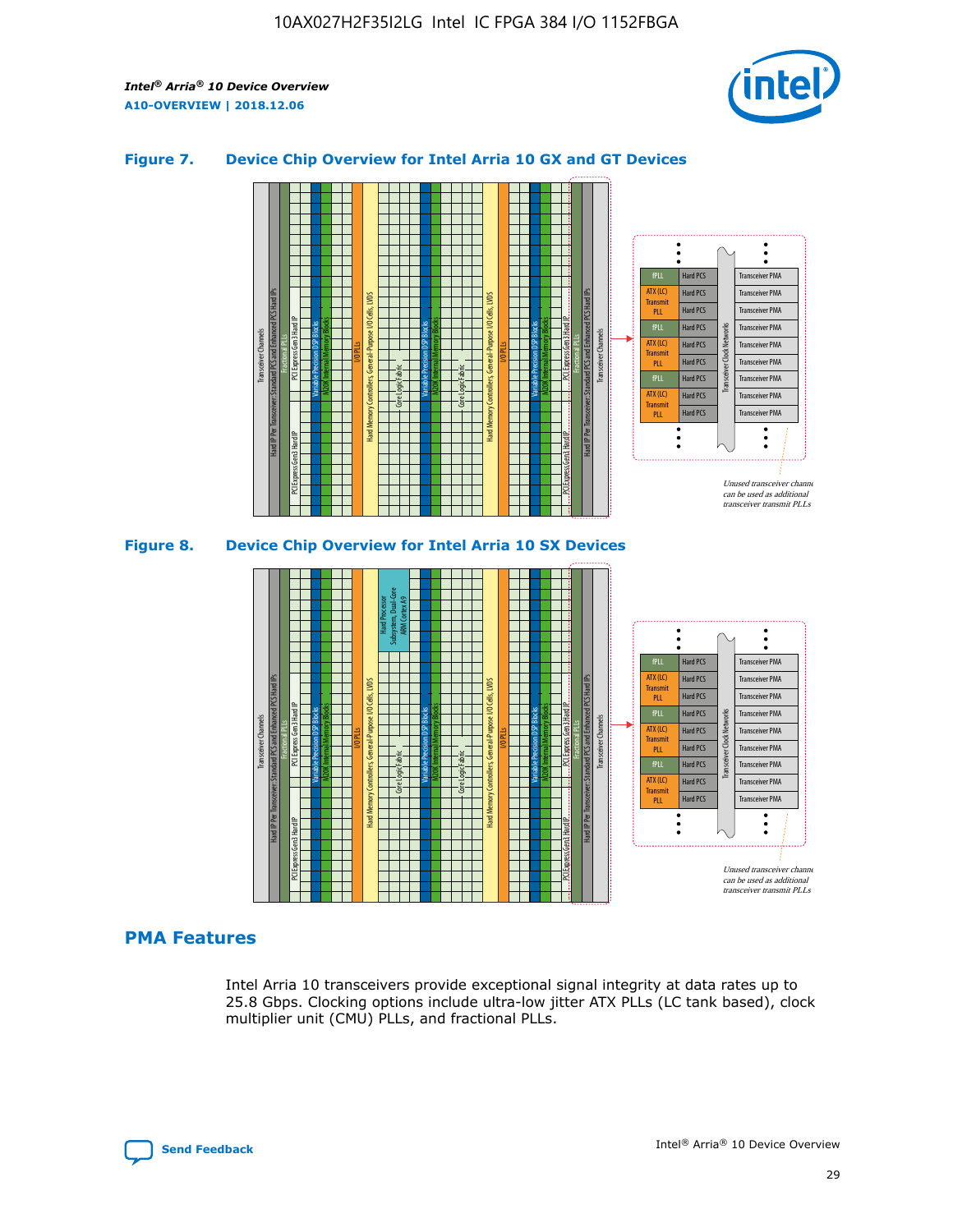### Figure 7. Device Chip Overview for Intel Arria 10 GX and GT Devices

### Figure 8. Device Chip Overview for Intel Arria 10 SX Devices

## PMA Features

Intel Arria 10 transceivers provide exceptional signal integrity at data rates up to 25.8 Gbps. Clocking options include ultra-low jitter ATX PLLs (LC tank based), clock multiplier unit (CMU) PLLs, and fractional PLLs.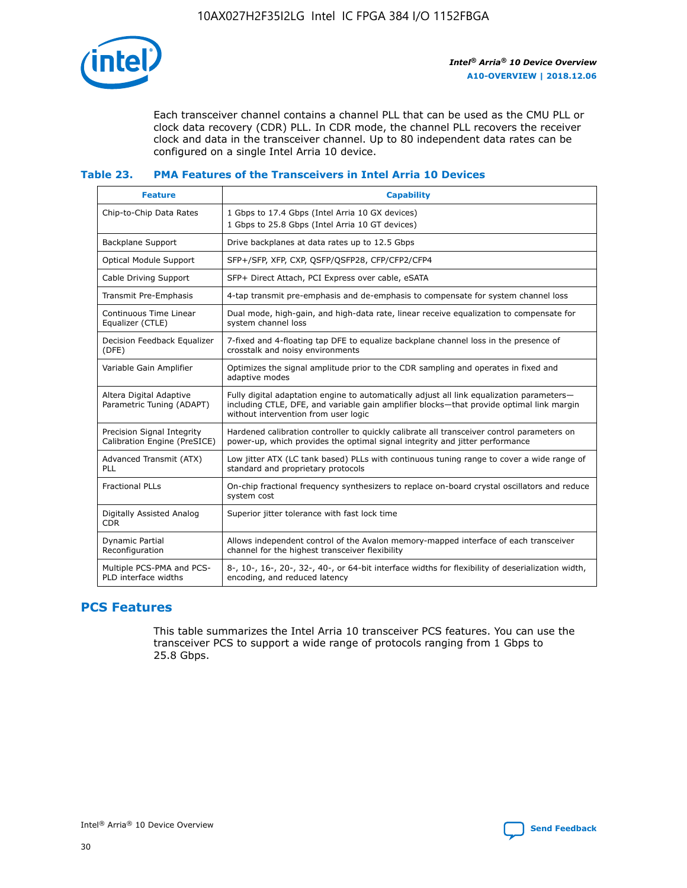Each transceiver channel contains a channel PLL that can be used as the CMU PLL or clock data recovery (CDR) PLL. In CDR mode, the channel PLL recovers the receiver clock and data in the transceiver channel. Up to 80 independent data rates can be configured on a single Intel Arria 10 device.

### Table 23. PMA Features of the Transceivers in Intel Arria 10 Devices

| Feature | Capability |
| --- | --- |
| Chip-to-Chip Data Rates | 1 Gbps to 17.4 Gbps (Intel Arria 10 GX devices)<br>1 Gbps to 25.8 Gbps (Intel Arria 10 GT devices) |
| Backplane Support | Drive backplanes at data rates up to 12.5 Gbps |
| Optical Module Support | SFP+/SFP, XFP, CXP, QSFP/QSFP28, CFP/CFP2/CFP4 |
| Cable Driving Support | SFP+ Direct Attach, PCI Express over cable, eSATA |
| Transmit Pre-Emphasis | 4-tap transmit pre-emphasis and de-emphasis to compensate for system channel loss |
| Continuous Time Linear Equalizer (CTLE) | Dual mode, high-gain, and high-data rate, linear receive equalization to compensate for system channel loss |
| Decision Feedback Equalizer (DFE) | 7-fixed and 4-floating tap DFE to equalize backplane channel loss in the presence of crosstalk and noisy environments |
| Variable Gain Amplifier | Optimizes the signal amplitude prior to the CDR sampling and operates in fixed and adaptive modes |
| Altera Digital Adaptive Parametric Tuning (ADAPT) | Fully digital adaptation engine to automatically adjust all link equalization parameters—including CTLE, DFE, and variable gain amplifier blocks—that provide optimal link margin without intervention from user logic |
| Precision Signal Integrity Calibration Engine (PreSICE) | Hardened calibration controller to quickly calibrate all transceiver control parameters on power-up, which provides the optimal signal integrity and jitter performance |
| Advanced Transmit (ATX) PLL | Low jitter ATX (LC tank based) PLLs with continuous tuning range to cover a wide range of standard and proprietary protocols |
| Fractional PLLs | On-chip fractional frequency synthesizers to replace on-board crystal oscillators and reduce system cost |
| Digitally Assisted Analog CDR | Superior jitter tolerance with fast lock time |
| Dynamic Partial Reconfiguration | Allows independent control of the Avalon memory-mapped interface of each transceiver channel for the highest transceiver flexibility |
| Multiple PCS-PMA and PCS-PLD interface widths | 8-, 10-, 16-, 20-, 32-, 40-, or 64-bit interface widths for flexibility of deserialization width, encoding, and reduced latency |

## PCS Features

This table summarizes the Intel Arria 10 transceiver PCS features. You can use the transceiver PCS to support a wide range of protocols ranging from 1 Gbps to 25.8 Gbps.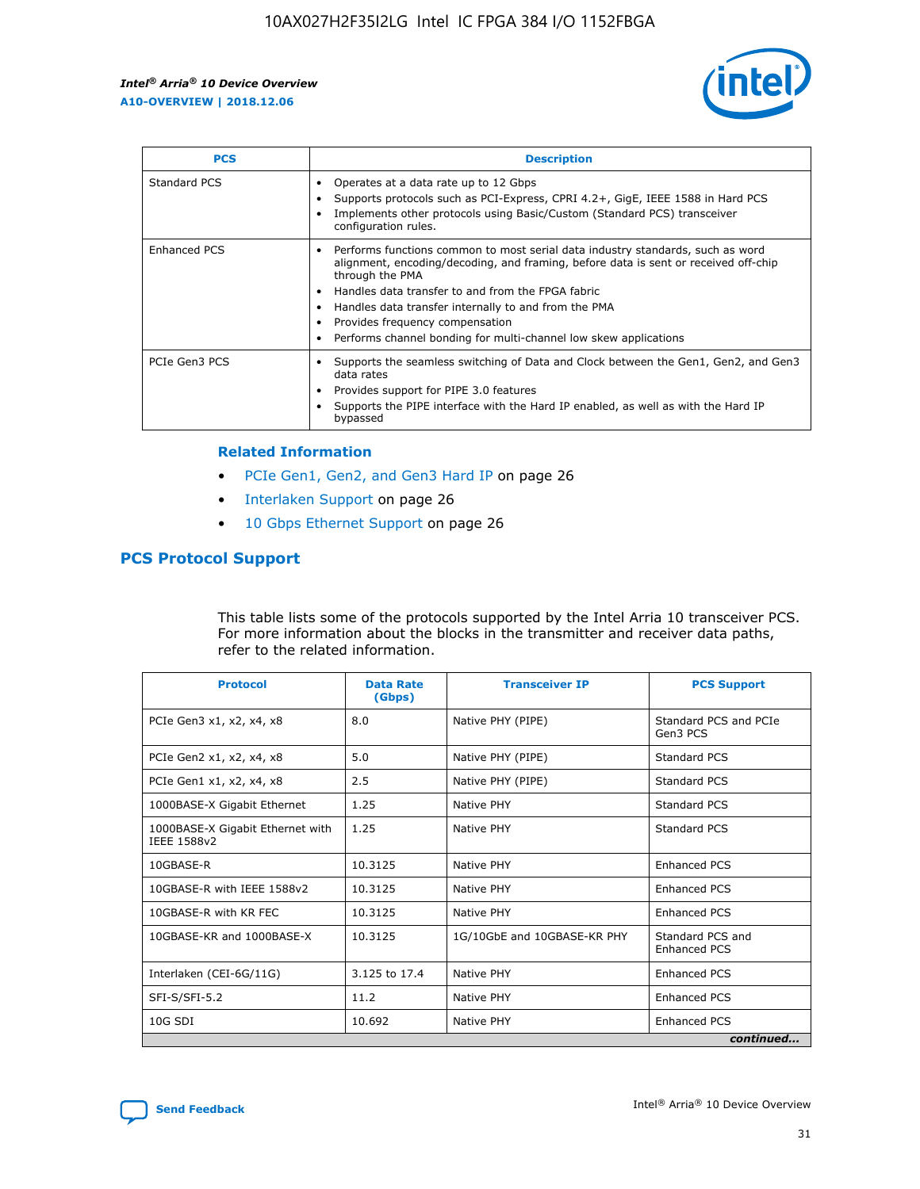| PCS | Description |
| --- | --- |
| Standard PCS | • Operates at a data rate up to 12 Gbps<br>• Supports protocols such as PCI-Express, CPRI 4.2+, GigE, IEEE 1588 in Hard PCS<br>• Implements other protocols using Basic/Custom (Standard PCS) transceiver configuration rules. |
| Enhanced PCS | • Performs functions common to most serial data industry standards, such as word alignment, encoding/decoding, and framing, before data is sent or received off-chip through the PMA<br>• Handles data transfer to and from the FPGA fabric<br>• Handles data transfer internally to and from the PMA<br>• Provides frequency compensation<br>• Performs channel bonding for multi-channel low skew applications |
| PCIe Gen3 PCS | • Supports the seamless switching of Data and Clock between the Gen1, Gen2, and Gen3 data rates<br>• Provides support for PIPE 3.0 features<br>• Supports the PIPE interface with the Hard IP enabled, as well as with the Hard IP bypassed |

### Related Information

- PCIe Gen1, Gen2, and Gen3 Hard IP on page 26
- Interlaken Support on page 26
- 10 Gbps Ethernet Support on page 26

## PCS Protocol Support

This table lists some of the protocols supported by the Intel Arria 10 transceiver PCS. For more information about the blocks in the transmitter and receiver data paths, refer to the related information.

| Protocol | Data Rate (Gbps) | Transceiver IP | PCS Support |
| --- | --- | --- | --- |
| PCIe Gen3 x1, x2, x4, x8 | 8.0 | Native PHY (PIPE) | Standard PCS and PCIe Gen3 PCS |
| PCIe Gen2 x1, x2, x4, x8 | 5.0 | Native PHY (PIPE) | Standard PCS |
| PCIe Gen1 x1, x2, x4, x8 | 2.5 | Native PHY (PIPE) | Standard PCS |
| 1000BASE-X Gigabit Ethernet | 1.25 | Native PHY | Standard PCS |
| 1000BASE-X Gigabit Ethernet with IEEE 1588v2 | 1.25 | Native PHY | Standard PCS |
| 10GBASE-R | 10.3125 | Native PHY | Enhanced PCS |
| 10GBASE-R with IEEE 1588v2 | 10.3125 | Native PHY | Enhanced PCS |
| 10GBASE-R with KR FEC | 10.3125 | Native PHY | Enhanced PCS |
| 10GBASE-KR and 1000BASE-X | 10.3125 | 1G/10GbE and 10GBASE-KR PHY | Standard PCS and Enhanced PCS |
| Interlaken (CEI-6G/11G) | 3.125 to 17.4 | Native PHY | Enhanced PCS |
| SFI-S/SFI-5.2 | 11.2 | Native PHY | Enhanced PCS |
| 10G SDI | 10.692 | Native PHY | Enhanced PCS |

*continued...*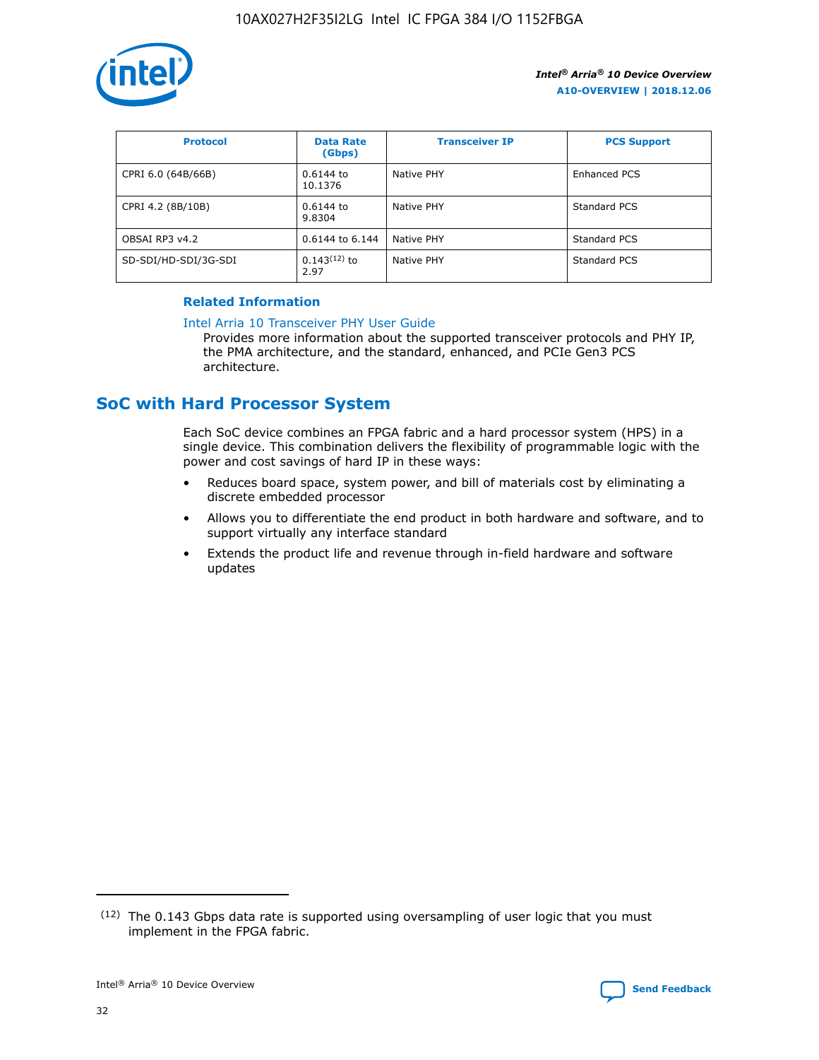| Protocol | Data Rate (Gbps) | Transceiver IP | PCS Support |
| --- | --- | --- | --- |
| CPRI 6.0 (64B/66B) | 0.6144 to 10.1376 | Native PHY | Enhanced PCS |
| CPRI 4.2 (8B/10B) | 0.6144 to 9.8304 | Native PHY | Standard PCS |
| OBSAI RP3 v4.2 | 0.6144 to 6.144 | Native PHY | Standard PCS |
| SD-SDI/HD-SDI/3G-SDI | 0.143[12] to 2.97 | Native PHY | Standard PCS |

**Related Information**

Intel Arria 10 Transceiver PHY User Guide

Provides more information about the supported transceiver protocols and PHY IP, the PMA architecture, and the standard, enhanced, and PCIe Gen3 PCS architecture.

## SoC with Hard Processor System

Each SoC device combines an FPGA fabric and a hard processor system (HPS) in a single device. This combination delivers the flexibility of programmable logic with the power and cost savings of hard IP in these ways:

- Reduces board space, system power, and bill of materials cost by eliminating a discrete embedded processor
- Allows you to differentiate the end product in both hardware and software, and to support virtually any interface standard
- Extends the product life and revenue through in-field hardware and software updates

[12] The 0.143 Gbps data rate is supported using oversampling of user logic that you must implement in the FPGA fabric.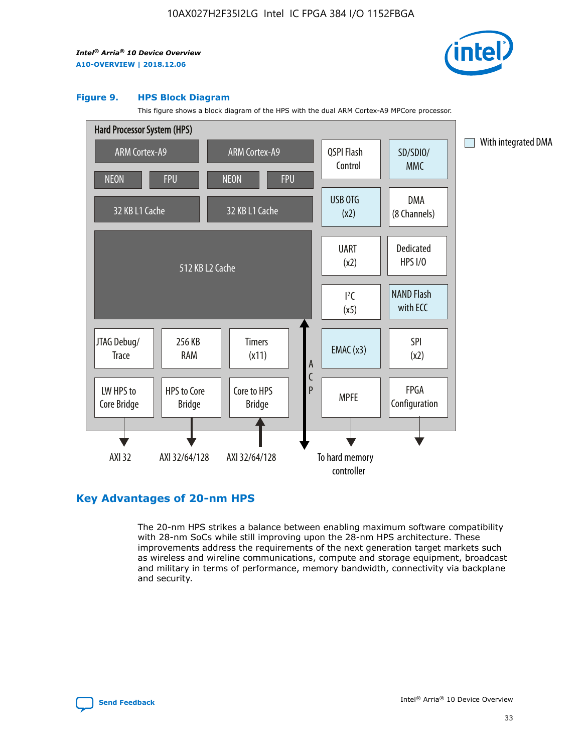**Figure 9. HPS Block Diagram**

This figure shows a block diagram of the HPS with the dual ARM Cortex-A9 MPCore processor.

Hard Processor System (HPS)

ARM Cortex-A9 | ARM Cortex-A9 | QSPI Flash Control | SD/SDIO/MMC
NEON | FPU | NEON | FPU
32 KB L1 Cache | 32 KB L1 Cache | USB OTG (x2) | DMA (8 Channels)
512 KB L2 Cache | UART (x2) | Dedicated HPS I/O | I²C (x5) | NAND Flash with ECC
JTAG Debug/Trace | 256 KB RAM | Timers (x11) | ACP | EMAC (x3) | SPI (x2)
LW HPS to Core Bridge | HPS to Core Bridge | Core to HPS Bridge | MPFE | FPGA Configuration

AXI 32 | AXI 32/64/128 | AXI 32/64/128 | To hard memory controller

With integrated DMA

## Key Advantages of 20-nm HPS

The 20-nm HPS strikes a balance between enabling maximum software compatibility with 28-nm SoCs while still improving upon the 28-nm HPS architecture. These improvements address the requirements of the next generation target markets such as wireless and wireline communications, compute and storage equipment, broadcast and military in terms of performance, memory bandwidth, connectivity via backplane and security.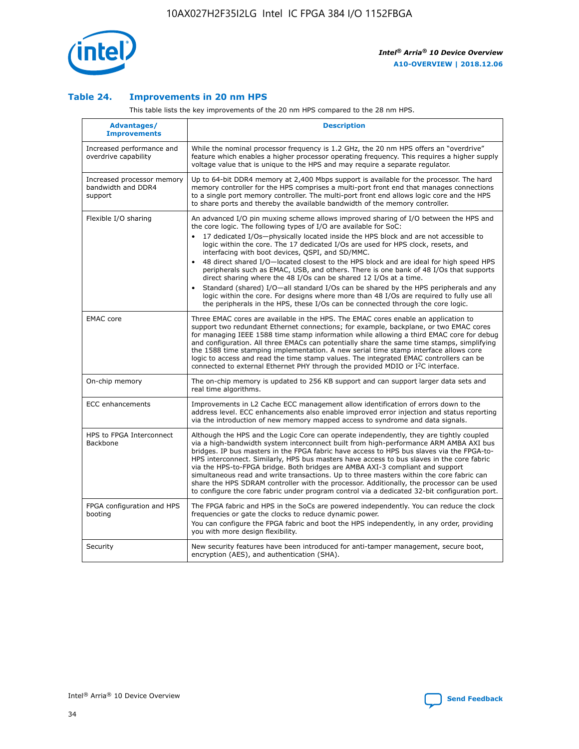### Table 24. Improvements in 20 nm HPS

This table lists the key improvements of the 20 nm HPS compared to the 28 nm HPS.

| Advantages/ Improvements | Description |
|---|---|
| Increased performance and overdrive capability | While the nominal processor frequency is 1.2 GHz, the 20 nm HPS offers an "overdrive" feature which enables a higher processor operating frequency. This requires a higher supply voltage value that is unique to the HPS and may require a separate regulator. |
| Increased processor memory bandwidth and DDR4 support | Up to 64-bit DDR4 memory at 2,400 Mbps support is available for the processor. The hard memory controller for the HPS comprises a multi-port front end that manages connections to a single port memory controller. The multi-port front end allows logic core and the HPS to share ports and thereby the available bandwidth of the memory controller. |
| Flexible I/O sharing | An advanced I/O pin muxing scheme allows improved sharing of I/O between the HPS and the core logic. The following types of I/O are available for SoC:<br>• 17 dedicated I/Os—physically located inside the HPS block and are not accessible to logic within the core. The 17 dedicated I/Os are used for HPS clock, resets, and interfacing with boot devices, QSPI, and SD/MMC.<br>• 48 direct shared I/O—located closest to the HPS block and are ideal for high speed HPS peripherals such as EMAC, USB, and others. There is one bank of 48 I/Os that supports direct sharing where the 48 I/Os can be shared 12 I/Os at a time.<br>• Standard (shared) I/O—all standard I/Os can be shared by the HPS peripherals and any logic within the core. For designs where more than 48 I/Os are required to fully use all the peripherals in the HPS, these I/Os can be connected through the core logic. |
| EMAC core | Three EMAC cores are available in the HPS. The EMAC cores enable an application to support two redundant Ethernet connections; for example, backplane, or two EMAC cores for managing IEEE 1588 time stamp information while allowing a third EMAC core for debug and configuration. All three EMACs can potentially share the same time stamps, simplifying the 1588 time stamping implementation. A new serial time stamp interface allows core logic to access and read the time stamp values. The integrated EMAC controllers can be connected to external Ethernet PHY through the provided MDIO or I$^2$C interface. |
| On-chip memory | The on-chip memory is updated to 256 KB support and can support larger data sets and real time algorithms. |
| ECC enhancements | Improvements in L2 Cache ECC management allow identification of errors down to the address level. ECC enhancements also enable improved error injection and status reporting via the introduction of new memory mapped access to syndrome and data signals. |
| HPS to FPGA Interconnect Backbone | Although the HPS and the Logic Core can operate independently, they are tightly coupled via a high-bandwidth system interconnect built from high-performance ARM AMBA AXI bus bridges. IP bus masters in the FPGA fabric have access to HPS bus slaves via the FPGA-to-HPS interconnect. Similarly, HPS bus masters have access to bus slaves in the core fabric via the HPS-to-FPGA bridge. Both bridges are AMBA AXI-3 compliant and support simultaneous read and write transactions. Up to three masters within the core fabric can share the HPS SDRAM controller with the processor. Additionally, the processor can be used to configure the core fabric under program control via a dedicated 32-bit configuration port. |
| FPGA configuration and HPS booting | The FPGA fabric and HPS in the SoCs are powered independently. You can reduce the clock frequencies or gate the clocks to reduce dynamic power.<br>You can configure the FPGA fabric and boot the HPS independently, in any order, providing you with more design flexibility. |
| Security | New security features have been introduced for anti-tamper management, secure boot, encryption (AES), and authentication (SHA). |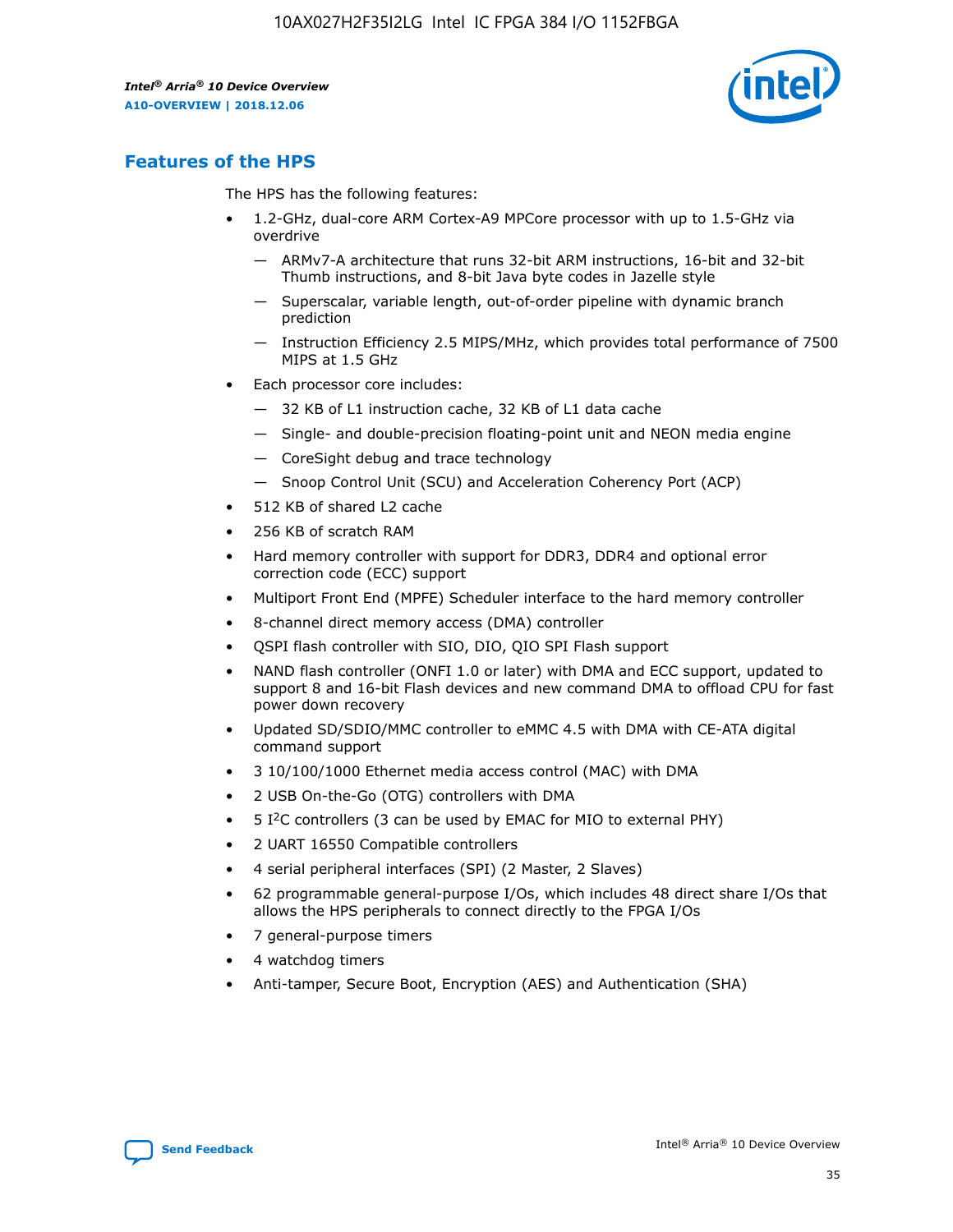## Features of the HPS

The HPS has the following features:

- 1.2-GHz, dual-core ARM Cortex-A9 MPCore processor with up to 1.5-GHz via overdrive
  - — ARMv7-A architecture that runs 32-bit ARM instructions, 16-bit and 32-bit Thumb instructions, and 8-bit Java byte codes in Jazelle style
  - — Superscalar, variable length, out-of-order pipeline with dynamic branch prediction
  - — Instruction Efficiency 2.5 MIPS/MHz, which provides total performance of 7500 MIPS at 1.5 GHz
- Each processor core includes:
  - — 32 KB of L1 instruction cache, 32 KB of L1 data cache
  - — Single- and double-precision floating-point unit and NEON media engine
  - — CoreSight debug and trace technology
  - — Snoop Control Unit (SCU) and Acceleration Coherency Port (ACP)
- 512 KB of shared L2 cache
- 256 KB of scratch RAM
- Hard memory controller with support for DDR3, DDR4 and optional error correction code (ECC) support
- Multiport Front End (MPFE) Scheduler interface to the hard memory controller
- 8-channel direct memory access (DMA) controller
- QSPI flash controller with SIO, DIO, QIO SPI Flash support
- NAND flash controller (ONFI 1.0 or later) with DMA and ECC support, updated to support 8 and 16-bit Flash devices and new command DMA to offload CPU for fast power down recovery
- Updated SD/SDIO/MMC controller to eMMC 4.5 with DMA with CE-ATA digital command support
- 3 10/100/1000 Ethernet media access control (MAC) with DMA
- 2 USB On-the-Go (OTG) controllers with DMA
- 5 I²C controllers (3 can be used by EMAC for MIO to external PHY)
- 2 UART 16550 Compatible controllers
- 4 serial peripheral interfaces (SPI) (2 Master, 2 Slaves)
- 62 programmable general-purpose I/Os, which includes 48 direct share I/Os that allows the HPS peripherals to connect directly to the FPGA I/Os
- 7 general-purpose timers
- 4 watchdog timers
- Anti-tamper, Secure Boot, Encryption (AES) and Authentication (SHA)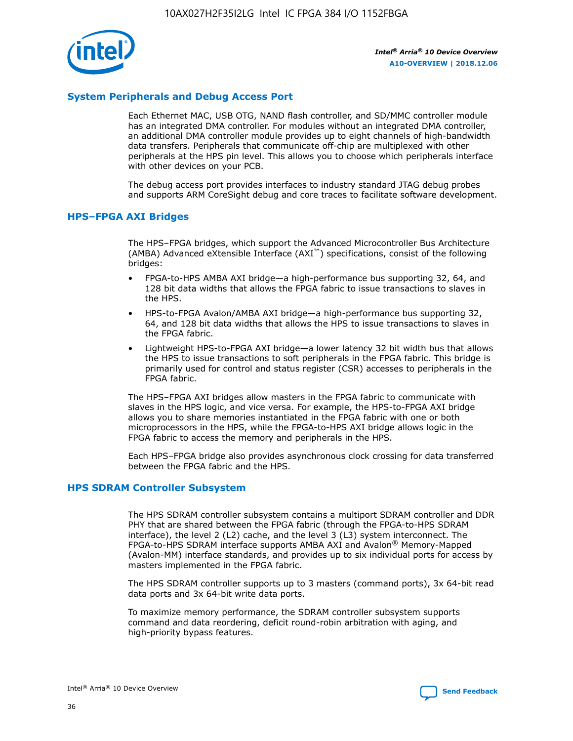## System Peripherals and Debug Access Port

Each Ethernet MAC, USB OTG, NAND flash controller, and SD/MMC controller module has an integrated DMA controller. For modules without an integrated DMA controller, an additional DMA controller module provides up to eight channels of high-bandwidth data transfers. Peripherals that communicate off-chip are multiplexed with other peripherals at the HPS pin level. This allows you to choose which peripherals interface with other devices on your PCB.

The debug access port provides interfaces to industry standard JTAG debug probes and supports ARM CoreSight debug and core traces to facilitate software development.

## HPS–FPGA AXI Bridges

The HPS–FPGA bridges, which support the Advanced Microcontroller Bus Architecture (AMBA) Advanced eXtensible Interface (AXI™) specifications, consist of the following bridges:

- FPGA-to-HPS AMBA AXI bridge—a high-performance bus supporting 32, 64, and 128 bit data widths that allows the FPGA fabric to issue transactions to slaves in the HPS.
- HPS-to-FPGA Avalon/AMBA AXI bridge—a high-performance bus supporting 32, 64, and 128 bit data widths that allows the HPS to issue transactions to slaves in the FPGA fabric.
- Lightweight HPS-to-FPGA AXI bridge—a lower latency 32 bit width bus that allows the HPS to issue transactions to soft peripherals in the FPGA fabric. This bridge is primarily used for control and status register (CSR) accesses to peripherals in the FPGA fabric.

The HPS–FPGA AXI bridges allow masters in the FPGA fabric to communicate with slaves in the HPS logic, and vice versa. For example, the HPS-to-FPGA AXI bridge allows you to share memories instantiated in the FPGA fabric with one or both microprocessors in the HPS, while the FPGA-to-HPS AXI bridge allows logic in the FPGA fabric to access the memory and peripherals in the HPS.

Each HPS–FPGA bridge also provides asynchronous clock crossing for data transferred between the FPGA fabric and the HPS.

## HPS SDRAM Controller Subsystem

The HPS SDRAM controller subsystem contains a multiport SDRAM controller and DDR PHY that are shared between the FPGA fabric (through the FPGA-to-HPS SDRAM interface), the level 2 (L2) cache, and the level 3 (L3) system interconnect. The FPGA-to-HPS SDRAM interface supports AMBA AXI and Avalon® Memory-Mapped (Avalon-MM) interface standards, and provides up to six individual ports for access by masters implemented in the FPGA fabric.

The HPS SDRAM controller supports up to 3 masters (command ports), 3x 64-bit read data ports and 3x 64-bit write data ports.

To maximize memory performance, the SDRAM controller subsystem supports command and data reordering, deficit round-robin arbitration with aging, and high-priority bypass features.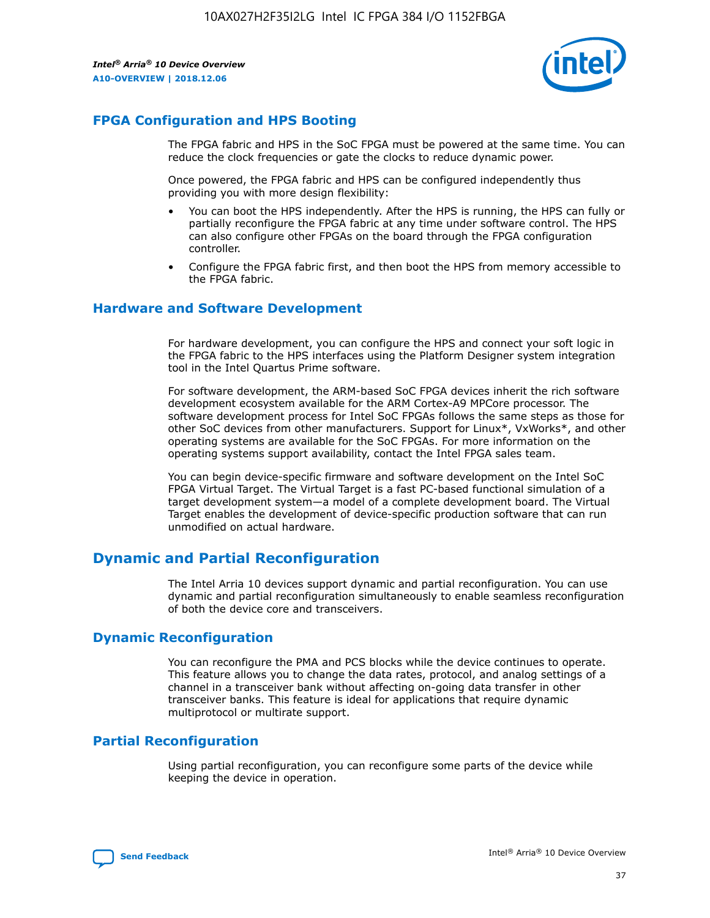## FPGA Configuration and HPS Booting

The FPGA fabric and HPS in the SoC FPGA must be powered at the same time. You can reduce the clock frequencies or gate the clocks to reduce dynamic power.

Once powered, the FPGA fabric and HPS can be configured independently thus providing you with more design flexibility:

- You can boot the HPS independently. After the HPS is running, the HPS can fully or partially reconfigure the FPGA fabric at any time under software control. The HPS can also configure other FPGAs on the board through the FPGA configuration controller.
- Configure the FPGA fabric first, and then boot the HPS from memory accessible to the FPGA fabric.

## Hardware and Software Development

For hardware development, you can configure the HPS and connect your soft logic in the FPGA fabric to the HPS interfaces using the Platform Designer system integration tool in the Intel Quartus Prime software.

For software development, the ARM-based SoC FPGA devices inherit the rich software development ecosystem available for the ARM Cortex-A9 MPCore processor. The software development process for Intel SoC FPGAs follows the same steps as those for other SoC devices from other manufacturers. Support for Linux*, VxWorks*, and other operating systems are available for the SoC FPGAs. For more information on the operating systems support availability, contact the Intel FPGA sales team.

You can begin device-specific firmware and software development on the Intel SoC FPGA Virtual Target. The Virtual Target is a fast PC-based functional simulation of a target development system—a model of a complete development board. The Virtual Target enables the development of device-specific production software that can run unmodified on actual hardware.

# Dynamic and Partial Reconfiguration

The Intel Arria 10 devices support dynamic and partial reconfiguration. You can use dynamic and partial reconfiguration simultaneously to enable seamless reconfiguration of both the device core and transceivers.

## Dynamic Reconfiguration

You can reconfigure the PMA and PCS blocks while the device continues to operate. This feature allows you to change the data rates, protocol, and analog settings of a channel in a transceiver bank without affecting on-going data transfer in other transceiver banks. This feature is ideal for applications that require dynamic multiprotocol or multirate support.

## Partial Reconfiguration

Using partial reconfiguration, you can reconfigure some parts of the device while keeping the device in operation.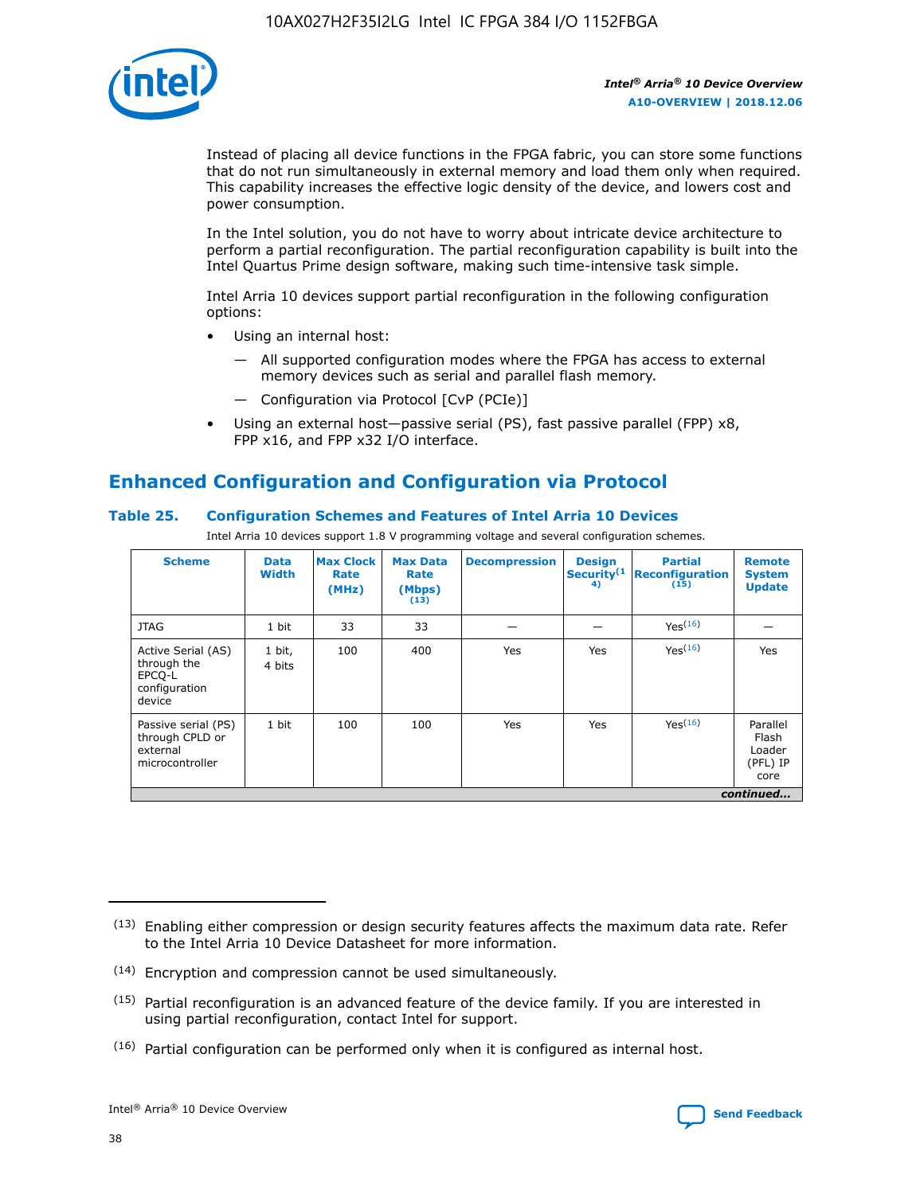Instead of placing all device functions in the FPGA fabric, you can store some functions that do not run simultaneously in external memory and load them only when required. This capability increases the effective logic density of the device, and lowers cost and power consumption.

In the Intel solution, you do not have to worry about intricate device architecture to perform a partial reconfiguration. The partial reconfiguration capability is built into the Intel Quartus Prime design software, making such time-intensive task simple.

Intel Arria 10 devices support partial reconfiguration in the following configuration options:

- Using an internal host:
  - — All supported configuration modes where the FPGA has access to external memory devices such as serial and parallel flash memory.
  - — Configuration via Protocol [CvP (PCIe)]
- Using an external host—passive serial (PS), fast passive parallel (FPP) x8, FPP x16, and FPP x32 I/O interface.

## Enhanced Configuration and Configuration via Protocol

### Table 25. Configuration Schemes and Features of Intel Arria 10 Devices

Intel Arria 10 devices support 1.8 V programming voltage and several configuration schemes.

| Scheme | Data Width | Max Clock Rate (MHz) | Max Data Rate (Mbps) (13) | Decompression | Design Security(14) | Partial Reconfiguration (15) | Remote System Update |
|---|---|---|---|---|---|---|---|
| JTAG | 1 bit | 33 | 33 | — | — | Yes(16) | — |
| Active Serial (AS) through the EPCQ-L configuration device | 1 bit, 4 bits | 100 | 400 | Yes | Yes | Yes(16) | Yes |
| Passive serial (PS) through CPLD or external microcontroller | 1 bit | 100 | 100 | Yes | Yes | Yes(16) | Parallel Flash Loader (PFL) IP core |

*continued...*

(13) Enabling either compression or design security features affects the maximum data rate. Refer to the Intel Arria 10 Device Datasheet for more information.

(14) Encryption and compression cannot be used simultaneously.

(15) Partial reconfiguration is an advanced feature of the device family. If you are interested in using partial reconfiguration, contact Intel for support.

(16) Partial configuration can be performed only when it is configured as internal host.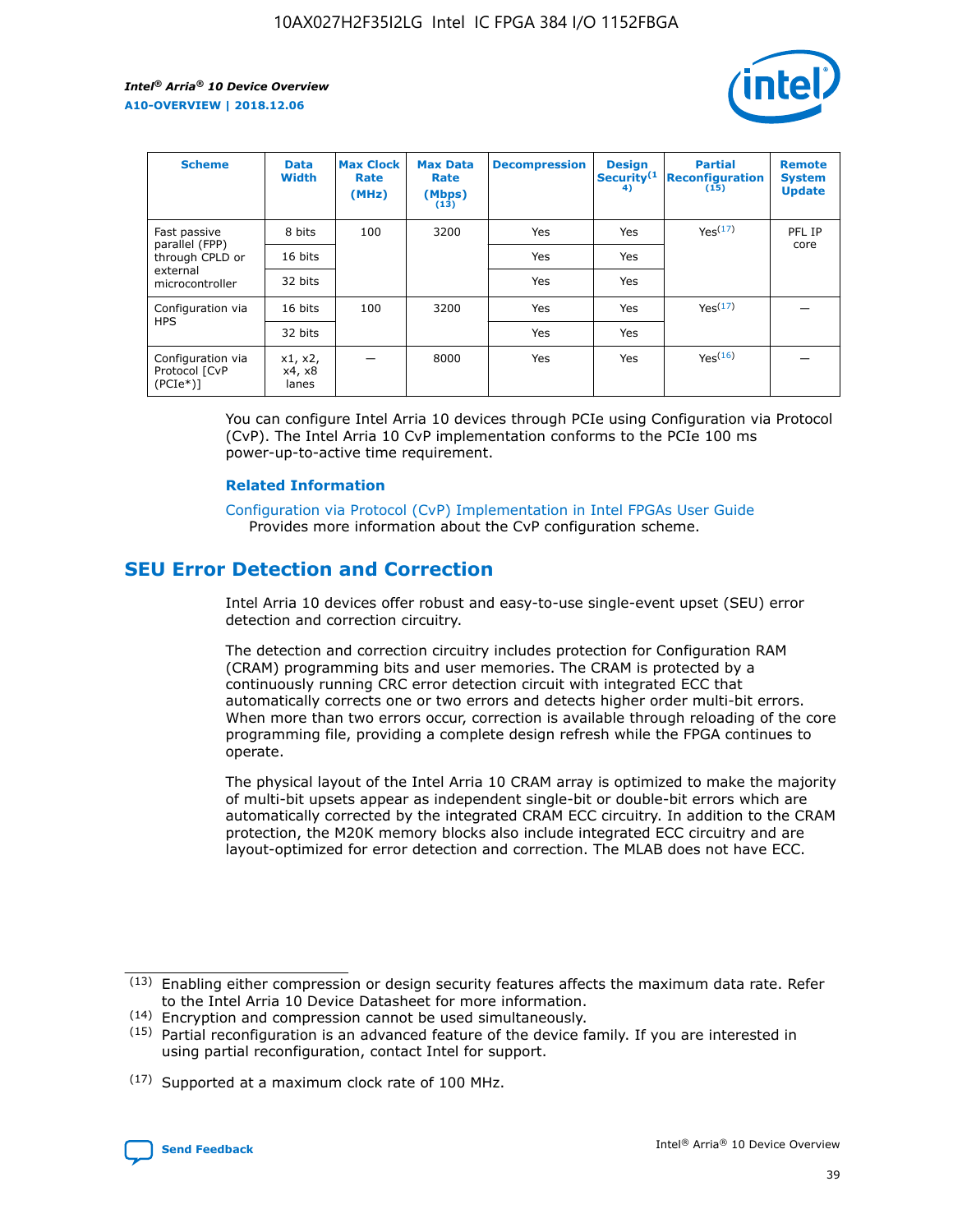| Scheme | Data Width | Max Clock Rate (MHz) | Max Data Rate (Mbps) (13) | Decompression | Design Security(14) | Partial Reconfiguration (15) | Remote System Update |
|---|---|---|---|---|---|---|---|
| Fast passive parallel (FPP) through CPLD or external microcontroller | 8 bits | 100 | 3200 | Yes | Yes | Yes(17) | PFL IP core |
| | 16 bits | | | Yes | Yes | | |
| | 32 bits | | | Yes | Yes | | |
| Configuration via HPS | 16 bits | 100 | 3200 | Yes | Yes | Yes(17) | — |
| | 32 bits | | | Yes | Yes | | |
| Configuration via Protocol [CvP (PCIe*)] | x1, x2, x4, x8 lanes | — | 8000 | Yes | Yes | Yes(16) | — |

You can configure Intel Arria 10 devices through PCIe using Configuration via Protocol (CvP). The Intel Arria 10 CvP implementation conforms to the PCIe 100 ms power-up-to-active time requirement.

### Related Information

Configuration via Protocol (CvP) Implementation in Intel FPGAs User Guide
Provides more information about the CvP configuration scheme.

## SEU Error Detection and Correction

Intel Arria 10 devices offer robust and easy-to-use single-event upset (SEU) error detection and correction circuitry.

The detection and correction circuitry includes protection for Configuration RAM (CRAM) programming bits and user memories. The CRAM is protected by a continuously running CRC error detection circuit with integrated ECC that automatically corrects one or two errors and detects higher order multi-bit errors. When more than two errors occur, correction is available through reloading of the core programming file, providing a complete design refresh while the FPGA continues to operate.

The physical layout of the Intel Arria 10 CRAM array is optimized to make the majority of multi-bit upsets appear as independent single-bit or double-bit errors which are automatically corrected by the integrated CRAM ECC circuitry. In addition to the CRAM protection, the M20K memory blocks also include integrated ECC circuitry and are layout-optimized for error detection and correction. The MLAB does not have ECC.

(13) Enabling either compression or design security features affects the maximum data rate. Refer to the Intel Arria 10 Device Datasheet for more information.

(14) Encryption and compression cannot be used simultaneously.

(15) Partial reconfiguration is an advanced feature of the device family. If you are interested in using partial reconfiguration, contact Intel for support.

(17) Supported at a maximum clock rate of 100 MHz.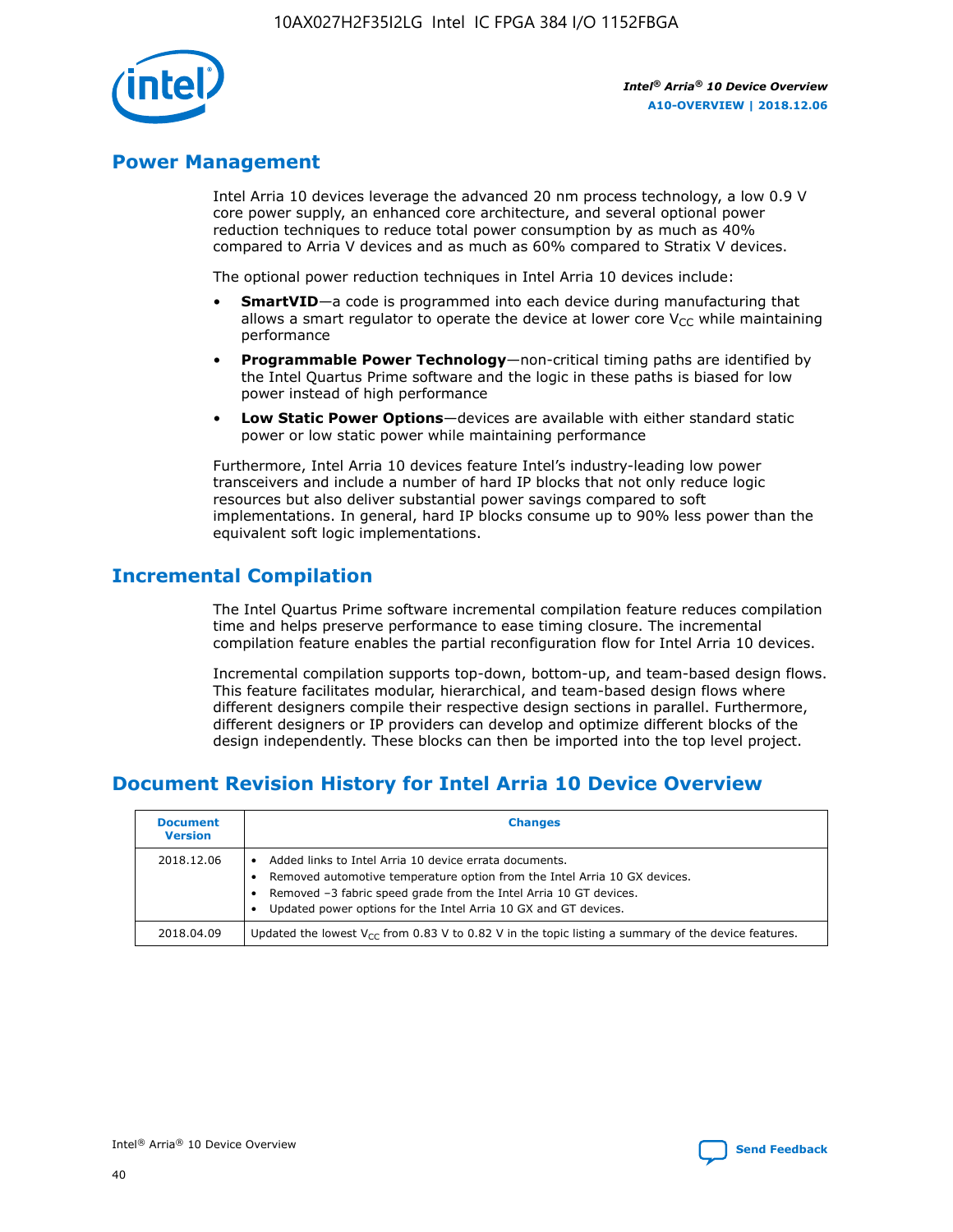## Power Management

Intel Arria 10 devices leverage the advanced 20 nm process technology, a low 0.9 V core power supply, an enhanced core architecture, and several optional power reduction techniques to reduce total power consumption by as much as 40% compared to Arria V devices and as much as 60% compared to Stratix V devices.

The optional power reduction techniques in Intel Arria 10 devices include:

- **SmartVID**—a code is programmed into each device during manufacturing that allows a smart regulator to operate the device at lower core $V_{CC}$ while maintaining performance
- **Programmable Power Technology**—non-critical timing paths are identified by the Intel Quartus Prime software and the logic in these paths is biased for low power instead of high performance
- **Low Static Power Options**—devices are available with either standard static power or low static power while maintaining performance

Furthermore, Intel Arria 10 devices feature Intel's industry-leading low power transceivers and include a number of hard IP blocks that not only reduce logic resources but also deliver substantial power savings compared to soft implementations. In general, hard IP blocks consume up to 90% less power than the equivalent soft logic implementations.

## Incremental Compilation

The Intel Quartus Prime software incremental compilation feature reduces compilation time and helps preserve performance to ease timing closure. The incremental compilation feature enables the partial reconfiguration flow for Intel Arria 10 devices.

Incremental compilation supports top-down, bottom-up, and team-based design flows. This feature facilitates modular, hierarchical, and team-based design flows where different designers compile their respective design sections in parallel. Furthermore, different designers or IP providers can develop and optimize different blocks of the design independently. These blocks can then be imported into the top level project.

## Document Revision History for Intel Arria 10 Device Overview

| Document Version | Changes |
|---|---|
| 2018.12.06 | • Added links to Intel Arria 10 device errata documents.<br>• Removed automotive temperature option from the Intel Arria 10 GX devices.<br>• Removed –3 fabric speed grade from the Intel Arria 10 GT devices.<br>• Updated power options for the Intel Arria 10 GX and GT devices. |
| 2018.04.09 | Updated the lowest $V_{CC}$ from 0.83 V to 0.82 V in the topic listing a summary of the device features. |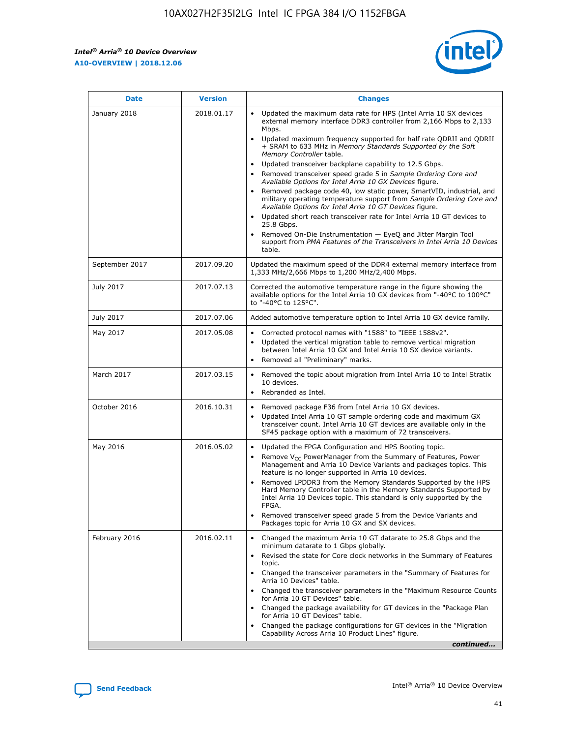| Date | Version | Changes |
| --- | --- | --- |
| January 2018 | 2018.01.17 | • Updated the maximum data rate for HPS (Intel Arria 10 SX devices external memory interface DDR3 controller from 2,166 Mbps to 2,133 Mbps.<br>• Updated maximum frequency supported for half rate QDRII and QDRII + SRAM to 633 MHz in *Memory Standards Supported by the Soft Memory Controller* table.<br>• Updated transceiver backplane capability to 12.5 Gbps.<br>• Removed transceiver speed grade 5 in *Sample Ordering Core and Available Options for Intel Arria 10 GX Devices* figure.<br>• Removed package code 40, low static power, SmartVID, industrial, and military operating temperature support from *Sample Ordering Core and Available Options for Intel Arria 10 GT Devices* figure.<br>• Updated short reach transceiver rate for Intel Arria 10 GT devices to 25.8 Gbps.<br>• Removed On-Die Instrumentation — EyeQ and Jitter Margin Tool support from *PMA Features of the Transceivers in Intel Arria 10 Devices* table. |
| September 2017 | 2017.09.20 | Updated the maximum speed of the DDR4 external memory interface from 1,333 MHz/2,666 Mbps to 1,200 MHz/2,400 Mbps. |
| July 2017 | 2017.07.13 | Corrected the automotive temperature range in the figure showing the available options for the Intel Arria 10 GX devices from "-40°C to 100°C" to "-40°C to 125°C". |
| July 2017 | 2017.07.06 | Added automotive temperature option to Intel Arria 10 GX device family. |
| May 2017 | 2017.05.08 | • Corrected protocol names with "1588" to "IEEE 1588v2".<br>• Updated the vertical migration table to remove vertical migration between Intel Arria 10 GX and Intel Arria 10 SX device variants.<br>• Removed all "Preliminary" marks. |
| March 2017 | 2017.03.15 | • Removed the topic about migration from Intel Arria 10 to Intel Stratix 10 devices.<br>• Rebranded as Intel. |
| October 2016 | 2016.10.31 | • Removed package F36 from Intel Arria 10 GX devices.<br>• Updated Intel Arria 10 GT sample ordering code and maximum GX transceiver count. Intel Arria 10 GT devices are available only in the SF45 package option with a maximum of 72 transceivers. |
| May 2016 | 2016.05.02 | • Updated the FPGA Configuration and HPS Booting topic.<br>• Remove $V_{CC}$ PowerManager from the Summary of Features, Power Management and Arria 10 Device Variants and packages topics. This feature is no longer supported in Arria 10 devices.<br>• Removed LPDDR3 from the Memory Standards Supported by the HPS Hard Memory Controller table in the Memory Standards Supported by Intel Arria 10 Devices topic. This standard is only supported by the FPGA.<br>• Removed transceiver speed grade 5 from the Device Variants and Packages topic for Arria 10 GX and SX devices. |
| February 2016 | 2016.02.11 | • Changed the maximum Arria 10 GT datarate to 25.8 Gbps and the minimum datarate to 1 Gbps globally.<br>• Revised the state for Core clock networks in the Summary of Features topic.<br>• Changed the transceiver parameters in the "Summary of Features for Arria 10 Devices" table.<br>• Changed the transceiver parameters in the "Maximum Resource Counts for Arria 10 GT Devices" table.<br>• Changed the package availability for GT devices in the "Package Plan for Arria 10 GT Devices" table.<br>• Changed the package configurations for GT devices in the "Migration Capability Across Arria 10 Product Lines" figure. |

*continued...*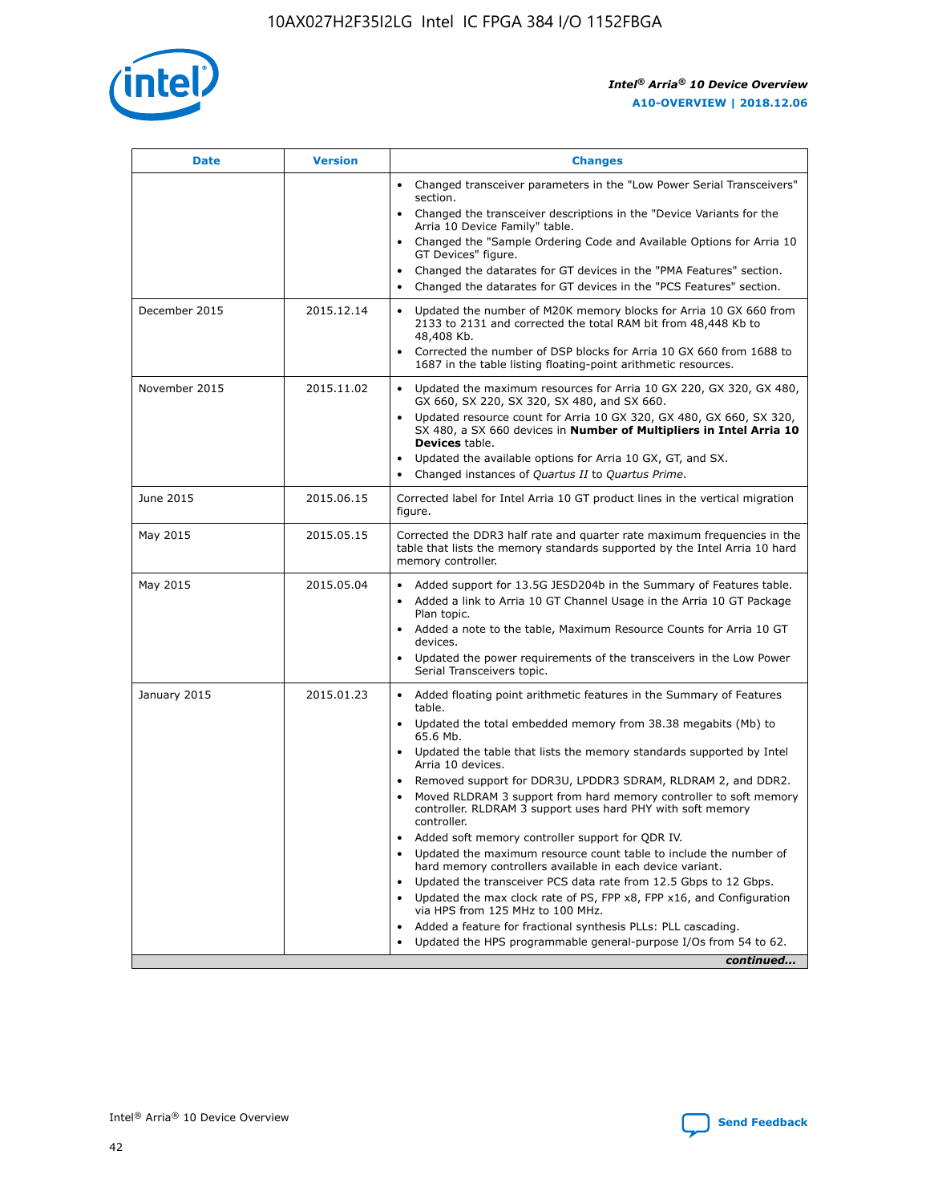| Date | Version | Changes |
| --- | --- | --- |
| | | • Changed transceiver parameters in the "Low Power Serial Transceivers" section.<br>• Changed the transceiver descriptions in the "Device Variants for the Arria 10 Device Family" table.<br>• Changed the "Sample Ordering Code and Available Options for Arria 10 GT Devices" figure.<br>• Changed the datarates for GT devices in the "PMA Features" section.<br>• Changed the datarates for GT devices in the "PCS Features" section. |
| December 2015 | 2015.12.14 | • Updated the number of M20K memory blocks for Arria 10 GX 660 from 2133 to 2131 and corrected the total RAM bit from 48,448 Kb to 48,408 Kb.<br>• Corrected the number of DSP blocks for Arria 10 GX 660 from 1688 to 1687 in the table listing floating-point arithmetic resources. |
| November 2015 | 2015.11.02 | • Updated the maximum resources for Arria 10 GX 220, GX 320, GX 480, GX 660, SX 220, SX 320, SX 480, and SX 660.<br>• Updated resource count for Arria 10 GX 320, GX 480, GX 660, SX 320, SX 480, a SX 660 devices in **Number of Multipliers in Intel Arria 10 Devices** table.<br>• Updated the available options for Arria 10 GX, GT, and SX.<br>• Changed instances of *Quartus II* to *Quartus Prime*. |
| June 2015 | 2015.06.15 | Corrected label for Intel Arria 10 GT product lines in the vertical migration figure. |
| May 2015 | 2015.05.15 | Corrected the DDR3 half rate and quarter rate maximum frequencies in the table that lists the memory standards supported by the Intel Arria 10 hard memory controller. |
| May 2015 | 2015.05.04 | • Added support for 13.5G JESD204b in the Summary of Features table.<br>• Added a link to Arria 10 GT Channel Usage in the Arria 10 GT Package Plan topic.<br>• Added a note to the table, Maximum Resource Counts for Arria 10 GT devices.<br>• Updated the power requirements of the transceivers in the Low Power Serial Transceivers topic. |
| January 2015 | 2015.01.23 | • Added floating point arithmetic features in the Summary of Features table.<br>• Updated the total embedded memory from 38.38 megabits (Mb) to 65.6 Mb.<br>• Updated the table that lists the memory standards supported by Intel Arria 10 devices.<br>• Removed support for DDR3U, LPDDR3 SDRAM, RLDRAM 2, and DDR2.<br>• Moved RLDRAM 3 support from hard memory controller to soft memory controller. RLDRAM 3 support uses hard PHY with soft memory controller.<br>• Added soft memory controller support for QDR IV.<br>• Updated the maximum resource count table to include the number of hard memory controllers available in each device variant.<br>• Updated the transceiver PCS data rate from 12.5 Gbps to 12 Gbps.<br>• Updated the max clock rate of PS, FPP x8, FPP x16, and Configuration via HPS from 125 MHz to 100 MHz.<br>• Added a feature for fractional synthesis PLLs: PLL cascading.<br>• Updated the HPS programmable general-purpose I/Os from 54 to 62. |

*continued...*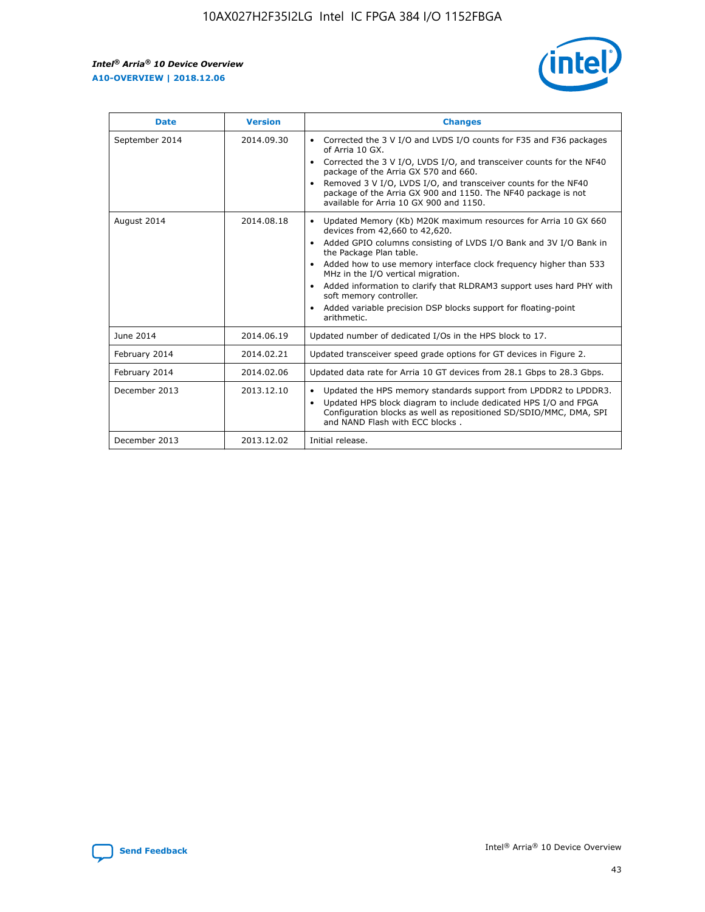| Date | Version | Changes |
| --- | --- | --- |
| September 2014 | 2014.09.30 | • Corrected the 3 V I/O and LVDS I/O counts for F35 and F36 packages of Arria 10 GX.<br>• Corrected the 3 V I/O, LVDS I/O, and transceiver counts for the NF40 package of the Arria GX 570 and 660.<br>• Removed 3 V I/O, LVDS I/O, and transceiver counts for the NF40 package of the Arria GX 900 and 1150. The NF40 package is not available for Arria 10 GX 900 and 1150. |
| August 2014 | 2014.08.18 | • Updated Memory (Kb) M20K maximum resources for Arria 10 GX 660 devices from 42,660 to 42,620.<br>• Added GPIO columns consisting of LVDS I/O Bank and 3V I/O Bank in the Package Plan table.<br>• Added how to use memory interface clock frequency higher than 533 MHz in the I/O vertical migration.<br>• Added information to clarify that RLDRAM3 support uses hard PHY with soft memory controller.<br>• Added variable precision DSP blocks support for floating-point arithmetic. |
| June 2014 | 2014.06.19 | Updated number of dedicated I/Os in the HPS block to 17. |
| February 2014 | 2014.02.21 | Updated transceiver speed grade options for GT devices in Figure 2. |
| February 2014 | 2014.02.06 | Updated data rate for Arria 10 GT devices from 28.1 Gbps to 28.3 Gbps. |
| December 2013 | 2013.12.10 | • Updated the HPS memory standards support from LPDDR2 to LPDDR3.<br>• Updated HPS block diagram to include dedicated HPS I/O and FPGA Configuration blocks as well as repositioned SD/SDIO/MMC, DMA, SPI and NAND Flash with ECC blocks . |
| December 2013 | 2013.12.02 | Initial release. |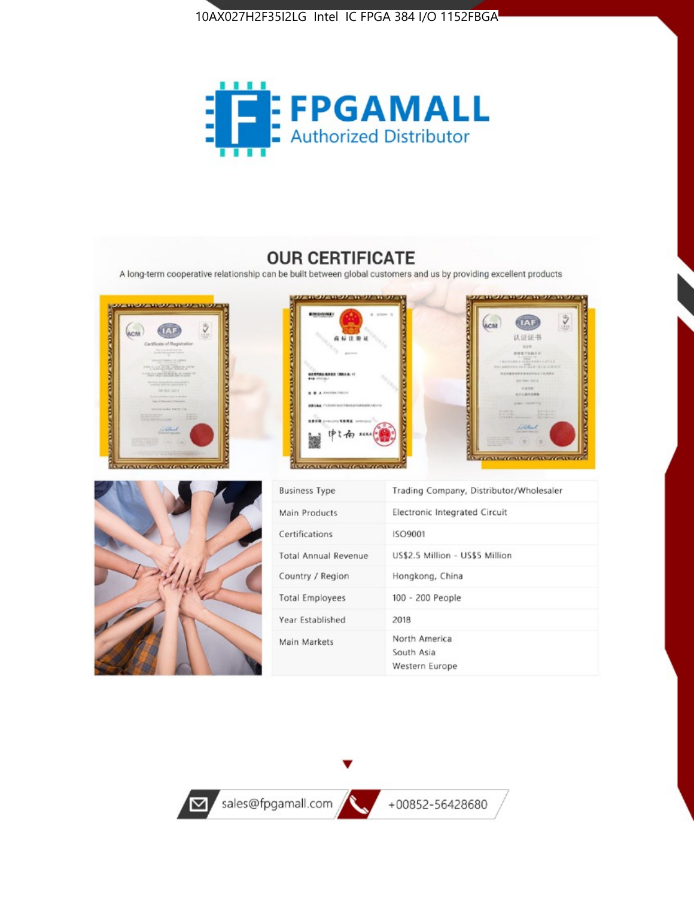FPGAMALL
Authorized Distributor

## OUR CERTIFICATE

A long-term cooperative relationship can be built between global customers and us by providing excellent products

| | |
|---|---|
| Business Type | Trading Company, Distributor/Wholesaler |
| Main Products | Electronic Integrated Circuit |
| Certifications | ISO9001 |
| Total Annual Revenue | US$2.5 Million - US$5 Million |
| Country / Region | Hongkong, China |
| Total Employees | 100 - 200 People |
| Year Established | 2018 |
| Main Markets | North America<br>South Asia<br>Western Europe |

sales@fpgamall.com

+00852-56428680